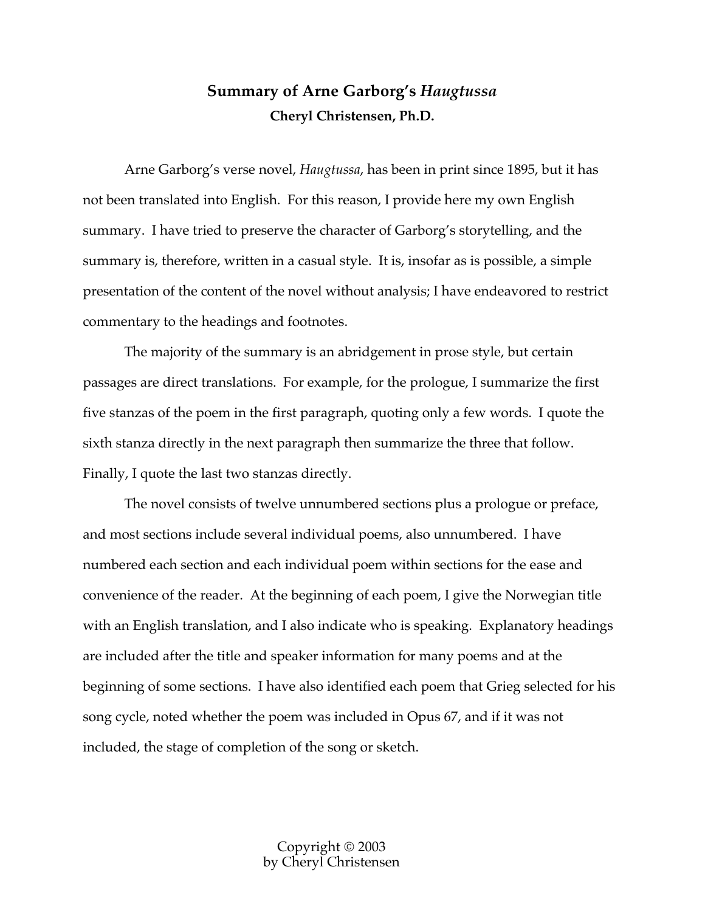# Summary of Arne Garborg's *Haugtussa*

**Cheryl Christensen, Ph.D.**

Arne Garborg's verse novel, *Haugtussa*, has been in print since 1895, but it has not been translated into English. For this reason, I provide here my own English summary. I have tried to preserve the character of Garborg's storytelling, and the summary is, therefore, written in a casual style. It is, insofar as is possible, a simple presentation of the content of the novel without analysis; I have endeavored to restrict commentary to the headings and footnotes.

The majority of the summary is an abridgement in prose style, but certain passages are direct translations. For example, for the prologue, I summarize the first five stanzas of the poem in the first paragraph, quoting only a few words. I quote the sixth stanza directly in the next paragraph then summarize the three that follow. Finally, I quote the last two stanzas directly.

The novel consists of twelve unnumbered sections plus a prologue or preface, and most sections include several individual poems, also unnumbered. I have numbered each section and each individual poem within sections for the ease and convenience of the reader. At the beginning of each poem, I give the Norwegian title with an English translation, and I also indicate who is speaking. Explanatory headings are included after the title and speaker information for many poems and at the beginning of some sections. I have also identified each poem that Grieg selected for his song cycle, noted whether the poem was included in Opus 67, and if it was not included, the stage of completion of the song or sketch.

Copyright © 2003
by Cheryl Christensen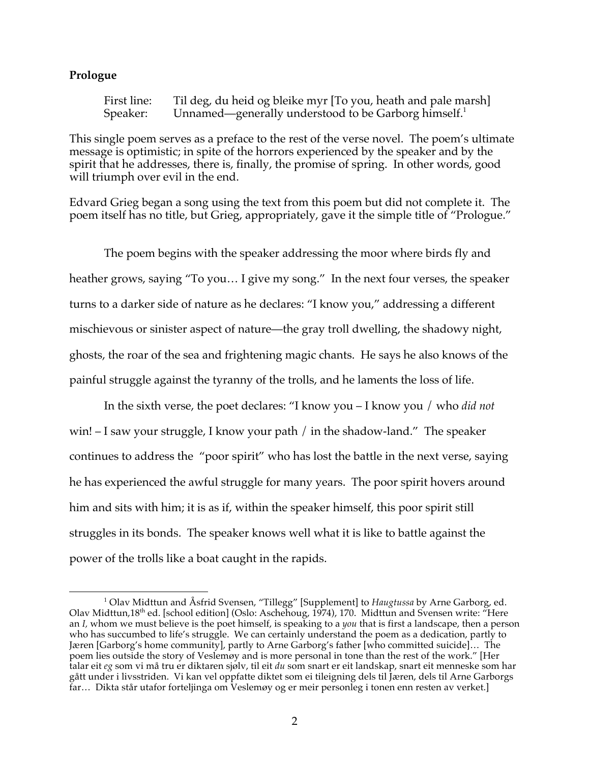**Prologue**

First line: Til deg, du heid og bleike myr [To you, heath and pale marsh]
Speaker: Unnamed—generally understood to be Garborg himself.[1]

This single poem serves as a preface to the rest of the verse novel. The poem's ultimate message is optimistic; in spite of the horrors experienced by the speaker and by the spirit that he addresses, there is, finally, the promise of spring. In other words, good will triumph over evil in the end.

Edvard Grieg began a song using the text from this poem but did not complete it. The poem itself has no title, but Grieg, appropriately, gave it the simple title of "Prologue."

The poem begins with the speaker addressing the moor where birds fly and heather grows, saying "To you… I give my song." In the next four verses, the speaker turns to a darker side of nature as he declares: "I know you," addressing a different mischievous or sinister aspect of nature—the gray troll dwelling, the shadowy night, ghosts, the roar of the sea and frightening magic chants. He says he also knows of the painful struggle against the tyranny of the trolls, and he laments the loss of life.

In the sixth verse, the poet declares: "I know you – I know you / who *did not* win! – I saw your struggle, I know your path / in the shadow-land." The speaker continues to address the "poor spirit" who has lost the battle in the next verse, saying he has experienced the awful struggle for many years. The poor spirit hovers around him and sits with him; it is as if, within the speaker himself, this poor spirit still struggles in its bonds. The speaker knows well what it is like to battle against the power of the trolls like a boat caught in the rapids.

---

[1] Olav Midttun and Åsfrid Svensen, "Tillegg" [Supplement] to *Haugtussa* by Arne Garborg, ed. Olav Midttun, 18th ed. [school edition] (Oslo: Aschehoug, 1974), 170. Midttun and Svensen write: "Here an *I,* whom we must believe is the poet himself, is speaking to a *you* that is first a landscape, then a person who has succumbed to life's struggle. We can certainly understand the poem as a dedication, partly to Jæren [Garborg's home community], partly to Arne Garborg's father [who committed suicide]… The poem lies outside the story of Veslemøy and is more personal in tone than the rest of the work." [Her talar eit *eg* som vi må tru er diktaren sjølv, til eit *du* som snart er eit landskap, snart eit menneske som har gått under i livsstriden. Vi kan vel oppfatte diktet som ei tileigning dels til Jæren, dels til Arne Garborgs far… Dikta står utafor forteljinga om Veslemøy og er meir personleg i tonen enn resten av verket.]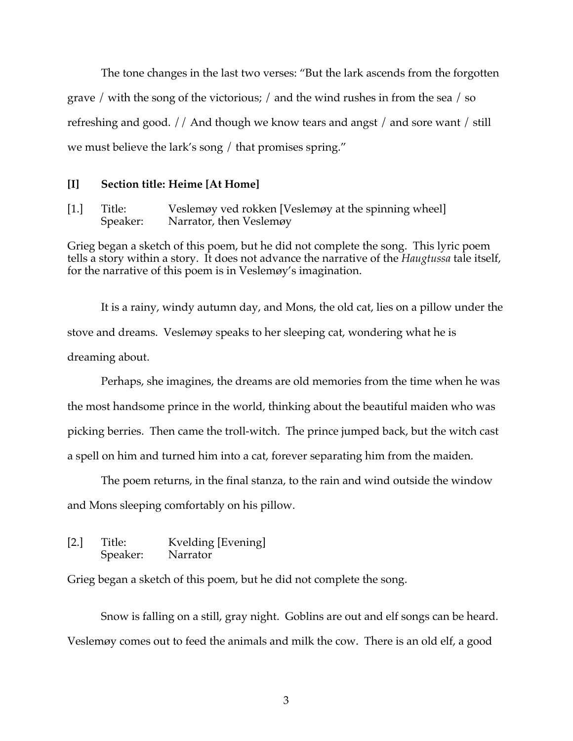The tone changes in the last two verses: "But the lark ascends from the forgotten grave / with the song of the victorious; / and the wind rushes in from the sea / so refreshing and good. // And though we know tears and angst / and sore want / still we must believe the lark's song / that promises spring."

## [I] Section title: Heime [At Home]

[1.] Title: Veslemøy ved rokken [Veslemøy at the spinning wheel]
Speaker: Narrator, then Veslemøy

Grieg began a sketch of this poem, but he did not complete the song. This lyric poem tells a story within a story. It does not advance the narrative of the *Haugtussa* tale itself, for the narrative of this poem is in Veslemøy's imagination.

It is a rainy, windy autumn day, and Mons, the old cat, lies on a pillow under the stove and dreams. Veslemøy speaks to her sleeping cat, wondering what he is dreaming about.

Perhaps, she imagines, the dreams are old memories from the time when he was the most handsome prince in the world, thinking about the beautiful maiden who was picking berries. Then came the troll-witch. The prince jumped back, but the witch cast a spell on him and turned him into a cat, forever separating him from the maiden.

The poem returns, in the final stanza, to the rain and wind outside the window and Mons sleeping comfortably on his pillow.

[2.] Title: Kvelding [Evening]
Speaker: Narrator

Grieg began a sketch of this poem, but he did not complete the song.

Snow is falling on a still, gray night. Goblins are out and elf songs can be heard. Veslemøy comes out to feed the animals and milk the cow. There is an old elf, a good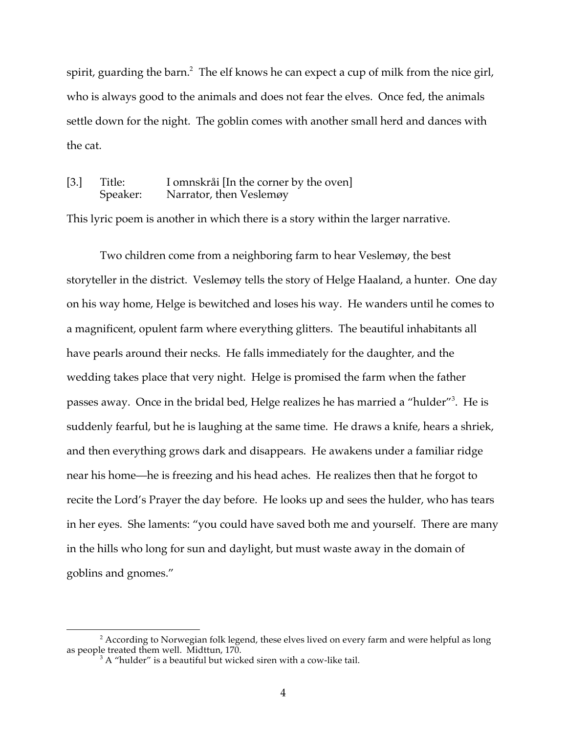spirit, guarding the barn.[2] The elf knows he can expect a cup of milk from the nice girl, who is always good to the animals and does not fear the elves. Once fed, the animals settle down for the night. The goblin comes with another small herd and dances with the cat.

[3.] Title: I omnskråi [In the corner by the oven]
Speaker: Narrator, then Veslemøy

This lyric poem is another in which there is a story within the larger narrative.

Two children come from a neighboring farm to hear Veslemøy, the best storyteller in the district. Veslemøy tells the story of Helge Haaland, a hunter. One day on his way home, Helge is bewitched and loses his way. He wanders until he comes to a magnificent, opulent farm where everything glitters. The beautiful inhabitants all have pearls around their necks. He falls immediately for the daughter, and the wedding takes place that very night. Helge is promised the farm when the father passes away. Once in the bridal bed, Helge realizes he has married a "hulder"[3]. He is suddenly fearful, but he is laughing at the same time. He draws a knife, hears a shriek, and then everything grows dark and disappears. He awakens under a familiar ridge near his home—he is freezing and his head aches. He realizes then that he forgot to recite the Lord's Prayer the day before. He looks up and sees the hulder, who has tears in her eyes. She laments: "you could have saved both me and yourself. There are many in the hills who long for sun and daylight, but must waste away in the domain of goblins and gnomes."

---

[2] According to Norwegian folk legend, these elves lived on every farm and were helpful as long as people treated them well. Midttun, 170.

[3] A "hulder" is a beautiful but wicked siren with a cow-like tail.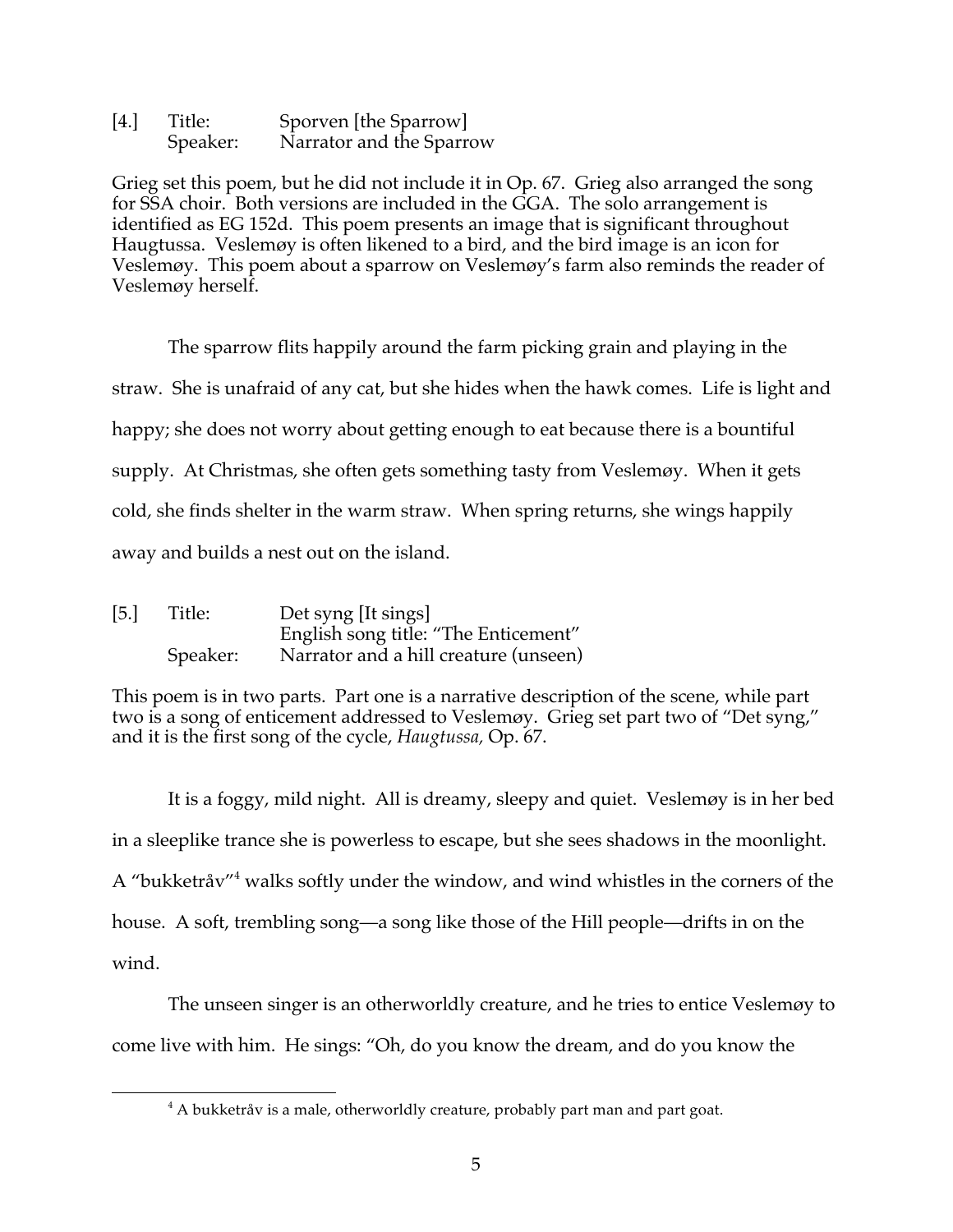[4.] Title: Sporven [the Sparrow]
Speaker: Narrator and the Sparrow

Grieg set this poem, but he did not include it in Op. 67. Grieg also arranged the song for SSA choir. Both versions are included in the GGA. The solo arrangement is identified as EG 152d. This poem presents an image that is significant throughout Haugtussa. Veslemøy is often likened to a bird, and the bird image is an icon for Veslemøy. This poem about a sparrow on Veslemøy's farm also reminds the reader of Veslemøy herself.

The sparrow flits happily around the farm picking grain and playing in the straw. She is unafraid of any cat, but she hides when the hawk comes. Life is light and happy; she does not worry about getting enough to eat because there is a bountiful supply. At Christmas, she often gets something tasty from Veslemøy. When it gets cold, she finds shelter in the warm straw. When spring returns, she wings happily away and builds a nest out on the island.

[5.] Title: Det syng [It sings]
English song title: "The Enticement"
Speaker: Narrator and a hill creature (unseen)

This poem is in two parts. Part one is a narrative description of the scene, while part two is a song of enticement addressed to Veslemøy. Grieg set part two of "Det syng," and it is the first song of the cycle, *Haugtussa,* Op. 67.

It is a foggy, mild night. All is dreamy, sleepy and quiet. Veslemøy is in her bed in a sleeplike trance she is powerless to escape, but she sees shadows in the moonlight. A "bukketråv"[4] walks softly under the window, and wind whistles in the corners of the house. A soft, trembling song—a song like those of the Hill people—drifts in on the wind.

The unseen singer is an otherworldly creature, and he tries to entice Veslemøy to come live with him. He sings: "Oh, do you know the dream, and do you know the

[4] A bukketråv is a male, otherworldly creature, probably part man and part goat.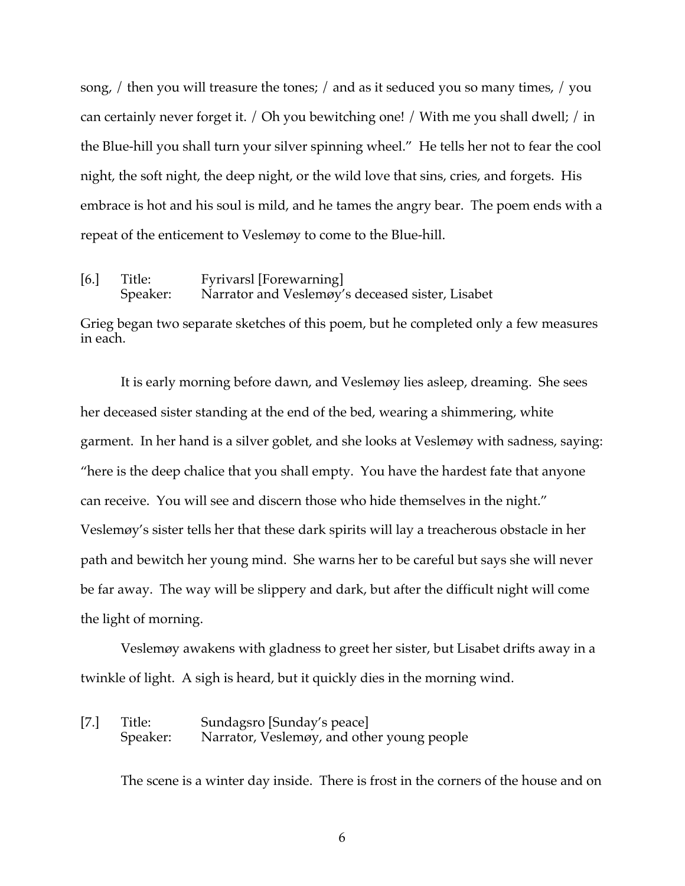song, / then you will treasure the tones; / and as it seduced you so many times, / you can certainly never forget it. / Oh you bewitching one! / With me you shall dwell; / in the Blue-hill you shall turn your silver spinning wheel." He tells her not to fear the cool night, the soft night, the deep night, or the wild love that sins, cries, and forgets. His embrace is hot and his soul is mild, and he tames the angry bear. The poem ends with a repeat of the enticement to Veslemøy to come to the Blue-hill.

[6.] Title: Fyrivarsl [Forewarning]
Speaker: Narrator and Veslemøy's deceased sister, Lisabet

Grieg began two separate sketches of this poem, but he completed only a few measures in each.

It is early morning before dawn, and Veslemøy lies asleep, dreaming. She sees her deceased sister standing at the end of the bed, wearing a shimmering, white garment. In her hand is a silver goblet, and she looks at Veslemøy with sadness, saying: "here is the deep chalice that you shall empty. You have the hardest fate that anyone can receive. You will see and discern those who hide themselves in the night." Veslemøy's sister tells her that these dark spirits will lay a treacherous obstacle in her path and bewitch her young mind. She warns her to be careful but says she will never be far away. The way will be slippery and dark, but after the difficult night will come the light of morning.

Veslemøy awakens with gladness to greet her sister, but Lisabet drifts away in a twinkle of light. A sigh is heard, but it quickly dies in the morning wind.

[7.] Title: Sundagsro [Sunday's peace]
Speaker: Narrator, Veslemøy, and other young people

The scene is a winter day inside. There is frost in the corners of the house and on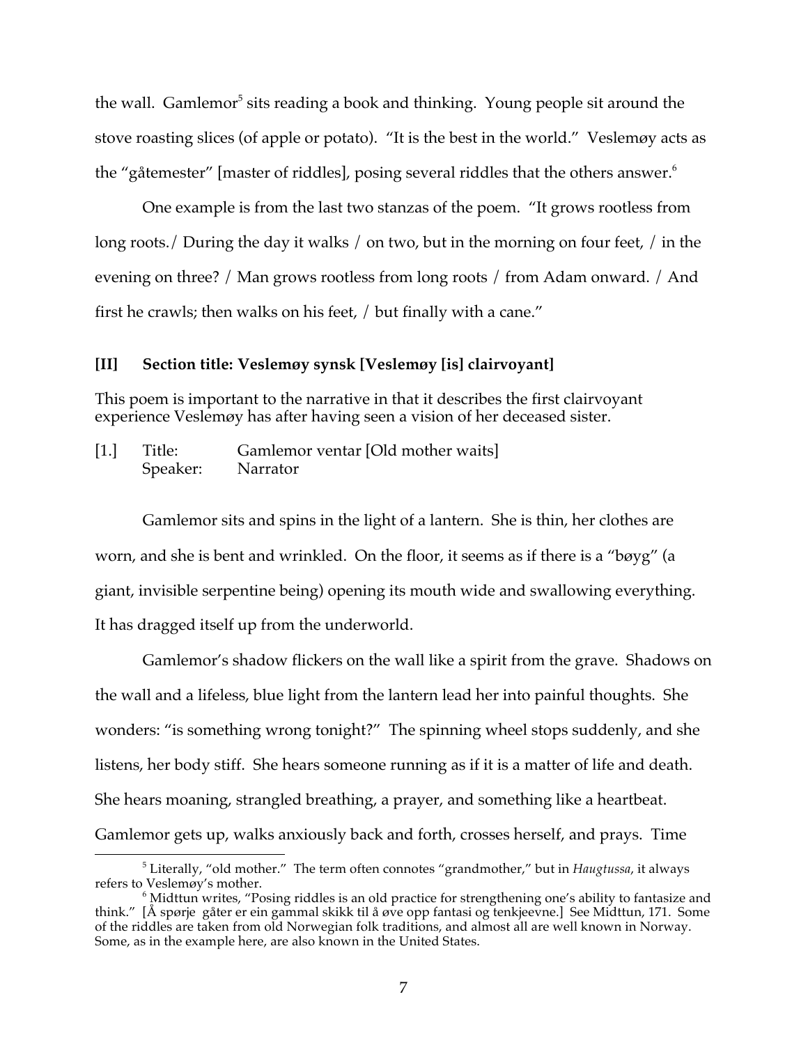the wall. Gamlemor[5] sits reading a book and thinking. Young people sit around the stove roasting slices (of apple or potato). "It is the best in the world." Veslemøy acts as the "gåtemester" [master of riddles], posing several riddles that the others answer.[6]

One example is from the last two stanzas of the poem. "It grows rootless from long roots./ During the day it walks / on two, but in the morning on four feet, / in the evening on three? / Man grows rootless from long roots / from Adam onward. / And first he crawls; then walks on his feet, / but finally with a cane."

### [II] Section title: Veslemøy synsk [Veslemøy [is] clairvoyant]

This poem is important to the narrative in that it describes the first clairvoyant experience Veslemøy has after having seen a vision of her deceased sister.

[1.] Title: Gamlemor ventar [Old mother waits]
Speaker: Narrator

Gamlemor sits and spins in the light of a lantern. She is thin, her clothes are worn, and she is bent and wrinkled. On the floor, it seems as if there is a "bøyg" (a giant, invisible serpentine being) opening its mouth wide and swallowing everything. It has dragged itself up from the underworld.

Gamlemor's shadow flickers on the wall like a spirit from the grave. Shadows on the wall and a lifeless, blue light from the lantern lead her into painful thoughts. She wonders: "is something wrong tonight?" The spinning wheel stops suddenly, and she listens, her body stiff. She hears someone running as if it is a matter of life and death. She hears moaning, strangled breathing, a prayer, and something like a heartbeat. Gamlemor gets up, walks anxiously back and forth, crosses herself, and prays. Time

---

[5] Literally, "old mother." The term often connotes "grandmother," but in *Haugtussa*, it always refers to Veslemøy's mother.

[6] Midttun writes, "Posing riddles is an old practice for strengthening one's ability to fantasize and think." [Å spørje gåter er ein gammal skikk til å øve opp fantasi og tenkjeevne.] See Midttun, 171. Some of the riddles are taken from old Norwegian folk traditions, and almost all are well known in Norway. Some, as in the example here, are also known in the United States.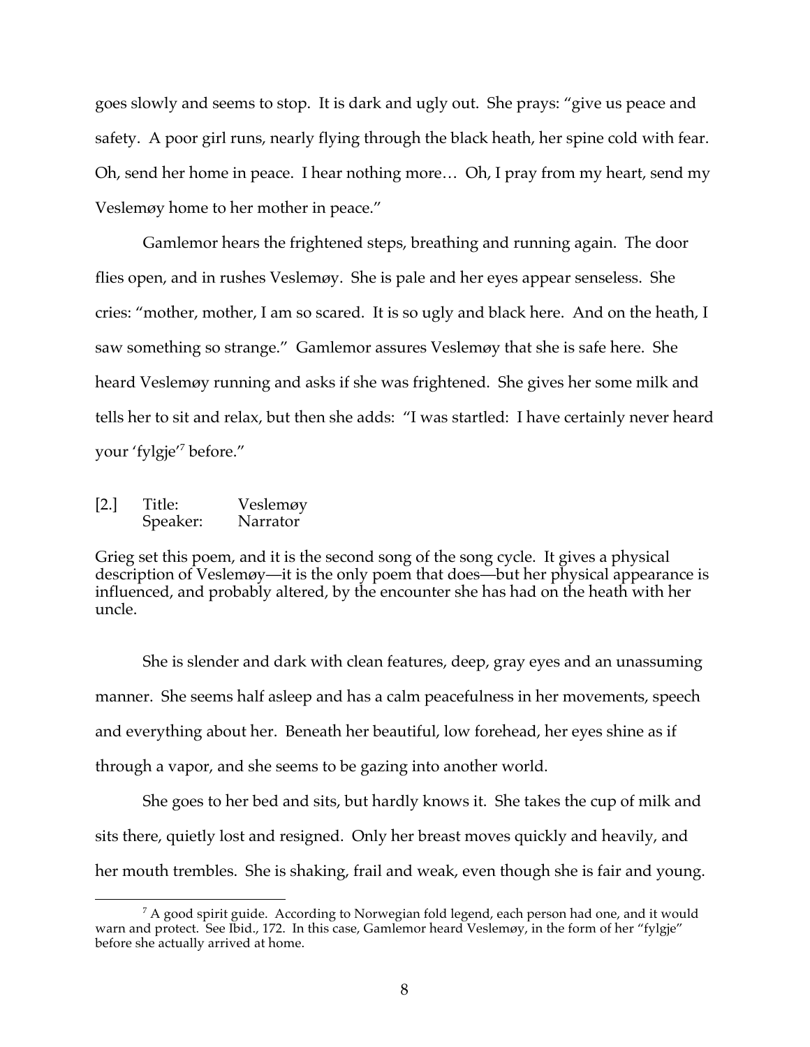goes slowly and seems to stop. It is dark and ugly out. She prays: "give us peace and safety. A poor girl runs, nearly flying through the black heath, her spine cold with fear. Oh, send her home in peace. I hear nothing more… Oh, I pray from my heart, send my Veslemøy home to her mother in peace."

Gamlemor hears the frightened steps, breathing and running again. The door flies open, and in rushes Veslemøy. She is pale and her eyes appear senseless. She cries: "mother, mother, I am so scared. It is so ugly and black here. And on the heath, I saw something so strange." Gamlemor assures Veslemøy that she is safe here. She heard Veslemøy running and asks if she was frightened. She gives her some milk and tells her to sit and relax, but then she adds: "I was startled: I have certainly never heard your 'fylgje'[7] before."

[2.] Title: Veslemøy
Speaker: Narrator

Grieg set this poem, and it is the second song of the song cycle. It gives a physical description of Veslemøy—it is the only poem that does—but her physical appearance is influenced, and probably altered, by the encounter she has had on the heath with her uncle.

She is slender and dark with clean features, deep, gray eyes and an unassuming manner. She seems half asleep and has a calm peacefulness in her movements, speech and everything about her. Beneath her beautiful, low forehead, her eyes shine as if through a vapor, and she seems to be gazing into another world.

She goes to her bed and sits, but hardly knows it. She takes the cup of milk and sits there, quietly lost and resigned. Only her breast moves quickly and heavily, and her mouth trembles. She is shaking, frail and weak, even though she is fair and young.

---

[7] A good spirit guide. According to Norwegian fold legend, each person had one, and it would warn and protect. See Ibid., 172. In this case, Gamlemor heard Veslemøy, in the form of her "fylgje" before she actually arrived at home.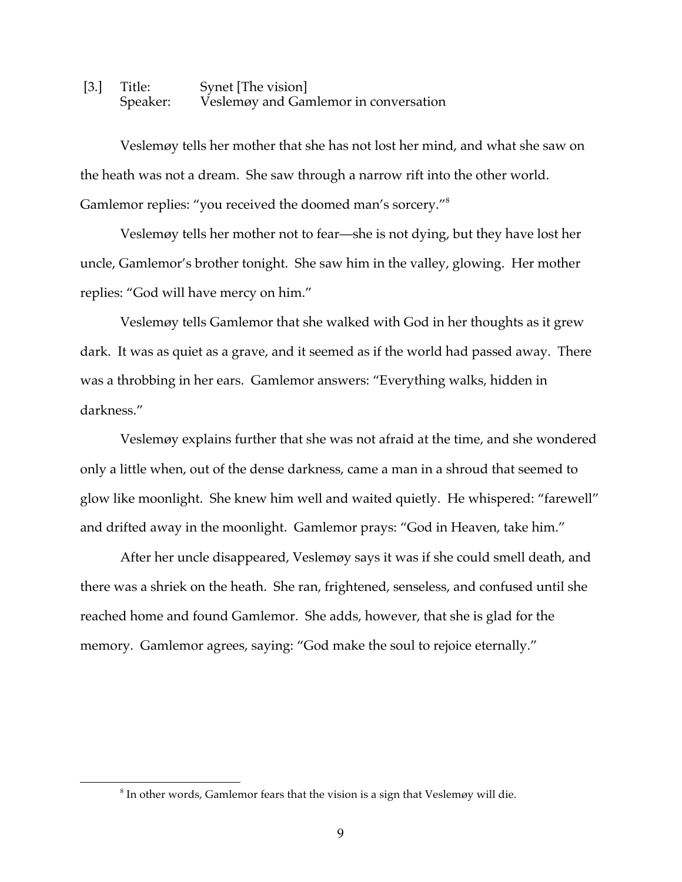[3.] Title: Synet [The vision]
Speaker: Veslemøy and Gamlemor in conversation

Veslemøy tells her mother that she has not lost her mind, and what she saw on the heath was not a dream. She saw through a narrow rift into the other world. Gamlemor replies: "you received the doomed man's sorcery."[8]

Veslemøy tells her mother not to fear—she is not dying, but they have lost her uncle, Gamlemor's brother tonight. She saw him in the valley, glowing. Her mother replies: "God will have mercy on him."

Veslemøy tells Gamlemor that she walked with God in her thoughts as it grew dark. It was as quiet as a grave, and it seemed as if the world had passed away. There was a throbbing in her ears. Gamlemor answers: "Everything walks, hidden in darkness."

Veslemøy explains further that she was not afraid at the time, and she wondered only a little when, out of the dense darkness, came a man in a shroud that seemed to glow like moonlight. She knew him well and waited quietly. He whispered: "farewell" and drifted away in the moonlight. Gamlemor prays: "God in Heaven, take him."

After her uncle disappeared, Veslemøy says it was if she could smell death, and there was a shriek on the heath. She ran, frightened, senseless, and confused until she reached home and found Gamlemor. She adds, however, that she is glad for the memory. Gamlemor agrees, saying: "God make the soul to rejoice eternally."

---

[8] In other words, Gamlemor fears that the vision is a sign that Veslemøy will die.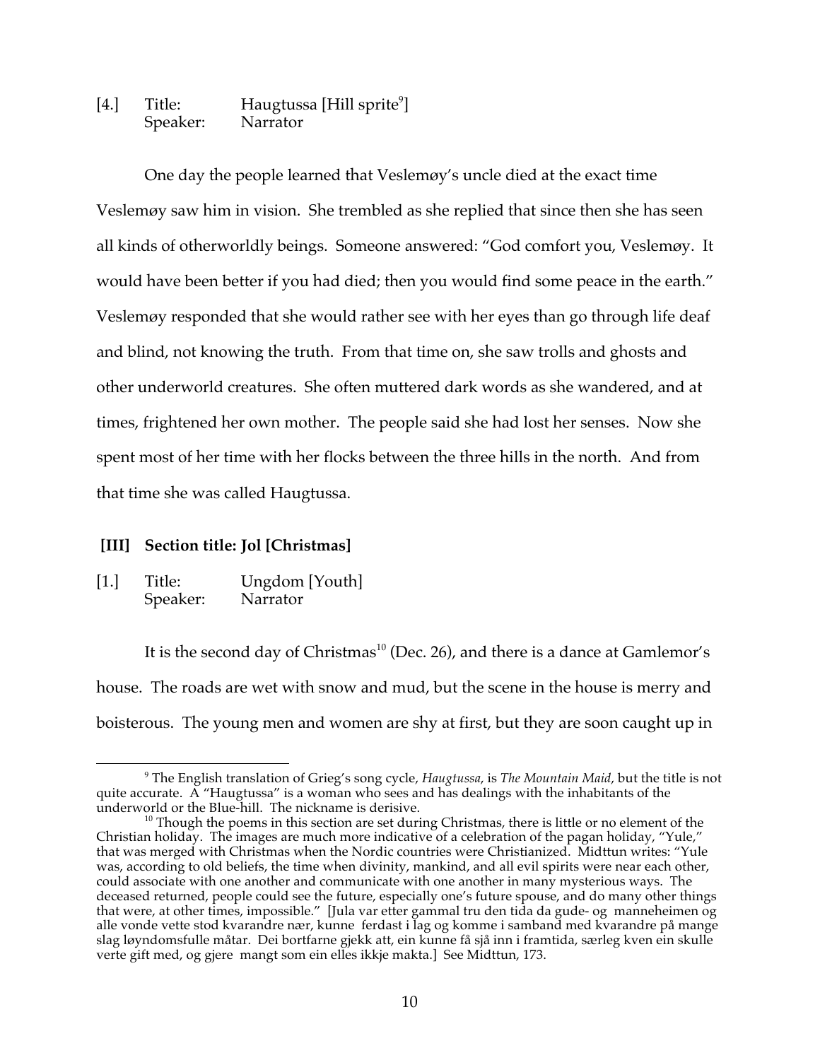[4.] Title: Haugtussa [Hill sprite[9]]
Speaker: Narrator

One day the people learned that Veslemøy's uncle died at the exact time Veslemøy saw him in vision. She trembled as she replied that since then she has seen all kinds of otherworldly beings. Someone answered: "God comfort you, Veslemøy. It would have been better if you had died; then you would find some peace in the earth." Veslemøy responded that she would rather see with her eyes than go through life deaf and blind, not knowing the truth. From that time on, she saw trolls and ghosts and other underworld creatures. She often muttered dark words as she wandered, and at times, frightened her own mother. The people said she had lost her senses. Now she spent most of her time with her flocks between the three hills in the north. And from that time she was called Haugtussa.

**[III] Section title: Jol [Christmas]**

[1.] Title: Ungdom [Youth]
Speaker: Narrator

It is the second day of Christmas[10] (Dec. 26), and there is a dance at Gamlemor's house. The roads are wet with snow and mud, but the scene in the house is merry and boisterous. The young men and women are shy at first, but they are soon caught up in

---

[9] The English translation of Grieg's song cycle, *Haugtussa*, is *The Mountain Maid*, but the title is not quite accurate. A "Haugtussa" is a woman who sees and has dealings with the inhabitants of the underworld or the Blue-hill. The nickname is derisive.

[10] Though the poems in this section are set during Christmas, there is little or no element of the Christian holiday. The images are much more indicative of a celebration of the pagan holiday, "Yule," that was merged with Christmas when the Nordic countries were Christianized. Midttun writes: "Yule was, according to old beliefs, the time when divinity, mankind, and all evil spirits were near each other, could associate with one another and communicate with one another in many mysterious ways. The deceased returned, people could see the future, especially one's future spouse, and do many other things that were, at other times, impossible." [Jula var etter gammal tru den tida da gude- og manneheimen og alle vonde vette stod kvarandre nær, kunne ferdast i lag og komme i samband med kvarandre på mange slag løyndomsfulle måtar. Dei bortfarne gjekk att, ein kunne få sjå inn i framtida, særleg kven ein skulle verte gift med, og gjere mangt som ein elles ikkje makta.] See Midttun, 173.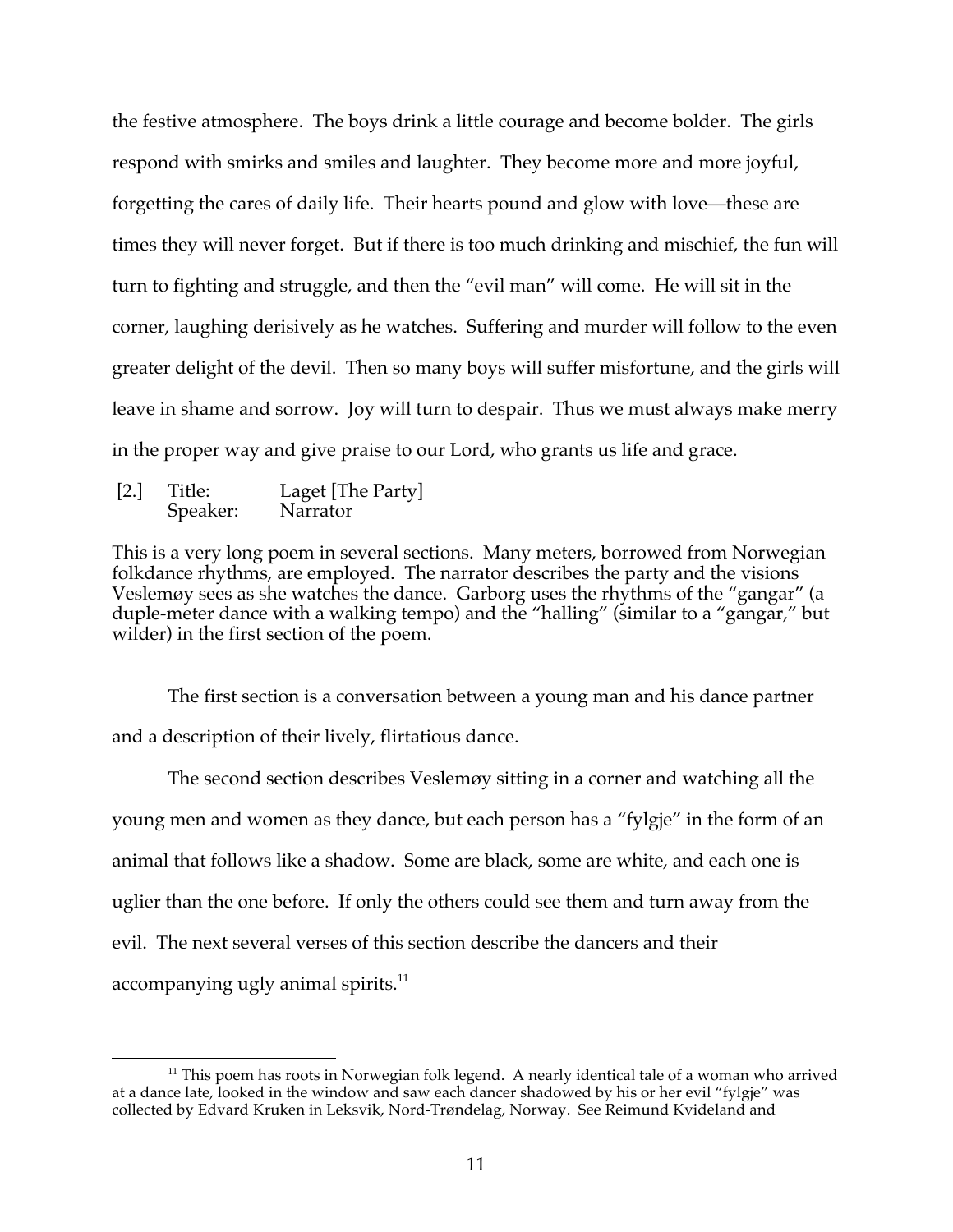the festive atmosphere. The boys drink a little courage and become bolder. The girls respond with smirks and smiles and laughter. They become more and more joyful, forgetting the cares of daily life. Their hearts pound and glow with love—these are times they will never forget. But if there is too much drinking and mischief, the fun will turn to fighting and struggle, and then the "evil man" will come. He will sit in the corner, laughing derisively as he watches. Suffering and murder will follow to the even greater delight of the devil. Then so many boys will suffer misfortune, and the girls will leave in shame and sorrow. Joy will turn to despair. Thus we must always make merry in the proper way and give praise to our Lord, who grants us life and grace.

[2.] Title: Laget [The Party]
Speaker: Narrator

This is a very long poem in several sections. Many meters, borrowed from Norwegian folkdance rhythms, are employed. The narrator describes the party and the visions Veslemøy sees as she watches the dance. Garborg uses the rhythms of the "gangar" (a duple-meter dance with a walking tempo) and the "halling" (similar to a "gangar," but wilder) in the first section of the poem.

The first section is a conversation between a young man and his dance partner and a description of their lively, flirtatious dance.

The second section describes Veslemøy sitting in a corner and watching all the young men and women as they dance, but each person has a "fylgje" in the form of an animal that follows like a shadow. Some are black, some are white, and each one is uglier than the one before. If only the others could see them and turn away from the evil. The next several verses of this section describe the dancers and their accompanying ugly animal spirits.[11]

[11] This poem has roots in Norwegian folk legend. A nearly identical tale of a woman who arrived at a dance late, looked in the window and saw each dancer shadowed by his or her evil "fylgje" was collected by Edvard Kruken in Leksvik, Nord-Trøndelag, Norway. See Reimund Kvideland and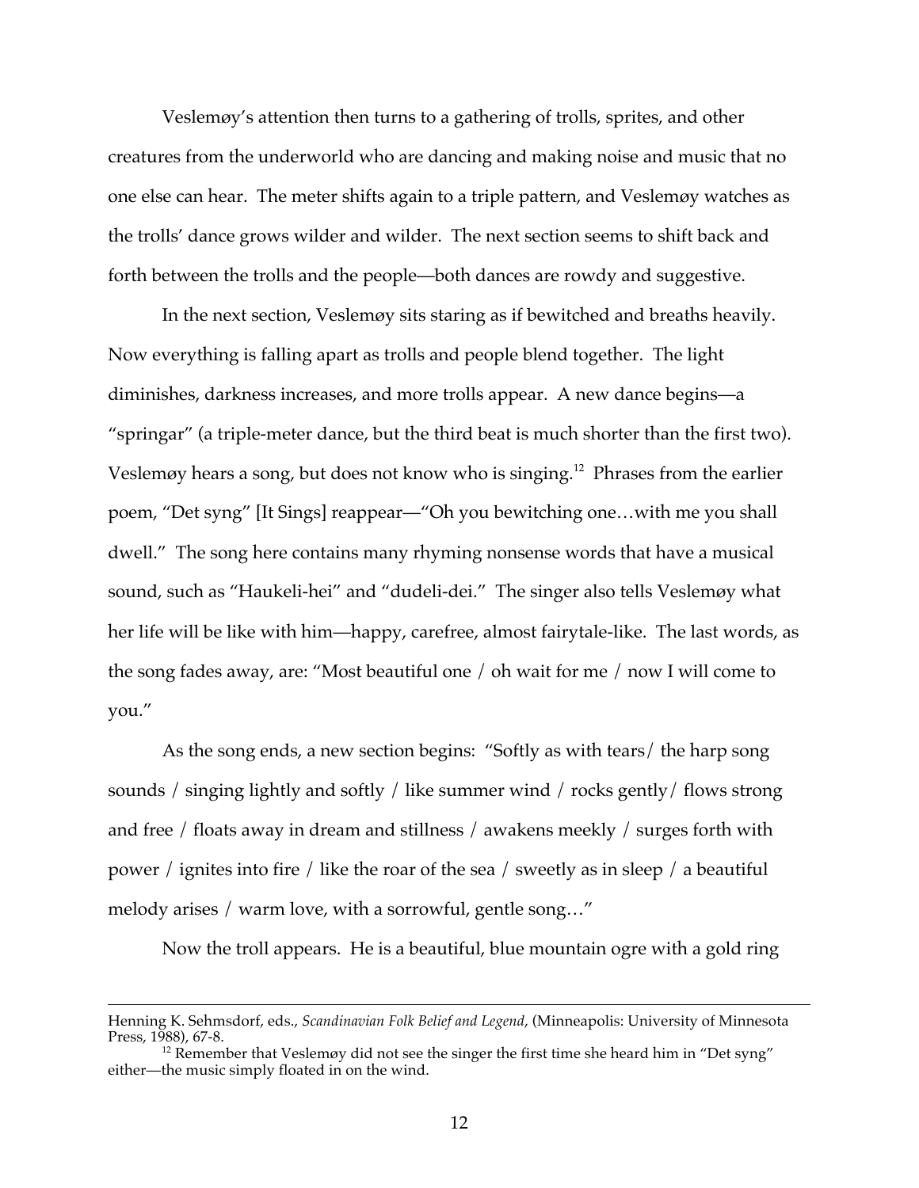Veslemøy's attention then turns to a gathering of trolls, sprites, and other creatures from the underworld who are dancing and making noise and music that no one else can hear. The meter shifts again to a triple pattern, and Veslemøy watches as the trolls' dance grows wilder and wilder. The next section seems to shift back and forth between the trolls and the people—both dances are rowdy and suggestive.

In the next section, Veslemøy sits staring as if bewitched and breaths heavily. Now everything is falling apart as trolls and people blend together. The light diminishes, darkness increases, and more trolls appear. A new dance begins—a "springar" (a triple-meter dance, but the third beat is much shorter than the first two). Veslemøy hears a song, but does not know who is singing.[12] Phrases from the earlier poem, "Det syng" [It Sings] reappear—"Oh you bewitching one…with me you shall dwell." The song here contains many rhyming nonsense words that have a musical sound, such as "Haukeli-hei" and "dudeli-dei." The singer also tells Veslemøy what her life will be like with him—happy, carefree, almost fairytale-like. The last words, as the song fades away, are: "Most beautiful one / oh wait for me / now I will come to you."

As the song ends, a new section begins: "Softly as with tears/ the harp song sounds / singing lightly and softly / like summer wind / rocks gently/ flows strong and free / floats away in dream and stillness / awakens meekly / surges forth with power / ignites into fire / like the roar of the sea / sweetly as in sleep / a beautiful melody arises / warm love, with a sorrowful, gentle song…"

Now the troll appears. He is a beautiful, blue mountain ogre with a gold ring

---

Henning K. Sehmsdorf, eds., *Scandinavian Folk Belief and Legend*, (Minneapolis: University of Minnesota Press, 1988), 67-8.

[12] Remember that Veslemøy did not see the singer the first time she heard him in "Det syng" either—the music simply floated in on the wind.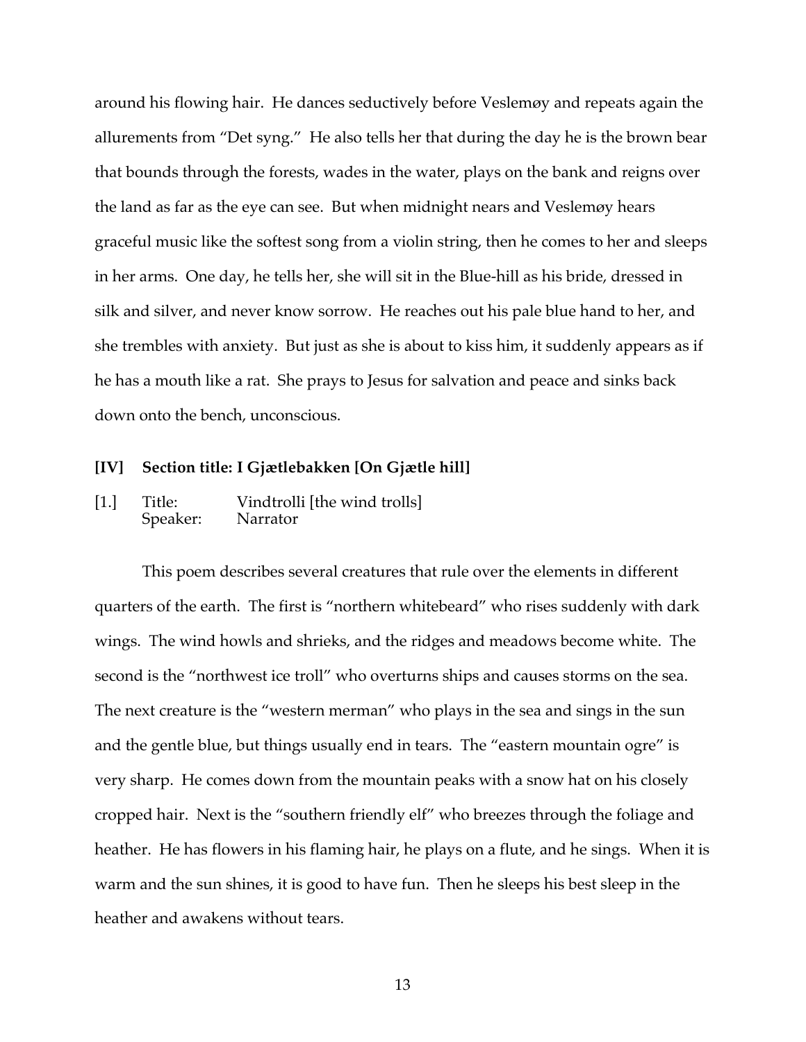around his flowing hair. He dances seductively before Veslemøy and repeats again the allurements from "Det syng." He also tells her that during the day he is the brown bear that bounds through the forests, wades in the water, plays on the bank and reigns over the land as far as the eye can see. But when midnight nears and Veslemøy hears graceful music like the softest song from a violin string, then he comes to her and sleeps in her arms. One day, he tells her, she will sit in the Blue-hill as his bride, dressed in silk and silver, and never know sorrow. He reaches out his pale blue hand to her, and she trembles with anxiety. But just as she is about to kiss him, it suddenly appears as if he has a mouth like a rat. She prays to Jesus for salvation and peace and sinks back down onto the bench, unconscious.

### [IV] Section title: I Gjætlebakken [On Gjætle hill]

[1.] Title: Vindtrolli [the wind trolls]
Speaker: Narrator

This poem describes several creatures that rule over the elements in different quarters of the earth. The first is "northern whitebeard" who rises suddenly with dark wings. The wind howls and shrieks, and the ridges and meadows become white. The second is the "northwest ice troll" who overturns ships and causes storms on the sea. The next creature is the "western merman" who plays in the sea and sings in the sun and the gentle blue, but things usually end in tears. The "eastern mountain ogre" is very sharp. He comes down from the mountain peaks with a snow hat on his closely cropped hair. Next is the "southern friendly elf" who breezes through the foliage and heather. He has flowers in his flaming hair, he plays on a flute, and he sings. When it is warm and the sun shines, it is good to have fun. Then he sleeps his best sleep in the heather and awakens without tears.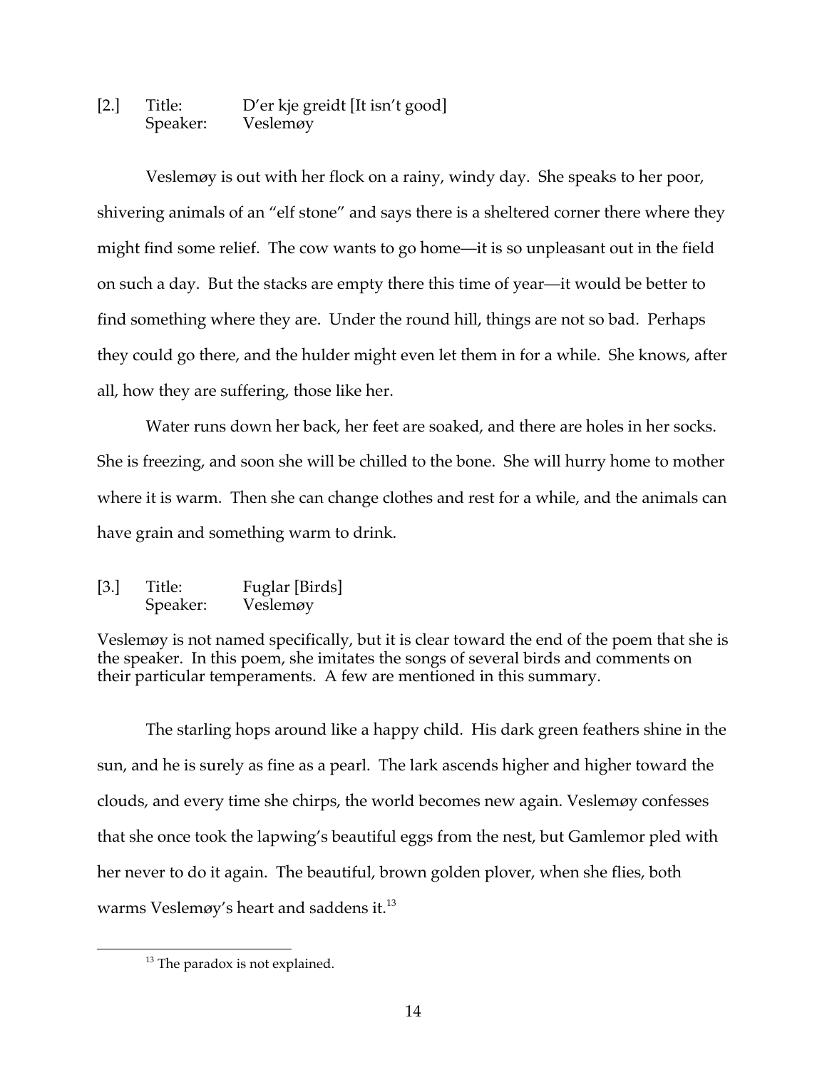[2.] Title: D'er kje greidt [It isn't good]
Speaker: Veslemøy

Veslemøy is out with her flock on a rainy, windy day. She speaks to her poor, shivering animals of an "elf stone" and says there is a sheltered corner there where they might find some relief. The cow wants to go home—it is so unpleasant out in the field on such a day. But the stacks are empty there this time of year—it would be better to find something where they are. Under the round hill, things are not so bad. Perhaps they could go there, and the hulder might even let them in for a while. She knows, after all, how they are suffering, those like her.

Water runs down her back, her feet are soaked, and there are holes in her socks. She is freezing, and soon she will be chilled to the bone. She will hurry home to mother where it is warm. Then she can change clothes and rest for a while, and the animals can have grain and something warm to drink.

[3.] Title: Fuglar [Birds]
Speaker: Veslemøy

Veslemøy is not named specifically, but it is clear toward the end of the poem that she is the speaker. In this poem, she imitates the songs of several birds and comments on their particular temperaments. A few are mentioned in this summary.

The starling hops around like a happy child. His dark green feathers shine in the sun, and he is surely as fine as a pearl. The lark ascends higher and higher toward the clouds, and every time she chirps, the world becomes new again. Veslemøy confesses that she once took the lapwing's beautiful eggs from the nest, but Gamlemor pled with her never to do it again. The beautiful, brown golden plover, when she flies, both warms Veslemøy's heart and saddens it.[13]

[13] The paradox is not explained.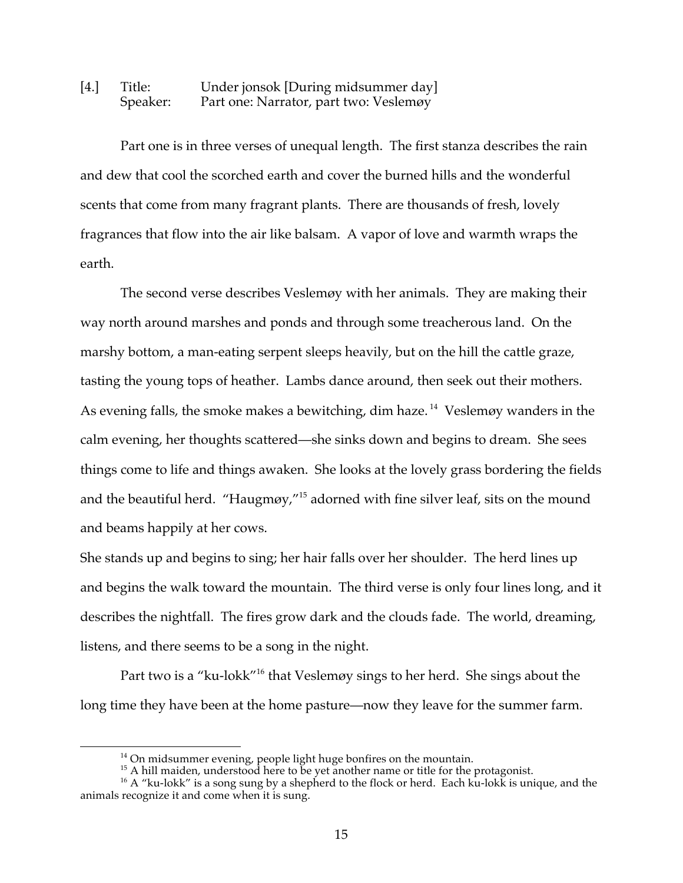[4.] Title: Under jonsok [During midsummer day]
Speaker: Part one: Narrator, part two: Veslemøy

Part one is in three verses of unequal length. The first stanza describes the rain and dew that cool the scorched earth and cover the burned hills and the wonderful scents that come from many fragrant plants. There are thousands of fresh, lovely fragrances that flow into the air like balsam. A vapor of love and warmth wraps the earth.

The second verse describes Veslemøy with her animals. They are making their way north around marshes and ponds and through some treacherous land. On the marshy bottom, a man-eating serpent sleeps heavily, but on the hill the cattle graze, tasting the young tops of heather. Lambs dance around, then seek out their mothers. As evening falls, the smoke makes a bewitching, dim haze.[14] Veslemøy wanders in the calm evening, her thoughts scattered—she sinks down and begins to dream. She sees things come to life and things awaken. She looks at the lovely grass bordering the fields and the beautiful herd. "Haugmøy,"[15] adorned with fine silver leaf, sits on the mound and beams happily at her cows.

She stands up and begins to sing; her hair falls over her shoulder. The herd lines up and begins the walk toward the mountain. The third verse is only four lines long, and it describes the nightfall. The fires grow dark and the clouds fade. The world, dreaming, listens, and there seems to be a song in the night.

Part two is a "ku-lokk"[16] that Veslemøy sings to her herd. She sings about the long time they have been at the home pasture—now they leave for the summer farm.

[14] On midsummer evening, people light huge bonfires on the mountain.

[15] A hill maiden, understood here to be yet another name or title for the protagonist.

[16] A "ku-lokk" is a song sung by a shepherd to the flock or herd. Each ku-lokk is unique, and the animals recognize it and come when it is sung.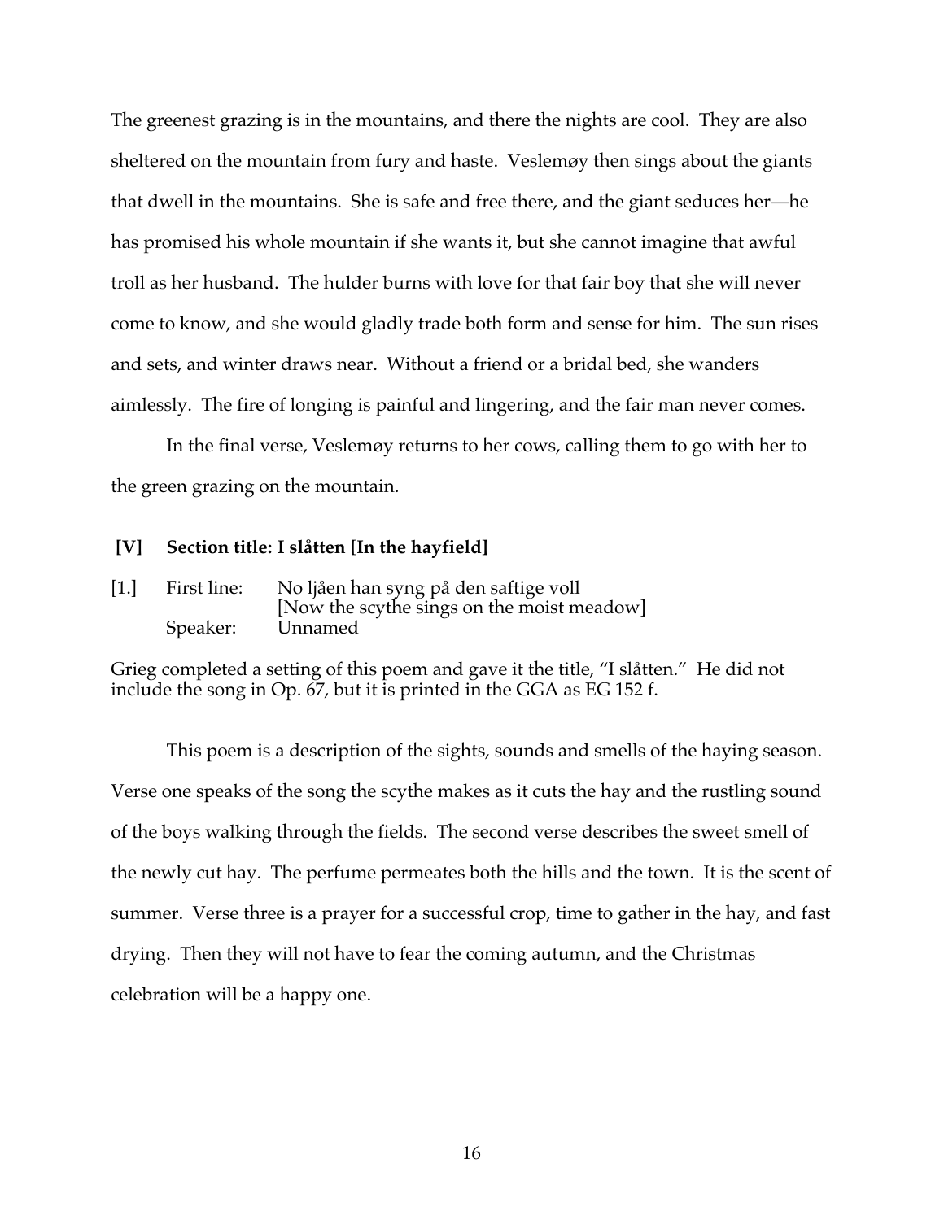The greenest grazing is in the mountains, and there the nights are cool. They are also sheltered on the mountain from fury and haste. Veslemøy then sings about the giants that dwell in the mountains. She is safe and free there, and the giant seduces her—he has promised his whole mountain if she wants it, but she cannot imagine that awful troll as her husband. The hulder burns with love for that fair boy that she will never come to know, and she would gladly trade both form and sense for him. The sun rises and sets, and winter draws near. Without a friend or a bridal bed, she wanders aimlessly. The fire of longing is painful and lingering, and the fair man never comes.

In the final verse, Veslemøy returns to her cows, calling them to go with her to the green grazing on the mountain.

**[V] Section title: I slåtten [In the hayfield]**

[1.] First line: No ljåen han syng på den saftige voll
[Now the scythe sings on the moist meadow]
Speaker: Unnamed

Grieg completed a setting of this poem and gave it the title, "I slåtten." He did not include the song in Op. 67, but it is printed in the GGA as EG 152 f.

This poem is a description of the sights, sounds and smells of the haying season. Verse one speaks of the song the scythe makes as it cuts the hay and the rustling sound of the boys walking through the fields. The second verse describes the sweet smell of the newly cut hay. The perfume permeates both the hills and the town. It is the scent of summer. Verse three is a prayer for a successful crop, time to gather in the hay, and fast drying. Then they will not have to fear the coming autumn, and the Christmas celebration will be a happy one.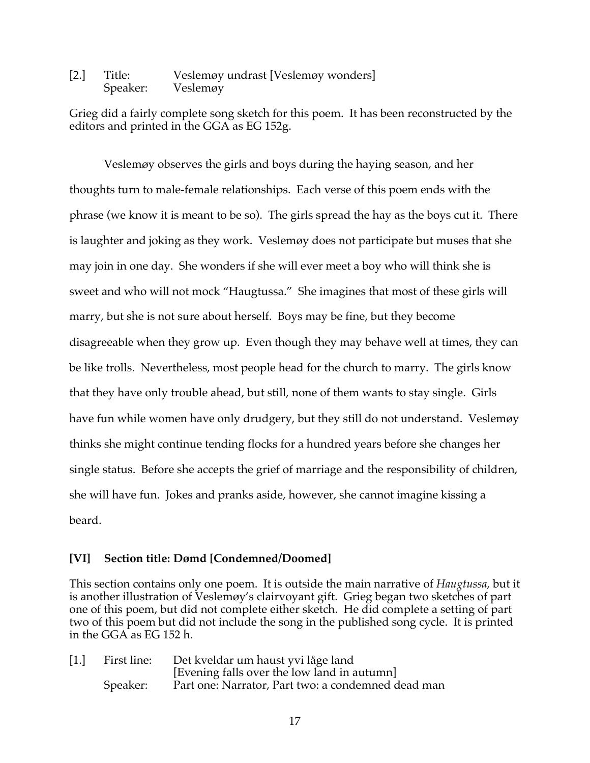[2.]	Title:	Veslemøy undrast [Veslemøy wonders]
	Speaker:	Veslemøy

Grieg did a fairly complete song sketch for this poem. It has been reconstructed by the editors and printed in the GGA as EG 152g.

Veslemøy observes the girls and boys during the haying season, and her thoughts turn to male-female relationships. Each verse of this poem ends with the phrase (we know it is meant to be so). The girls spread the hay as the boys cut it. There is laughter and joking as they work. Veslemøy does not participate but muses that she may join in one day. She wonders if she will ever meet a boy who will think she is sweet and who will not mock "Haugtussa." She imagines that most of these girls will marry, but she is not sure about herself. Boys may be fine, but they become disagreeable when they grow up. Even though they may behave well at times, they can be like trolls. Nevertheless, most people head for the church to marry. The girls know that they have only trouble ahead, but still, none of them wants to stay single. Girls have fun while women have only drudgery, but they still do not understand. Veslemøy thinks she might continue tending flocks for a hundred years before she changes her single status. Before she accepts the grief of marriage and the responsibility of children, she will have fun. Jokes and pranks aside, however, she cannot imagine kissing a beard.

**[VI] Section title: Dømd [Condemned/Doomed]**

This section contains only one poem. It is outside the main narrative of *Haugtussa*, but it is another illustration of Veslemøy's clairvoyant gift. Grieg began two sketches of part one of this poem, but did not complete either sketch. He did complete a setting of part two of this poem but did not include the song in the published song cycle. It is printed in the GGA as EG 152 h.

[1.]	First line:	Det kveldar um haust yvi låge land
		[Evening falls over the low land in autumn]
	Speaker:	Part one: Narrator, Part two: a condemned dead man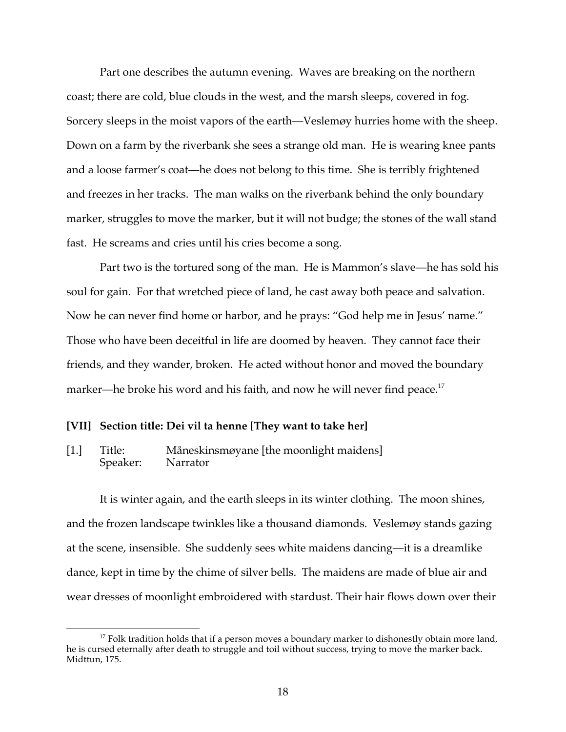Part one describes the autumn evening. Waves are breaking on the northern coast; there are cold, blue clouds in the west, and the marsh sleeps, covered in fog. Sorcery sleeps in the moist vapors of the earth—Veslemøy hurries home with the sheep. Down on a farm by the riverbank she sees a strange old man. He is wearing knee pants and a loose farmer's coat—he does not belong to this time. She is terribly frightened and freezes in her tracks. The man walks on the riverbank behind the only boundary marker, struggles to move the marker, but it will not budge; the stones of the wall stand fast. He screams and cries until his cries become a song.

Part two is the tortured song of the man. He is Mammon's slave—he has sold his soul for gain. For that wretched piece of land, he cast away both peace and salvation. Now he can never find home or harbor, and he prays: "God help me in Jesus' name." Those who have been deceitful in life are doomed by heaven. They cannot face their friends, and they wander, broken. He acted without honor and moved the boundary marker—he broke his word and his faith, and now he will never find peace.[17]

**[VII] Section title: Dei vil ta henne [They want to take her]**

[1.] Title: Måneskinsmøyane [the moonlight maidens]
Speaker: Narrator

It is winter again, and the earth sleeps in its winter clothing. The moon shines, and the frozen landscape twinkles like a thousand diamonds. Veslemøy stands gazing at the scene, insensible. She suddenly sees white maidens dancing—it is a dreamlike dance, kept in time by the chime of silver bells. The maidens are made of blue air and wear dresses of moonlight embroidered with stardust. Their hair flows down over their

[17] Folk tradition holds that if a person moves a boundary marker to dishonestly obtain more land, he is cursed eternally after death to struggle and toil without success, trying to move the marker back. Midttun, 175.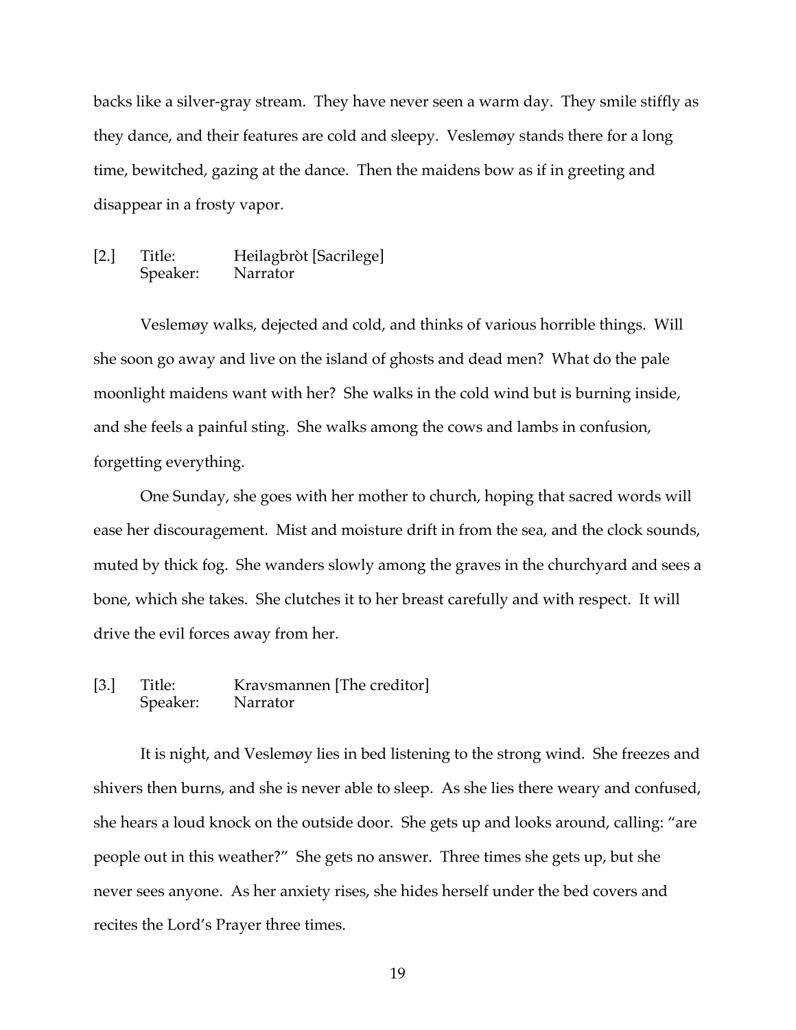backs like a silver-gray stream. They have never seen a warm day. They smile stiffly as they dance, and their features are cold and sleepy. Veslemøy stands there for a long time, bewitched, gazing at the dance. Then the maidens bow as if in greeting and disappear in a frosty vapor.

[2.] Title: Heilagbròt [Sacrilege]
Speaker: Narrator

Veslemøy walks, dejected and cold, and thinks of various horrible things. Will she soon go away and live on the island of ghosts and dead men? What do the pale moonlight maidens want with her? She walks in the cold wind but is burning inside, and she feels a painful sting. She walks among the cows and lambs in confusion, forgetting everything.

One Sunday, she goes with her mother to church, hoping that sacred words will ease her discouragement. Mist and moisture drift in from the sea, and the clock sounds, muted by thick fog. She wanders slowly among the graves in the churchyard and sees a bone, which she takes. She clutches it to her breast carefully and with respect. It will drive the evil forces away from her.

[3.] Title: Kravsmannen [The creditor]
Speaker: Narrator

It is night, and Veslemøy lies in bed listening to the strong wind. She freezes and shivers then burns, and she is never able to sleep. As she lies there weary and confused, she hears a loud knock on the outside door. She gets up and looks around, calling: "are people out in this weather?" She gets no answer. Three times she gets up, but she never sees anyone. As her anxiety rises, she hides herself under the bed covers and recites the Lord's Prayer three times.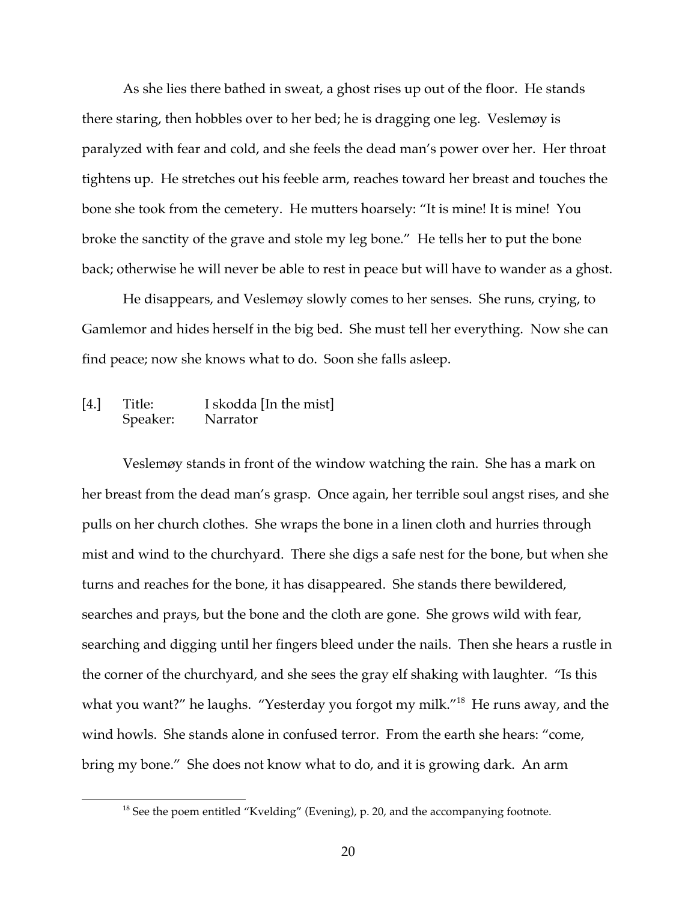As she lies there bathed in sweat, a ghost rises up out of the floor. He stands there staring, then hobbles over to her bed; he is dragging one leg. Veslemøy is paralyzed with fear and cold, and she feels the dead man's power over her. Her throat tightens up. He stretches out his feeble arm, reaches toward her breast and touches the bone she took from the cemetery. He mutters hoarsely: "It is mine! It is mine! You broke the sanctity of the grave and stole my leg bone." He tells her to put the bone back; otherwise he will never be able to rest in peace but will have to wander as a ghost.

He disappears, and Veslemøy slowly comes to her senses. She runs, crying, to Gamlemor and hides herself in the big bed. She must tell her everything. Now she can find peace; now she knows what to do. Soon she falls asleep.

[4.] Title: I skodda [In the mist]
Speaker: Narrator

Veslemøy stands in front of the window watching the rain. She has a mark on her breast from the dead man's grasp. Once again, her terrible soul angst rises, and she pulls on her church clothes. She wraps the bone in a linen cloth and hurries through mist and wind to the churchyard. There she digs a safe nest for the bone, but when she turns and reaches for the bone, it has disappeared. She stands there bewildered, searches and prays, but the bone and the cloth are gone. She grows wild with fear, searching and digging until her fingers bleed under the nails. Then she hears a rustle in the corner of the churchyard, and she sees the gray elf shaking with laughter. "Is this what you want?" he laughs. "Yesterday you forgot my milk."[18] He runs away, and the wind howls. She stands alone in confused terror. From the earth she hears: "come, bring my bone." She does not know what to do, and it is growing dark. An arm

[18] See the poem entitled "Kvelding" (Evening), p. 20, and the accompanying footnote.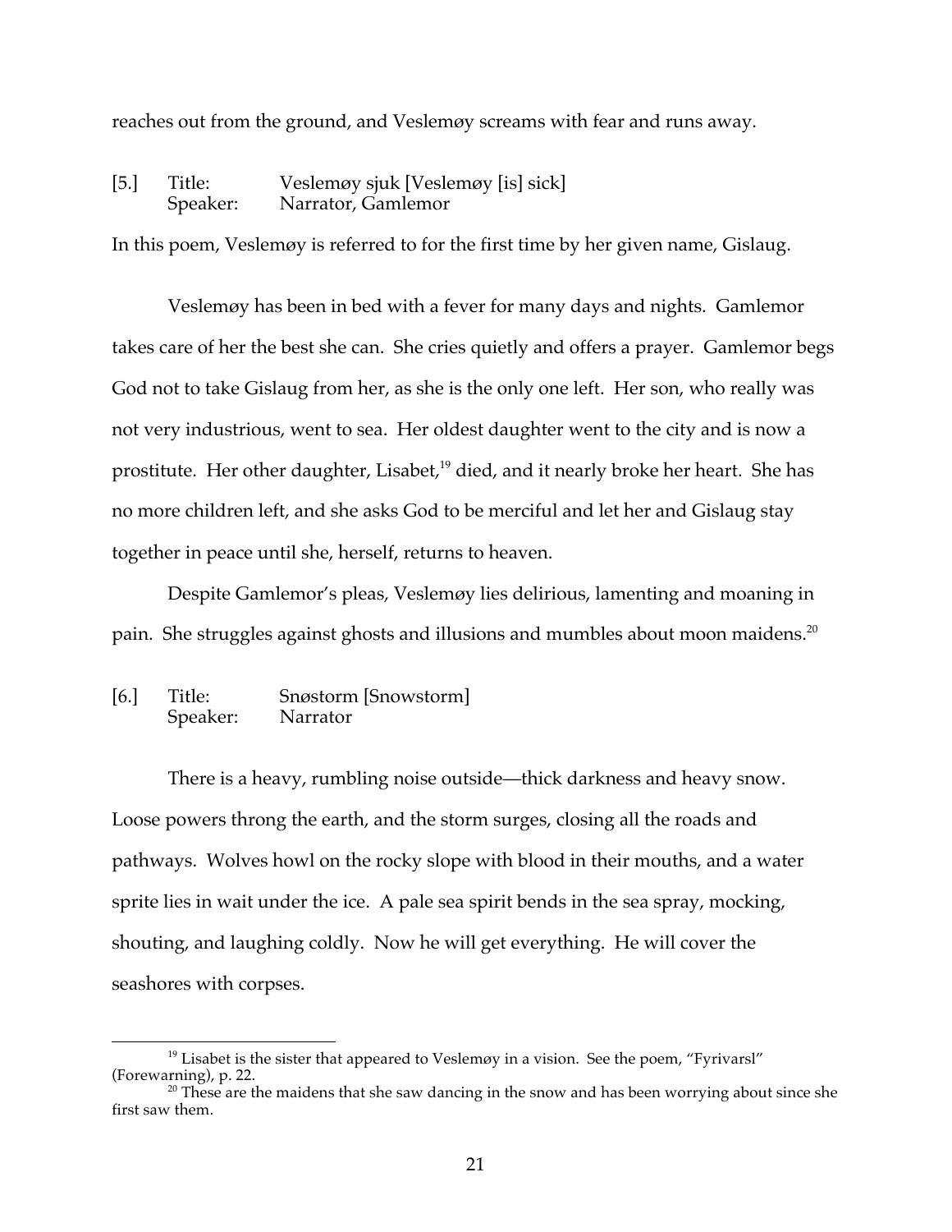reaches out from the ground, and Veslemøy screams with fear and runs away.

[5.] Title: Veslemøy sjuk [Veslemøy [is] sick]
Speaker: Narrator, Gamlemor

In this poem, Veslemøy is referred to for the first time by her given name, Gislaug.

Veslemøy has been in bed with a fever for many days and nights. Gamlemor takes care of her the best she can. She cries quietly and offers a prayer. Gamlemor begs God not to take Gislaug from her, as she is the only one left. Her son, who really was not very industrious, went to sea. Her oldest daughter went to the city and is now a prostitute. Her other daughter, Lisabet,[19] died, and it nearly broke her heart. She has no more children left, and she asks God to be merciful and let her and Gislaug stay together in peace until she, herself, returns to heaven.

Despite Gamlemor's pleas, Veslemøy lies delirious, lamenting and moaning in pain. She struggles against ghosts and illusions and mumbles about moon maidens.[20]

[6.] Title: Snøstorm [Snowstorm]
Speaker: Narrator

There is a heavy, rumbling noise outside—thick darkness and heavy snow. Loose powers throng the earth, and the storm surges, closing all the roads and pathways. Wolves howl on the rocky slope with blood in their mouths, and a water sprite lies in wait under the ice. A pale sea spirit bends in the sea spray, mocking, shouting, and laughing coldly. Now he will get everything. He will cover the seashores with corpses.

---

[19] Lisabet is the sister that appeared to Veslemøy in a vision. See the poem, "Fyrivarsl" (Forewarning), p. 22.

[20] These are the maidens that she saw dancing in the snow and has been worrying about since she first saw them.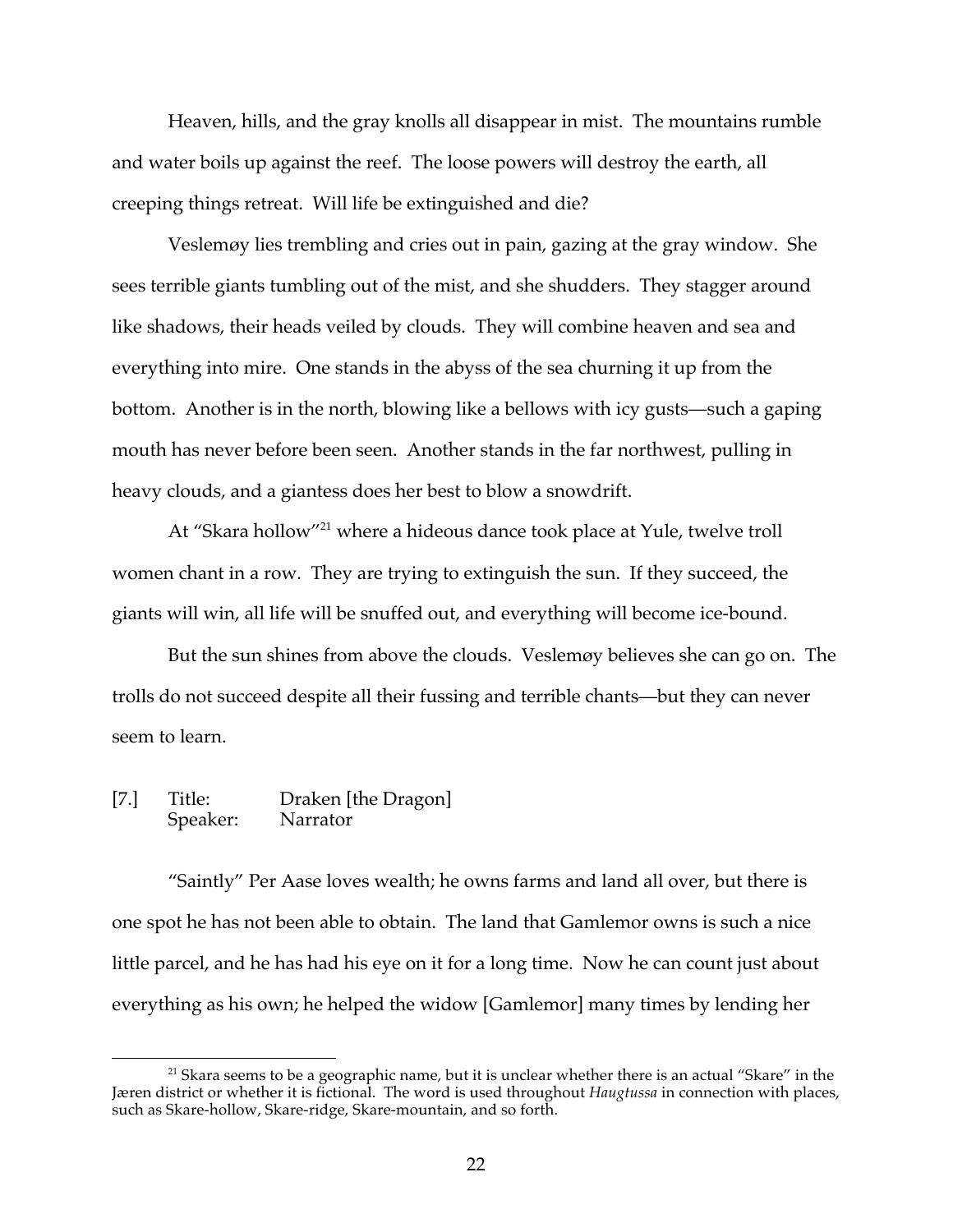Heaven, hills, and the gray knolls all disappear in mist. The mountains rumble and water boils up against the reef. The loose powers will destroy the earth, all creeping things retreat. Will life be extinguished and die?

Veslemøy lies trembling and cries out in pain, gazing at the gray window. She sees terrible giants tumbling out of the mist, and she shudders. They stagger around like shadows, their heads veiled by clouds. They will combine heaven and sea and everything into mire. One stands in the abyss of the sea churning it up from the bottom. Another is in the north, blowing like a bellows with icy gusts—such a gaping mouth has never before been seen. Another stands in the far northwest, pulling in heavy clouds, and a giantess does her best to blow a snowdrift.

At "Skara hollow"[21] where a hideous dance took place at Yule, twelve troll women chant in a row. They are trying to extinguish the sun. If they succeed, the giants will win, all life will be snuffed out, and everything will become ice-bound.

But the sun shines from above the clouds. Veslemøy believes she can go on. The trolls do not succeed despite all their fussing and terrible chants—but they can never seem to learn.

[7.] Title: Draken [the Dragon]
Speaker: Narrator

"Saintly" Per Aase loves wealth; he owns farms and land all over, but there is one spot he has not been able to obtain. The land that Gamlemor owns is such a nice little parcel, and he has had his eye on it for a long time. Now he can count just about everything as his own; he helped the widow [Gamlemor] many times by lending her

[21] Skara seems to be a geographic name, but it is unclear whether there is an actual "Skare" in the Jæren district or whether it is fictional. The word is used throughout *Haugtussa* in connection with places, such as Skare-hollow, Skare-ridge, Skare-mountain, and so forth.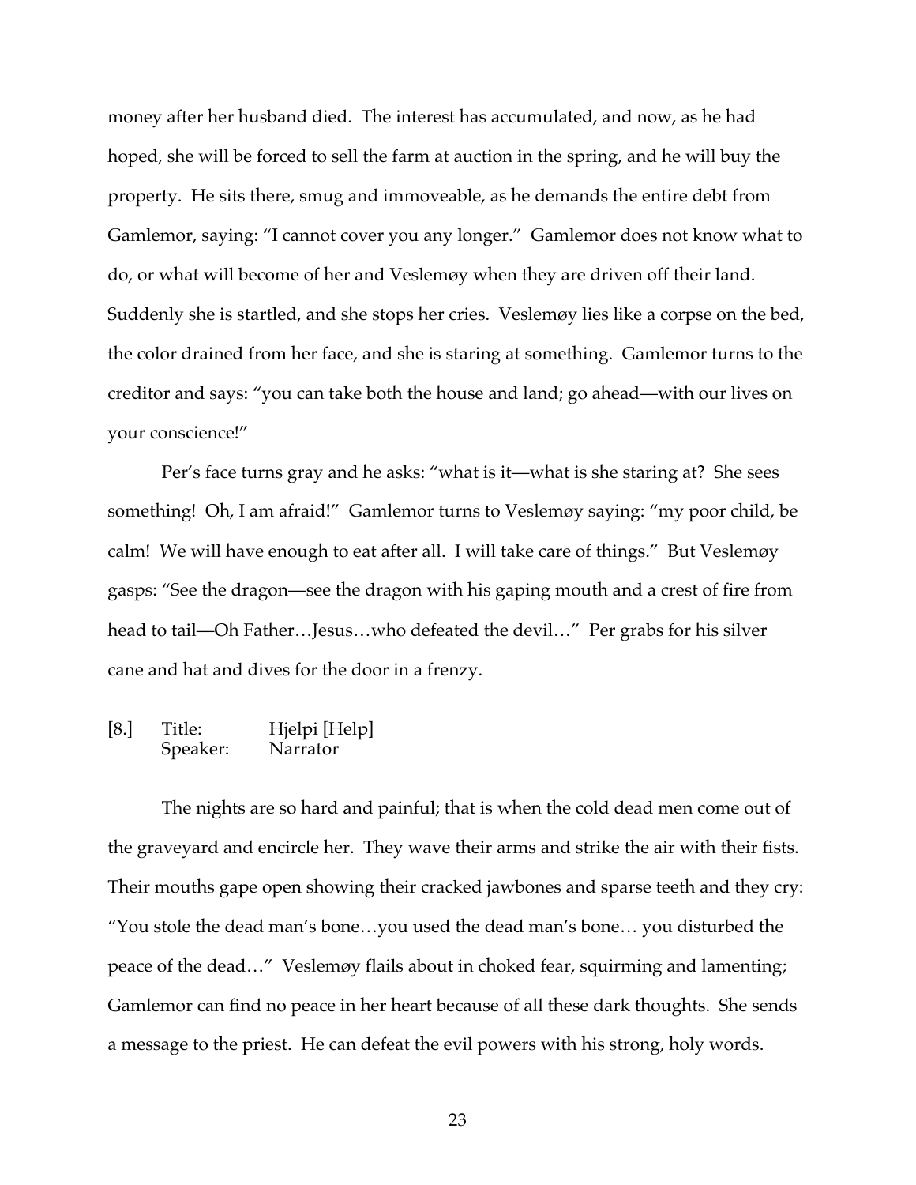money after her husband died. The interest has accumulated, and now, as he had hoped, she will be forced to sell the farm at auction in the spring, and he will buy the property. He sits there, smug and immoveable, as he demands the entire debt from Gamlemor, saying: "I cannot cover you any longer." Gamlemor does not know what to do, or what will become of her and Veslemøy when they are driven off their land. Suddenly she is startled, and she stops her cries. Veslemøy lies like a corpse on the bed, the color drained from her face, and she is staring at something. Gamlemor turns to the creditor and says: "you can take both the house and land; go ahead—with our lives on your conscience!"

Per's face turns gray and he asks: "what is it—what is she staring at? She sees something! Oh, I am afraid!" Gamlemor turns to Veslemøy saying: "my poor child, be calm! We will have enough to eat after all. I will take care of things." But Veslemøy gasps: "See the dragon—see the dragon with his gaping mouth and a crest of fire from head to tail—Oh Father…Jesus…who defeated the devil…" Per grabs for his silver cane and hat and dives for the door in a frenzy.

[8.] Title: Hjelpi [Help]
Speaker: Narrator

The nights are so hard and painful; that is when the cold dead men come out of the graveyard and encircle her. They wave their arms and strike the air with their fists. Their mouths gape open showing their cracked jawbones and sparse teeth and they cry: "You stole the dead man's bone…you used the dead man's bone… you disturbed the peace of the dead…" Veslemøy flails about in choked fear, squirming and lamenting; Gamlemor can find no peace in her heart because of all these dark thoughts. She sends a message to the priest. He can defeat the evil powers with his strong, holy words.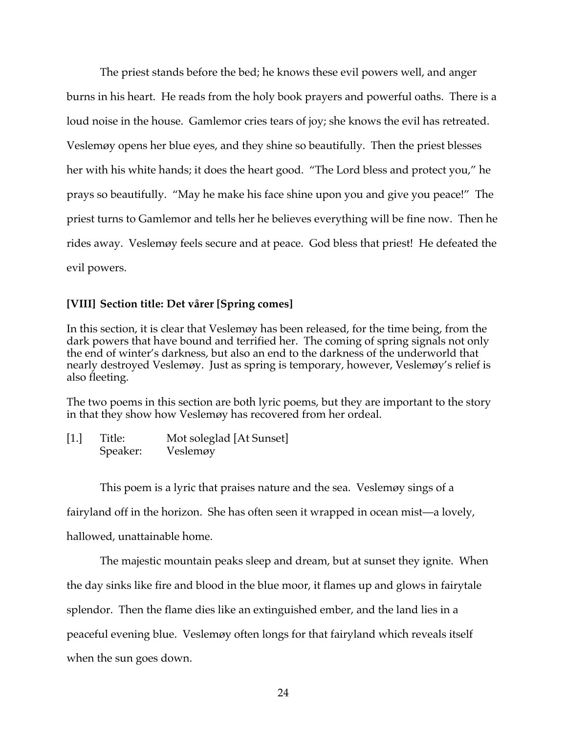The priest stands before the bed; he knows these evil powers well, and anger burns in his heart. He reads from the holy book prayers and powerful oaths. There is a loud noise in the house. Gamlemor cries tears of joy; she knows the evil has retreated. Veslemøy opens her blue eyes, and they shine so beautifully. Then the priest blesses her with his white hands; it does the heart good. "The Lord bless and protect you," he prays so beautifully. "May he make his face shine upon you and give you peace!" The priest turns to Gamlemor and tells her he believes everything will be fine now. Then he rides away. Veslemøy feels secure and at peace. God bless that priest! He defeated the evil powers.

### [VIII] Section title: Det vårer [Spring comes]

In this section, it is clear that Veslemøy has been released, for the time being, from the dark powers that have bound and terrified her. The coming of spring signals not only the end of winter's darkness, but also an end to the darkness of the underworld that nearly destroyed Veslemøy. Just as spring is temporary, however, Veslemøy's relief is also fleeting.

The two poems in this section are both lyric poems, but they are important to the story in that they show how Veslemøy has recovered from her ordeal.

[1.] Title: Mot soleglad [At Sunset]
Speaker: Veslemøy

This poem is a lyric that praises nature and the sea. Veslemøy sings of a fairyland off in the horizon. She has often seen it wrapped in ocean mist—a lovely, hallowed, unattainable home.

The majestic mountain peaks sleep and dream, but at sunset they ignite. When the day sinks like fire and blood in the blue moor, it flames up and glows in fairytale splendor. Then the flame dies like an extinguished ember, and the land lies in a peaceful evening blue. Veslemøy often longs for that fairyland which reveals itself when the sun goes down.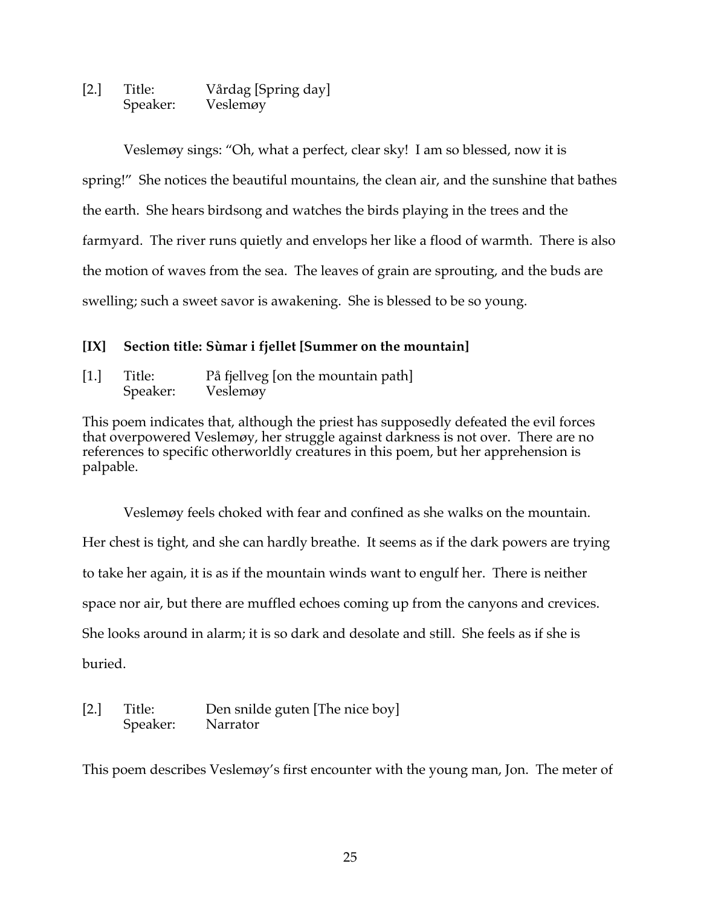[2.] Title: Vårdag [Spring day]
Speaker: Veslemøy

Veslemøy sings: "Oh, what a perfect, clear sky! I am so blessed, now it is spring!" She notices the beautiful mountains, the clean air, and the sunshine that bathes the earth. She hears birdsong and watches the birds playing in the trees and the farmyard. The river runs quietly and envelops her like a flood of warmth. There is also the motion of waves from the sea. The leaves of grain are sprouting, and the buds are swelling; such a sweet savor is awakening. She is blessed to be so young.

### [IX] Section title: Sùmar i fjellet [Summer on the mountain]

[1.] Title: På fjellveg [on the mountain path]
Speaker: Veslemøy

This poem indicates that, although the priest has supposedly defeated the evil forces that overpowered Veslemøy, her struggle against darkness is not over. There are no references to specific otherworldly creatures in this poem, but her apprehension is palpable.

Veslemøy feels choked with fear and confined as she walks on the mountain. Her chest is tight, and she can hardly breathe. It seems as if the dark powers are trying to take her again, it is as if the mountain winds want to engulf her. There is neither space nor air, but there are muffled echoes coming up from the canyons and crevices. She looks around in alarm; it is so dark and desolate and still. She feels as if she is buried.

[2.] Title: Den snilde guten [The nice boy]
Speaker: Narrator

This poem describes Veslemøy's first encounter with the young man, Jon. The meter of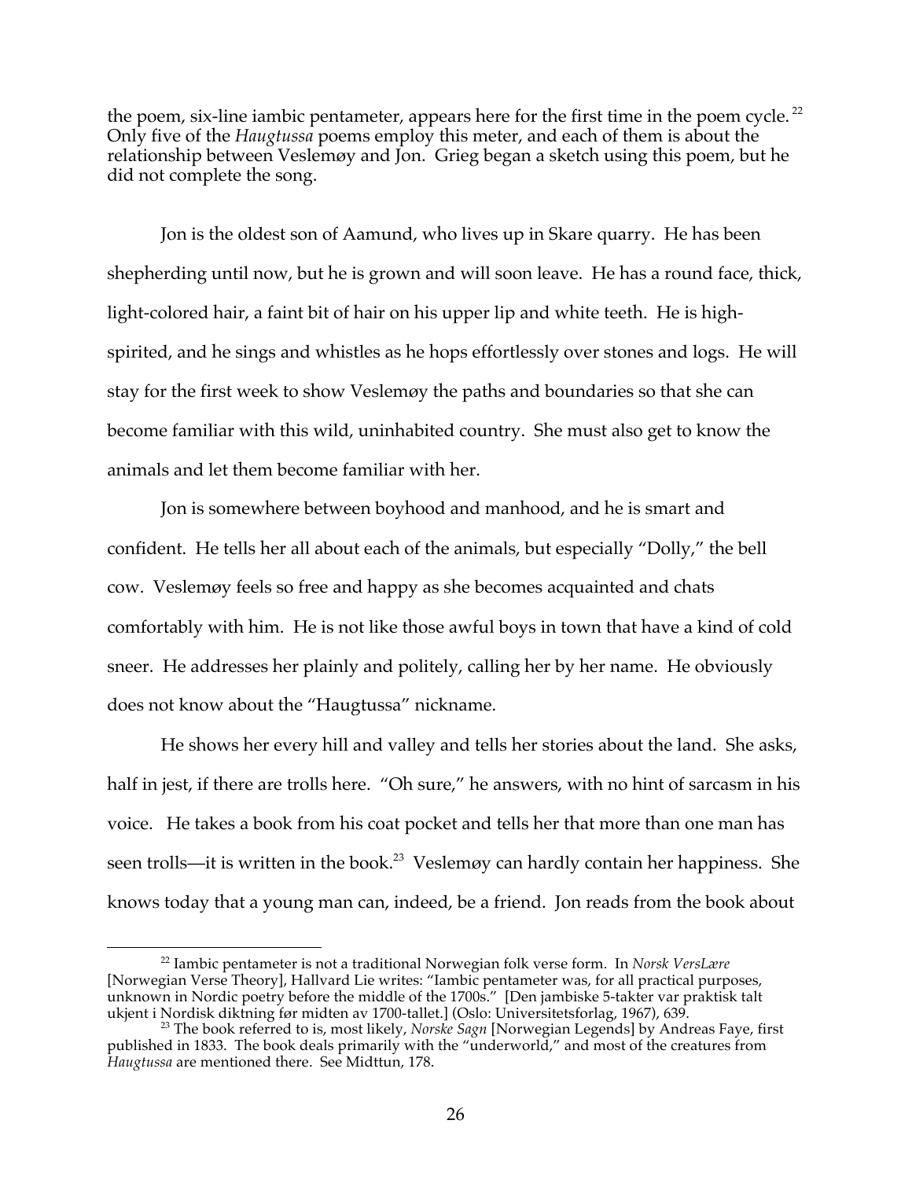the poem, six-line iambic pentameter, appears here for the first time in the poem cycle.[22] Only five of the *Haugtussa* poems employ this meter, and each of them is about the relationship between Veslemøy and Jon. Grieg began a sketch using this poem, but he did not complete the song.

Jon is the oldest son of Aamund, who lives up in Skare quarry. He has been shepherding until now, but he is grown and will soon leave. He has a round face, thick, light-colored hair, a faint bit of hair on his upper lip and white teeth. He is high-spirited, and he sings and whistles as he hops effortlessly over stones and logs. He will stay for the first week to show Veslemøy the paths and boundaries so that she can become familiar with this wild, uninhabited country. She must also get to know the animals and let them become familiar with her.

Jon is somewhere between boyhood and manhood, and he is smart and confident. He tells her all about each of the animals, but especially "Dolly," the bell cow. Veslemøy feels so free and happy as she becomes acquainted and chats comfortably with him. He is not like those awful boys in town that have a kind of cold sneer. He addresses her plainly and politely, calling her by her name. He obviously does not know about the "Haugtussa" nickname.

He shows her every hill and valley and tells her stories about the land. She asks, half in jest, if there are trolls here. "Oh sure," he answers, with no hint of sarcasm in his voice. He takes a book from his coat pocket and tells her that more than one man has seen trolls—it is written in the book.[23] Veslemøy can hardly contain her happiness. She knows today that a young man can, indeed, be a friend. Jon reads from the book about

---

[22] Iambic pentameter is not a traditional Norwegian folk verse form. In *Norsk VersLære* [Norwegian Verse Theory], Hallvard Lie writes: "Iambic pentameter was, for all practical purposes, unknown in Nordic poetry before the middle of the 1700s." [Den jambiske 5-takter var praktisk talt ukjent i Nordisk diktning før midten av 1700-tallet.] (Oslo: Universitetsforlag, 1967), 639.

[23] The book referred to is, most likely, *Norske Sagn* [Norwegian Legends] by Andreas Faye, first published in 1833. The book deals primarily with the "underworld," and most of the creatures from *Haugtussa* are mentioned there. See Midttun, 178.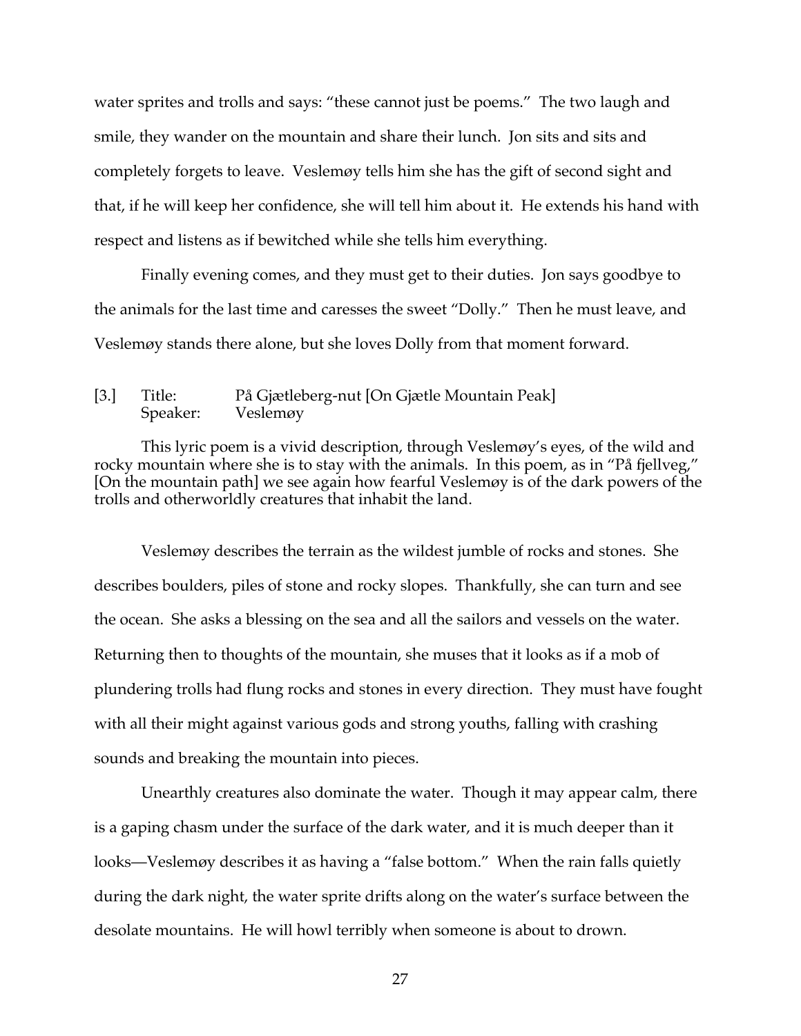water sprites and trolls and says: "these cannot just be poems." The two laugh and smile, they wander on the mountain and share their lunch. Jon sits and sits and completely forgets to leave. Veslemøy tells him she has the gift of second sight and that, if he will keep her confidence, she will tell him about it. He extends his hand with respect and listens as if bewitched while she tells him everything.

Finally evening comes, and they must get to their duties. Jon says goodbye to the animals for the last time and caresses the sweet "Dolly." Then he must leave, and Veslemøy stands there alone, but she loves Dolly from that moment forward.

[3.] Title: På Gjætleberg-nut [On Gjætle Mountain Peak]
Speaker: Veslemøy

This lyric poem is a vivid description, through Veslemøy's eyes, of the wild and rocky mountain where she is to stay with the animals. In this poem, as in "På fjellveg," [On the mountain path] we see again how fearful Veslemøy is of the dark powers of the trolls and otherworldly creatures that inhabit the land.

Veslemøy describes the terrain as the wildest jumble of rocks and stones. She describes boulders, piles of stone and rocky slopes. Thankfully, she can turn and see the ocean. She asks a blessing on the sea and all the sailors and vessels on the water. Returning then to thoughts of the mountain, she muses that it looks as if a mob of plundering trolls had flung rocks and stones in every direction. They must have fought with all their might against various gods and strong youths, falling with crashing sounds and breaking the mountain into pieces.

Unearthly creatures also dominate the water. Though it may appear calm, there is a gaping chasm under the surface of the dark water, and it is much deeper than it looks—Veslemøy describes it as having a "false bottom." When the rain falls quietly during the dark night, the water sprite drifts along on the water's surface between the desolate mountains. He will howl terribly when someone is about to drown.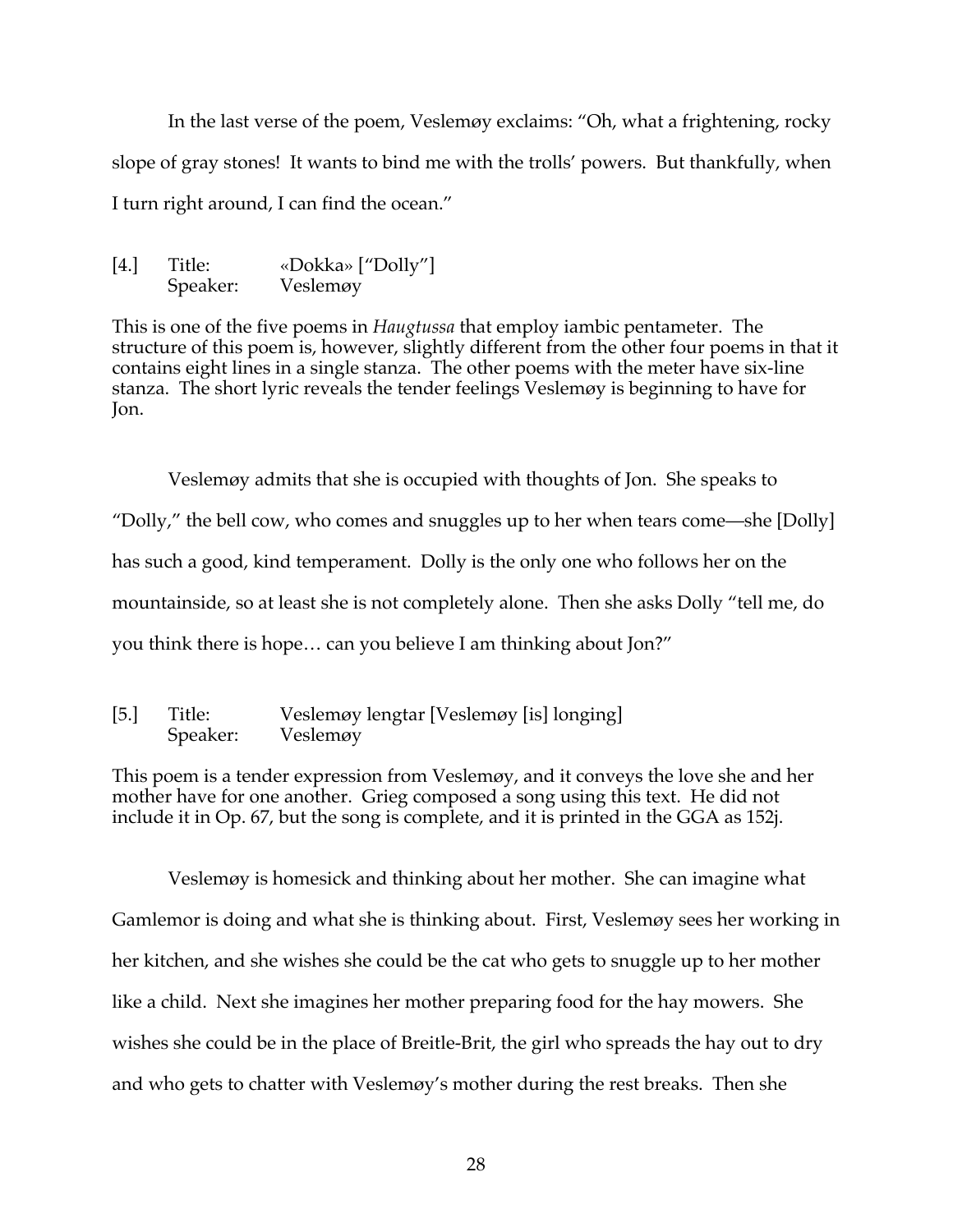In the last verse of the poem, Veslemøy exclaims: "Oh, what a frightening, rocky slope of gray stones! It wants to bind me with the trolls' powers. But thankfully, when I turn right around, I can find the ocean."

[4.] Title: «Dokka» ["Dolly"]
Speaker: Veslemøy

This is one of the five poems in *Haugtussa* that employ iambic pentameter. The structure of this poem is, however, slightly different from the other four poems in that it contains eight lines in a single stanza. The other poems with the meter have six-line stanza. The short lyric reveals the tender feelings Veslemøy is beginning to have for Jon.

Veslemøy admits that she is occupied with thoughts of Jon. She speaks to "Dolly," the bell cow, who comes and snuggles up to her when tears come—she [Dolly] has such a good, kind temperament. Dolly is the only one who follows her on the mountainside, so at least she is not completely alone. Then she asks Dolly "tell me, do you think there is hope… can you believe I am thinking about Jon?"

[5.] Title: Veslemøy lengtar [Veslemøy [is] longing]
Speaker: Veslemøy

This poem is a tender expression from Veslemøy, and it conveys the love she and her mother have for one another. Grieg composed a song using this text. He did not include it in Op. 67, but the song is complete, and it is printed in the GGA as 152j.

Veslemøy is homesick and thinking about her mother. She can imagine what Gamlemor is doing and what she is thinking about. First, Veslemøy sees her working in her kitchen, and she wishes she could be the cat who gets to snuggle up to her mother like a child. Next she imagines her mother preparing food for the hay mowers. She wishes she could be in the place of Breitle-Brit, the girl who spreads the hay out to dry and who gets to chatter with Veslemøy's mother during the rest breaks. Then she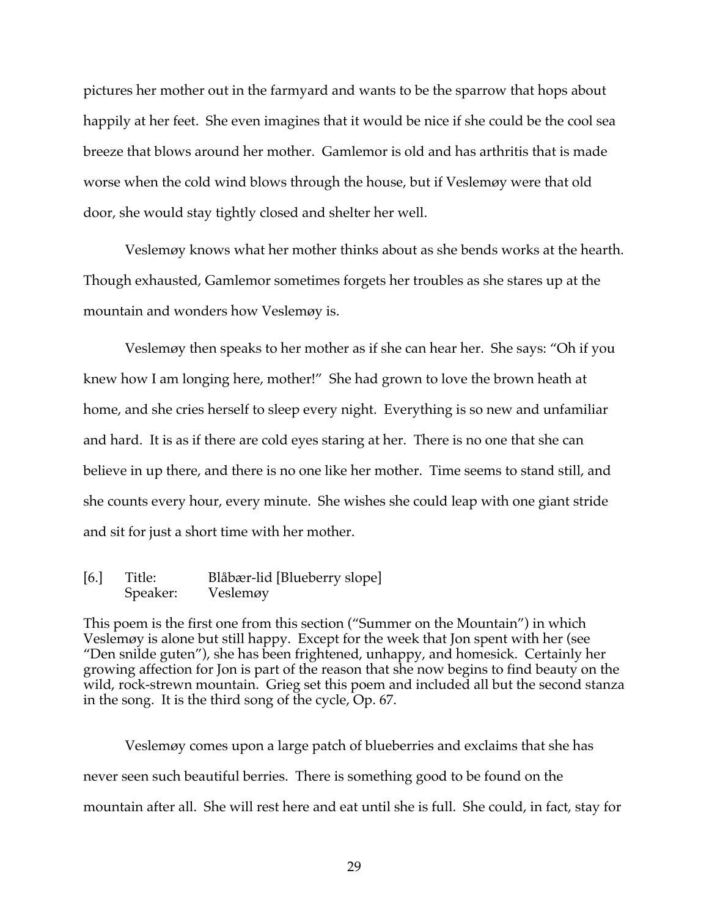pictures her mother out in the farmyard and wants to be the sparrow that hops about happily at her feet. She even imagines that it would be nice if she could be the cool sea breeze that blows around her mother. Gamlemor is old and has arthritis that is made worse when the cold wind blows through the house, but if Veslemøy were that old door, she would stay tightly closed and shelter her well.

Veslemøy knows what her mother thinks about as she bends works at the hearth. Though exhausted, Gamlemor sometimes forgets her troubles as she stares up at the mountain and wonders how Veslemøy is.

Veslemøy then speaks to her mother as if she can hear her. She says: "Oh if you knew how I am longing here, mother!" She had grown to love the brown heath at home, and she cries herself to sleep every night. Everything is so new and unfamiliar and hard. It is as if there are cold eyes staring at her. There is no one that she can believe in up there, and there is no one like her mother. Time seems to stand still, and she counts every hour, every minute. She wishes she could leap with one giant stride and sit for just a short time with her mother.

[6.] Title: Blåbær-lid [Blueberry slope]
Speaker: Veslemøy

This poem is the first one from this section ("Summer on the Mountain") in which Veslemøy is alone but still happy. Except for the week that Jon spent with her (see "Den snilde guten"), she has been frightened, unhappy, and homesick. Certainly her growing affection for Jon is part of the reason that she now begins to find beauty on the wild, rock-strewn mountain. Grieg set this poem and included all but the second stanza in the song. It is the third song of the cycle, Op. 67.

Veslemøy comes upon a large patch of blueberries and exclaims that she has never seen such beautiful berries. There is something good to be found on the mountain after all. She will rest here and eat until she is full. She could, in fact, stay for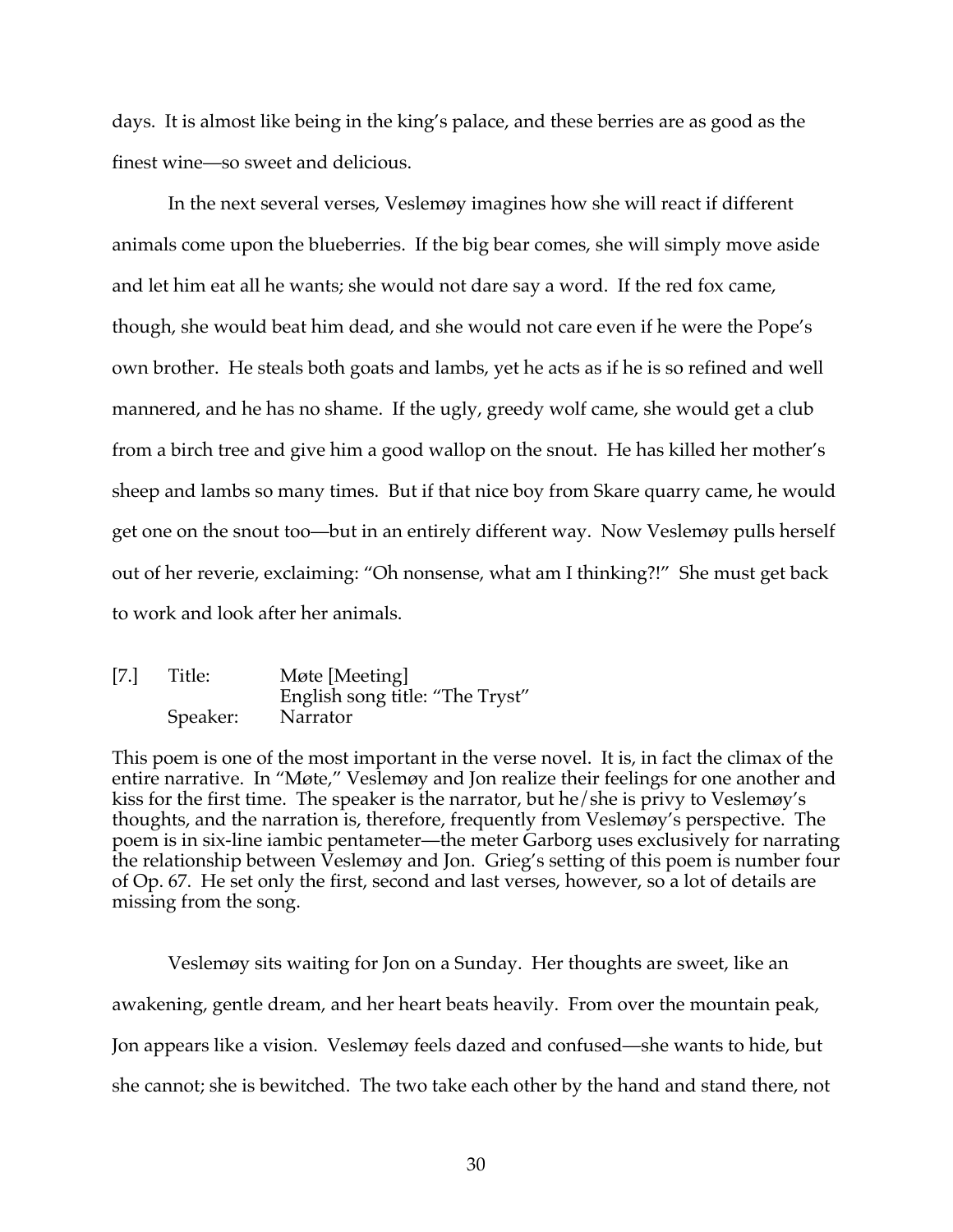days. It is almost like being in the king's palace, and these berries are as good as the finest wine—so sweet and delicious.

In the next several verses, Veslemøy imagines how she will react if different animals come upon the blueberries. If the big bear comes, she will simply move aside and let him eat all he wants; she would not dare say a word. If the red fox came, though, she would beat him dead, and she would not care even if he were the Pope's own brother. He steals both goats and lambs, yet he acts as if he is so refined and well mannered, and he has no shame. If the ugly, greedy wolf came, she would get a club from a birch tree and give him a good wallop on the snout. He has killed her mother's sheep and lambs so many times. But if that nice boy from Skare quarry came, he would get one on the snout too—but in an entirely different way. Now Veslemøy pulls herself out of her reverie, exclaiming: "Oh nonsense, what am I thinking?!" She must get back to work and look after her animals.

| [7.] | Title: | Møte [Meeting]<br>English song title: "The Tryst" |
|---|---|---|
| | Speaker: | Narrator |

This poem is one of the most important in the verse novel. It is, in fact the climax of the entire narrative. In "Møte," Veslemøy and Jon realize their feelings for one another and kiss for the first time. The speaker is the narrator, but he/she is privy to Veslemøy's thoughts, and the narration is, therefore, frequently from Veslemøy's perspective. The poem is in six-line iambic pentameter—the meter Garborg uses exclusively for narrating the relationship between Veslemøy and Jon. Grieg's setting of this poem is number four of Op. 67. He set only the first, second and last verses, however, so a lot of details are missing from the song.

Veslemøy sits waiting for Jon on a Sunday. Her thoughts are sweet, like an awakening, gentle dream, and her heart beats heavily. From over the mountain peak, Jon appears like a vision. Veslemøy feels dazed and confused—she wants to hide, but she cannot; she is bewitched. The two take each other by the hand and stand there, not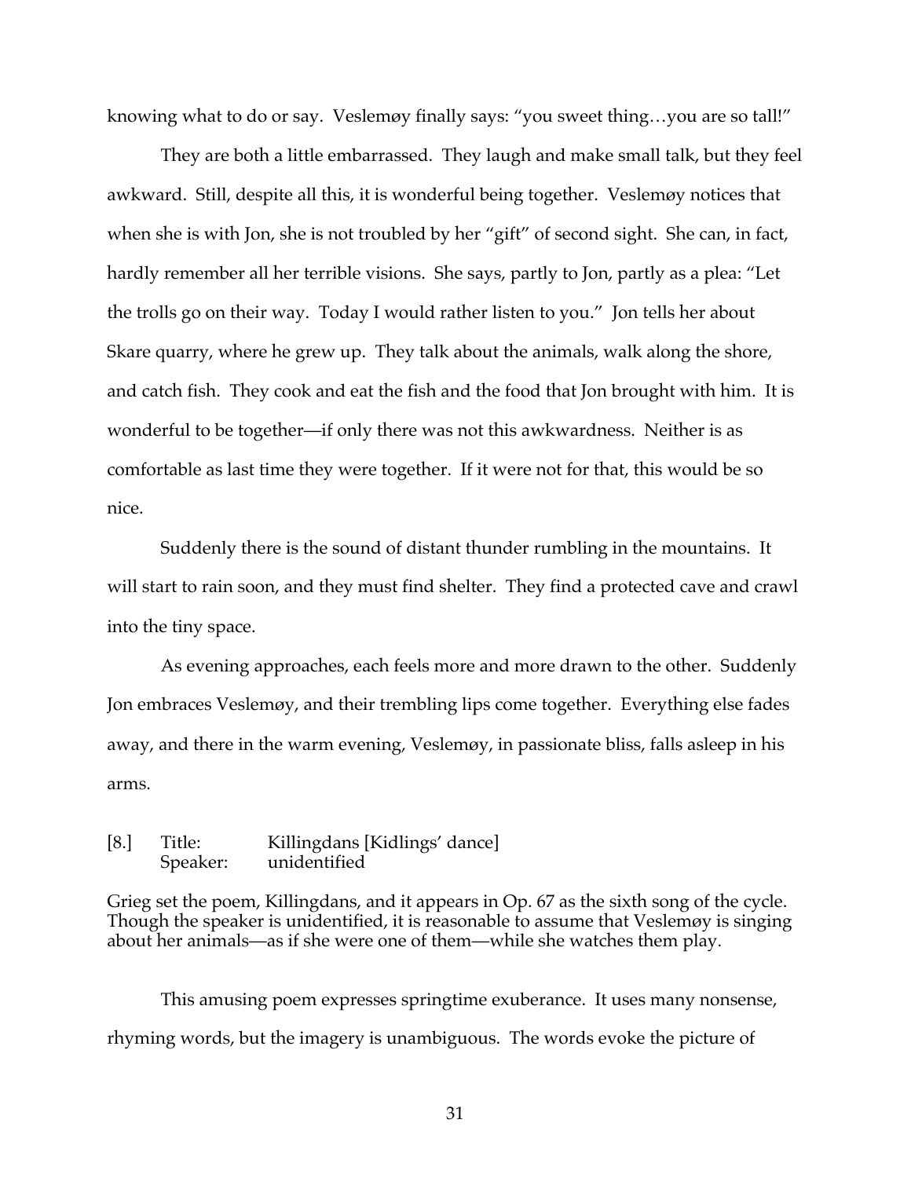knowing what to do or say. Veslemøy finally says: "you sweet thing…you are so tall!"

They are both a little embarrassed. They laugh and make small talk, but they feel awkward. Still, despite all this, it is wonderful being together. Veslemøy notices that when she is with Jon, she is not troubled by her "gift" of second sight. She can, in fact, hardly remember all her terrible visions. She says, partly to Jon, partly as a plea: "Let the trolls go on their way. Today I would rather listen to you." Jon tells her about Skare quarry, where he grew up. They talk about the animals, walk along the shore, and catch fish. They cook and eat the fish and the food that Jon brought with him. It is wonderful to be together—if only there was not this awkwardness. Neither is as comfortable as last time they were together. If it were not for that, this would be so nice.

Suddenly there is the sound of distant thunder rumbling in the mountains. It will start to rain soon, and they must find shelter. They find a protected cave and crawl into the tiny space.

As evening approaches, each feels more and more drawn to the other. Suddenly Jon embraces Veslemøy, and their trembling lips come together. Everything else fades away, and there in the warm evening, Veslemøy, in passionate bliss, falls asleep in his arms.

[8.] Title: Killingdans [Kidlings' dance]
Speaker: unidentified

Grieg set the poem, Killingdans, and it appears in Op. 67 as the sixth song of the cycle. Though the speaker is unidentified, it is reasonable to assume that Veslemøy is singing about her animals—as if she were one of them—while she watches them play.

This amusing poem expresses springtime exuberance. It uses many nonsense, rhyming words, but the imagery is unambiguous. The words evoke the picture of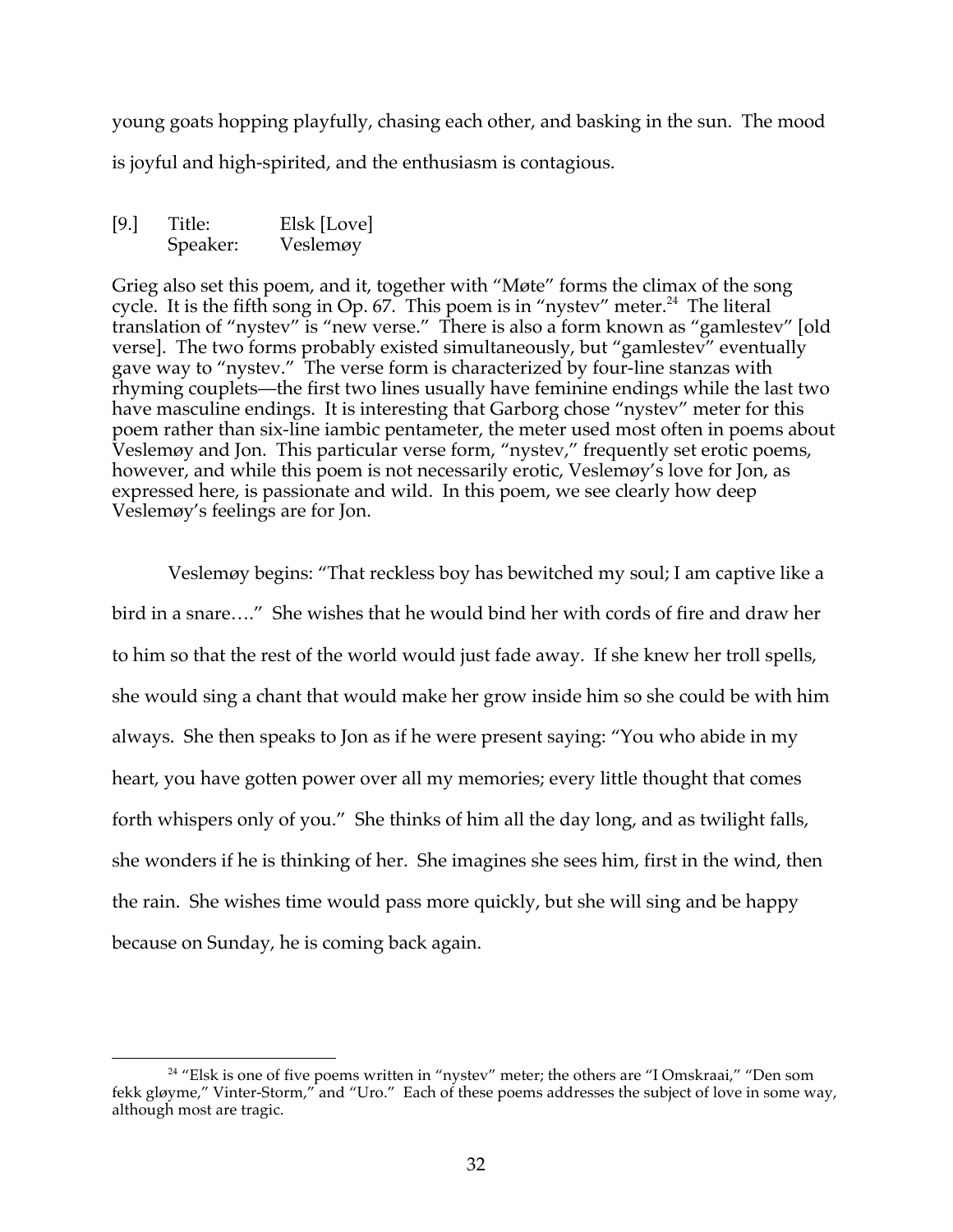young goats hopping playfully, chasing each other, and basking in the sun. The mood is joyful and high-spirited, and the enthusiasm is contagious.

[9.] Title: Elsk [Love]
Speaker: Veslemøy

Grieg also set this poem, and it, together with "Møte" forms the climax of the song cycle. It is the fifth song in Op. 67. This poem is in "nystev" meter.[24] The literal translation of "nystev" is "new verse." There is also a form known as "gamlestev" [old verse]. The two forms probably existed simultaneously, but "gamlestev" eventually gave way to "nystev." The verse form is characterized by four-line stanzas with rhyming couplets—the first two lines usually have feminine endings while the last two have masculine endings. It is interesting that Garborg chose "nystev" meter for this poem rather than six-line iambic pentameter, the meter used most often in poems about Veslemøy and Jon. This particular verse form, "nystev," frequently set erotic poems, however, and while this poem is not necessarily erotic, Veslemøy's love for Jon, as expressed here, is passionate and wild. In this poem, we see clearly how deep Veslemøy's feelings are for Jon.

Veslemøy begins: "That reckless boy has bewitched my soul; I am captive like a bird in a snare…." She wishes that he would bind her with cords of fire and draw her to him so that the rest of the world would just fade away. If she knew her troll spells, she would sing a chant that would make her grow inside him so she could be with him always. She then speaks to Jon as if he were present saying: "You who abide in my heart, you have gotten power over all my memories; every little thought that comes forth whispers only of you." She thinks of him all the day long, and as twilight falls, she wonders if he is thinking of her. She imagines she sees him, first in the wind, then the rain. She wishes time would pass more quickly, but she will sing and be happy because on Sunday, he is coming back again.

[24] "Elsk is one of five poems written in "nystev" meter; the others are "I Omskraai," "Den som fekk gløyme," Vinter-Storm," and "Uro." Each of these poems addresses the subject of love in some way, although most are tragic.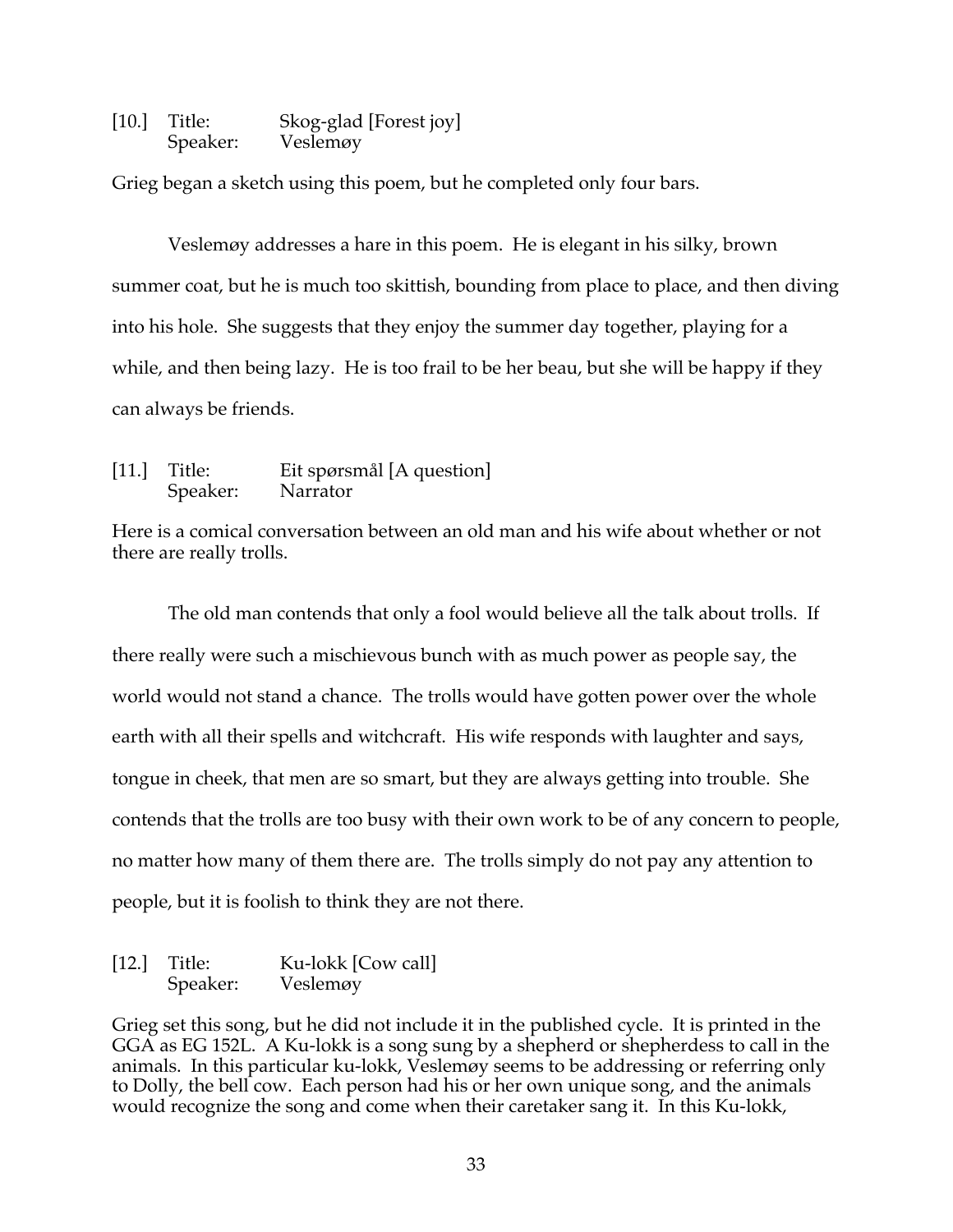[10.] Title: Skog-glad [Forest joy]
Speaker: Veslemøy

Grieg began a sketch using this poem, but he completed only four bars.

Veslemøy addresses a hare in this poem. He is elegant in his silky, brown summer coat, but he is much too skittish, bounding from place to place, and then diving into his hole. She suggests that they enjoy the summer day together, playing for a while, and then being lazy. He is too frail to be her beau, but she will be happy if they can always be friends.

[11.] Title: Eit spørsmål [A question]
Speaker: Narrator

Here is a comical conversation between an old man and his wife about whether or not there are really trolls.

The old man contends that only a fool would believe all the talk about trolls. If there really were such a mischievous bunch with as much power as people say, the world would not stand a chance. The trolls would have gotten power over the whole earth with all their spells and witchcraft. His wife responds with laughter and says, tongue in cheek, that men are so smart, but they are always getting into trouble. She contends that the trolls are too busy with their own work to be of any concern to people, no matter how many of them there are. The trolls simply do not pay any attention to people, but it is foolish to think they are not there.

[12.] Title: Ku-lokk [Cow call]
Speaker: Veslemøy

Grieg set this song, but he did not include it in the published cycle. It is printed in the GGA as EG 152L. A Ku-lokk is a song sung by a shepherd or shepherdess to call in the animals. In this particular ku-lokk, Veslemøy seems to be addressing or referring only to Dolly, the bell cow. Each person had his or her own unique song, and the animals would recognize the song and come when their caretaker sang it. In this Ku-lokk,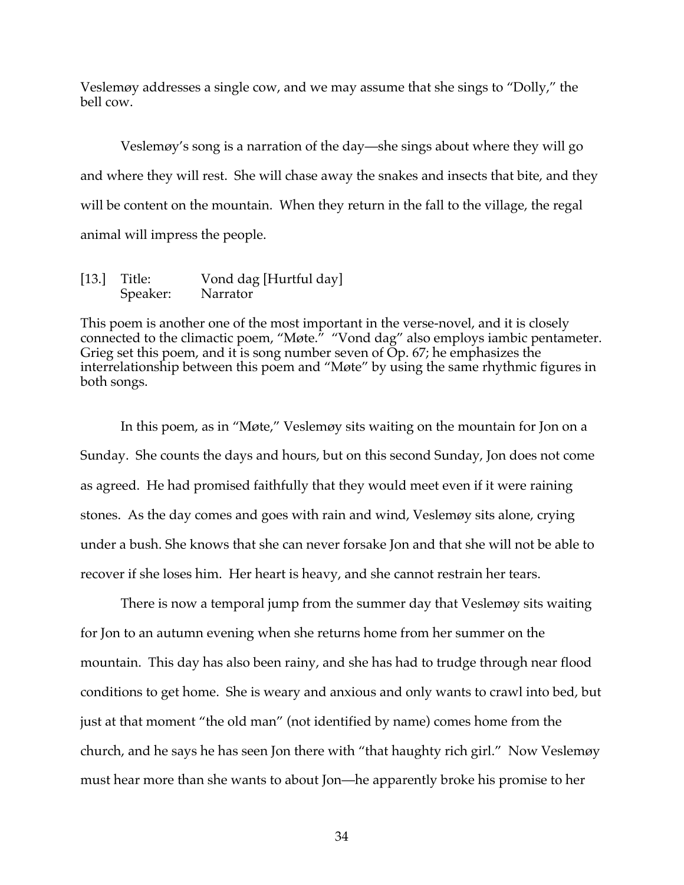Veslemøy addresses a single cow, and we may assume that she sings to "Dolly," the bell cow.

Veslemøy's song is a narration of the day—she sings about where they will go and where they will rest. She will chase away the snakes and insects that bite, and they will be content on the mountain. When they return in the fall to the village, the regal animal will impress the people.

[13.] Title: Vond dag [Hurtful day]
Speaker: Narrator

This poem is another one of the most important in the verse-novel, and it is closely connected to the climactic poem, "Møte." "Vond dag" also employs iambic pentameter. Grieg set this poem, and it is song number seven of Op. 67; he emphasizes the interrelationship between this poem and "Møte" by using the same rhythmic figures in both songs.

In this poem, as in "Møte," Veslemøy sits waiting on the mountain for Jon on a Sunday. She counts the days and hours, but on this second Sunday, Jon does not come as agreed. He had promised faithfully that they would meet even if it were raining stones. As the day comes and goes with rain and wind, Veslemøy sits alone, crying under a bush. She knows that she can never forsake Jon and that she will not be able to recover if she loses him. Her heart is heavy, and she cannot restrain her tears.

There is now a temporal jump from the summer day that Veslemøy sits waiting for Jon to an autumn evening when she returns home from her summer on the mountain. This day has also been rainy, and she has had to trudge through near flood conditions to get home. She is weary and anxious and only wants to crawl into bed, but just at that moment "the old man" (not identified by name) comes home from the church, and he says he has seen Jon there with "that haughty rich girl." Now Veslemøy must hear more than she wants to about Jon—he apparently broke his promise to her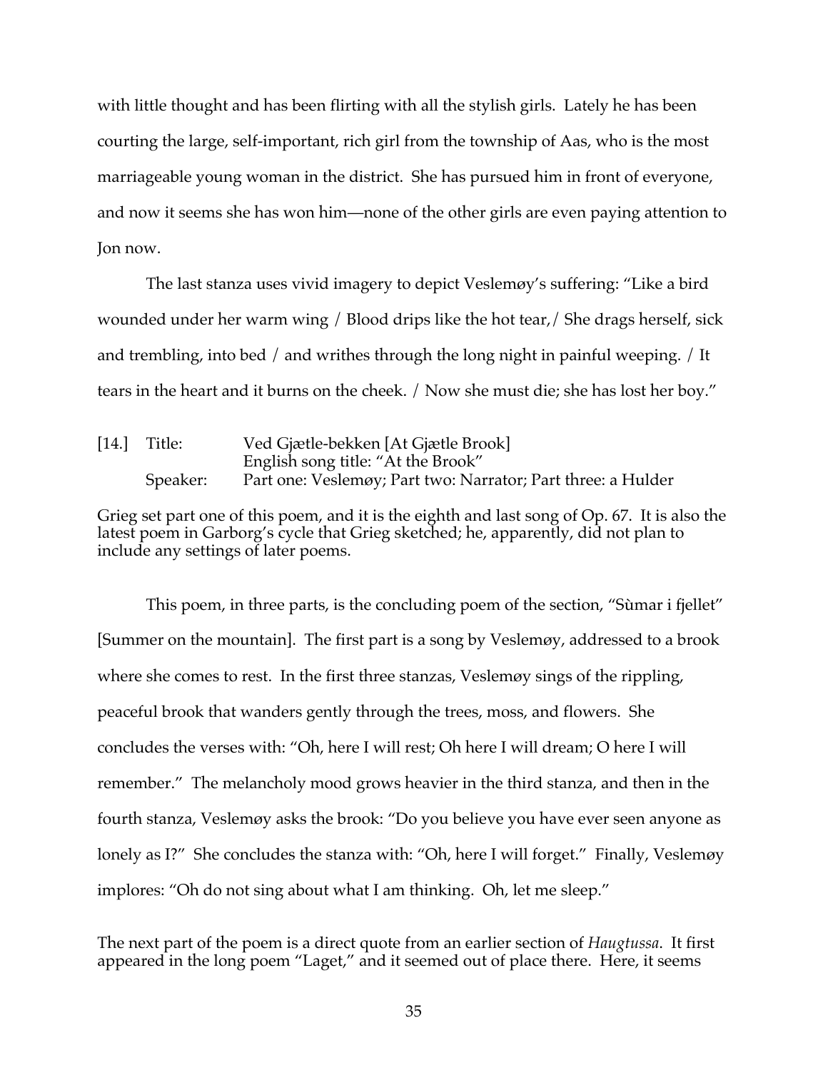with little thought and has been flirting with all the stylish girls. Lately he has been courting the large, self-important, rich girl from the township of Aas, who is the most marriageable young woman in the district. She has pursued him in front of everyone, and now it seems she has won him—none of the other girls are even paying attention to Jon now.

The last stanza uses vivid imagery to depict Veslemøy's suffering: "Like a bird wounded under her warm wing / Blood drips like the hot tear,/ She drags herself, sick and trembling, into bed / and writhes through the long night in painful weeping. / It tears in the heart and it burns on the cheek. / Now she must die; she has lost her boy."

[14.] Title: Ved Gjætle-bekken [At Gjætle Brook]
English song title: "At the Brook"
Speaker: Part one: Veslemøy; Part two: Narrator; Part three: a Hulder

Grieg set part one of this poem, and it is the eighth and last song of Op. 67. It is also the latest poem in Garborg's cycle that Grieg sketched; he, apparently, did not plan to include any settings of later poems.

This poem, in three parts, is the concluding poem of the section, "Sùmar i fjellet" [Summer on the mountain]. The first part is a song by Veslemøy, addressed to a brook where she comes to rest. In the first three stanzas, Veslemøy sings of the rippling, peaceful brook that wanders gently through the trees, moss, and flowers. She concludes the verses with: "Oh, here I will rest; Oh here I will dream; O here I will remember." The melancholy mood grows heavier in the third stanza, and then in the fourth stanza, Veslemøy asks the brook: "Do you believe you have ever seen anyone as lonely as I?" She concludes the stanza with: "Oh, here I will forget." Finally, Veslemøy implores: "Oh do not sing about what I am thinking. Oh, let me sleep."

The next part of the poem is a direct quote from an earlier section of *Haugtussa*. It first appeared in the long poem "Laget," and it seemed out of place there. Here, it seems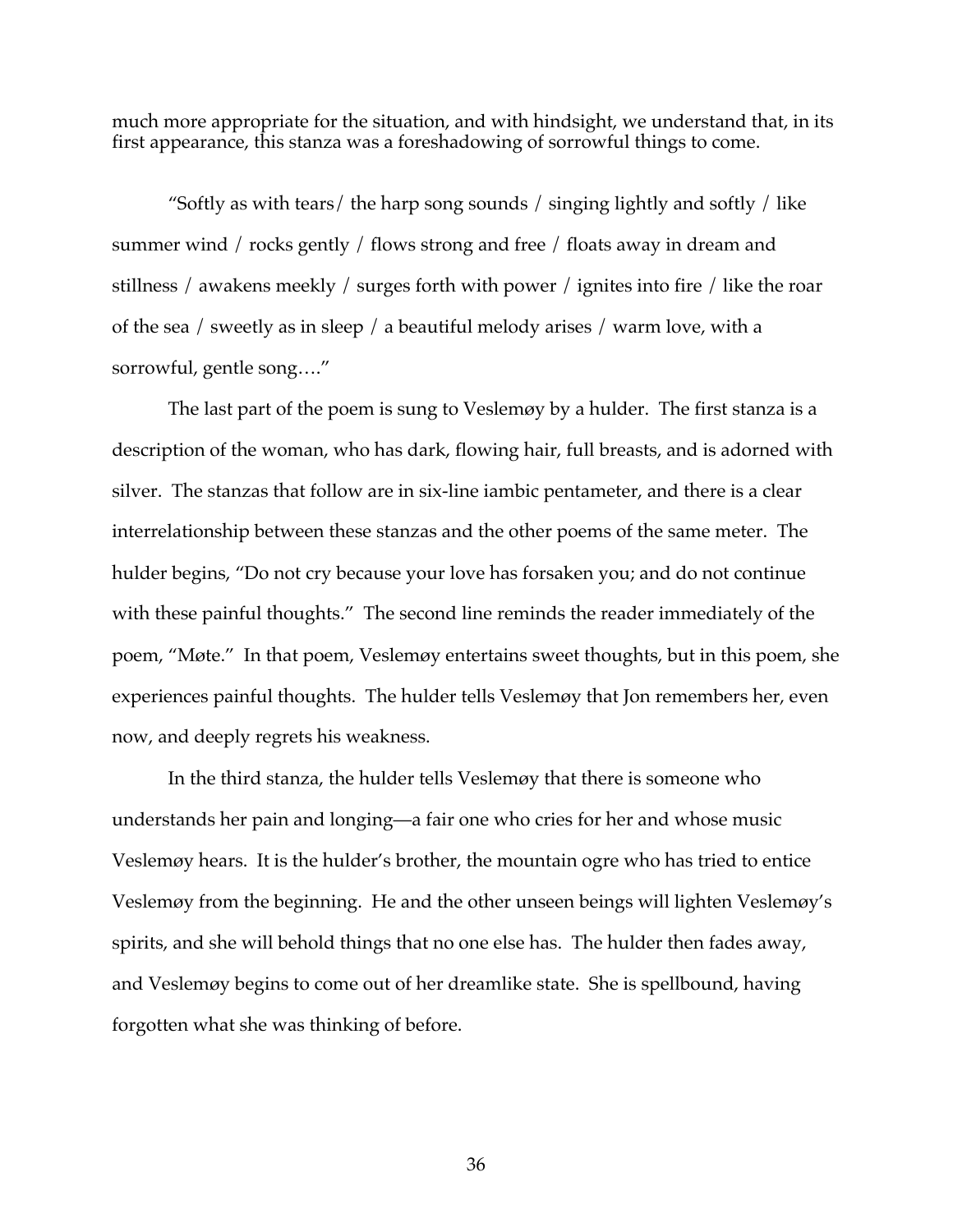much more appropriate for the situation, and with hindsight, we understand that, in its first appearance, this stanza was a foreshadowing of sorrowful things to come.

"Softly as with tears/ the harp song sounds / singing lightly and softly / like summer wind / rocks gently / flows strong and free / floats away in dream and stillness / awakens meekly / surges forth with power / ignites into fire / like the roar of the sea / sweetly as in sleep / a beautiful melody arises / warm love, with a sorrowful, gentle song…."

The last part of the poem is sung to Veslemøy by a hulder. The first stanza is a description of the woman, who has dark, flowing hair, full breasts, and is adorned with silver. The stanzas that follow are in six-line iambic pentameter, and there is a clear interrelationship between these stanzas and the other poems of the same meter. The hulder begins, "Do not cry because your love has forsaken you; and do not continue with these painful thoughts." The second line reminds the reader immediately of the poem, "Møte." In that poem, Veslemøy entertains sweet thoughts, but in this poem, she experiences painful thoughts. The hulder tells Veslemøy that Jon remembers her, even now, and deeply regrets his weakness.

In the third stanza, the hulder tells Veslemøy that there is someone who understands her pain and longing—a fair one who cries for her and whose music Veslemøy hears. It is the hulder's brother, the mountain ogre who has tried to entice Veslemøy from the beginning. He and the other unseen beings will lighten Veslemøy's spirits, and she will behold things that no one else has. The hulder then fades away, and Veslemøy begins to come out of her dreamlike state. She is spellbound, having forgotten what she was thinking of before.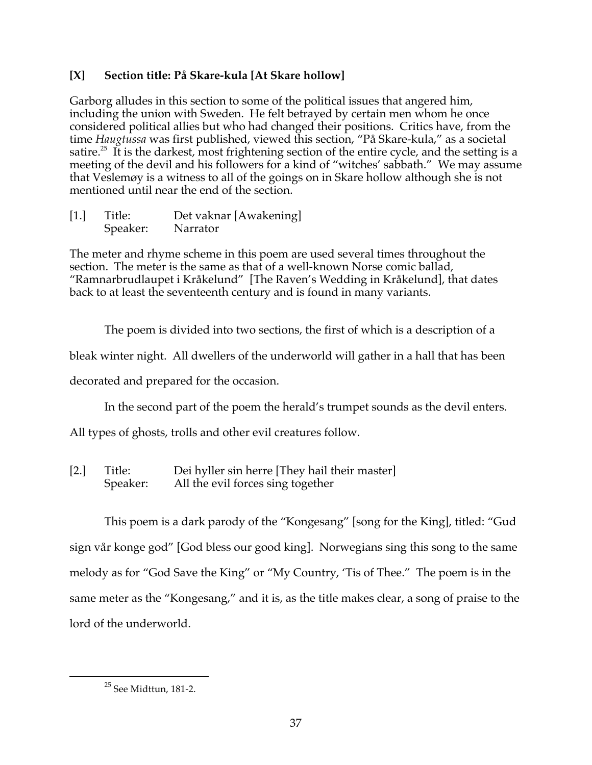### [X] Section title: På Skare-kula [At Skare hollow]

Garborg alludes in this section to some of the political issues that angered him, including the union with Sweden. He felt betrayed by certain men whom he once considered political allies but who had changed their positions. Critics have, from the time *Haugtussa* was first published, viewed this section, "På Skare-kula," as a societal satire.[25] It is the darkest, most frightening section of the entire cycle, and the setting is a meeting of the devil and his followers for a kind of "witches' sabbath." We may assume that Veslemøy is a witness to all of the goings on in Skare hollow although she is not mentioned until near the end of the section.

[1.] Title: Det vaknar [Awakening]
Speaker: Narrator

The meter and rhyme scheme in this poem are used several times throughout the section. The meter is the same as that of a well-known Norse comic ballad, "Ramnarbrudlaupet i Kråkelund" [The Raven's Wedding in Kråkelund], that dates back to at least the seventeenth century and is found in many variants.

The poem is divided into two sections, the first of which is a description of a bleak winter night. All dwellers of the underworld will gather in a hall that has been decorated and prepared for the occasion.

In the second part of the poem the herald's trumpet sounds as the devil enters. All types of ghosts, trolls and other evil creatures follow.

[2.] Title: Dei hyller sin herre [They hail their master]
Speaker: All the evil forces sing together

This poem is a dark parody of the "Kongesang" [song for the King], titled: "Gud sign vår konge god" [God bless our good king]. Norwegians sing this song to the same melody as for "God Save the King" or "My Country, 'Tis of Thee." The poem is in the same meter as the "Kongesang," and it is, as the title makes clear, a song of praise to the lord of the underworld.

---

[25] See Midttun, 181-2.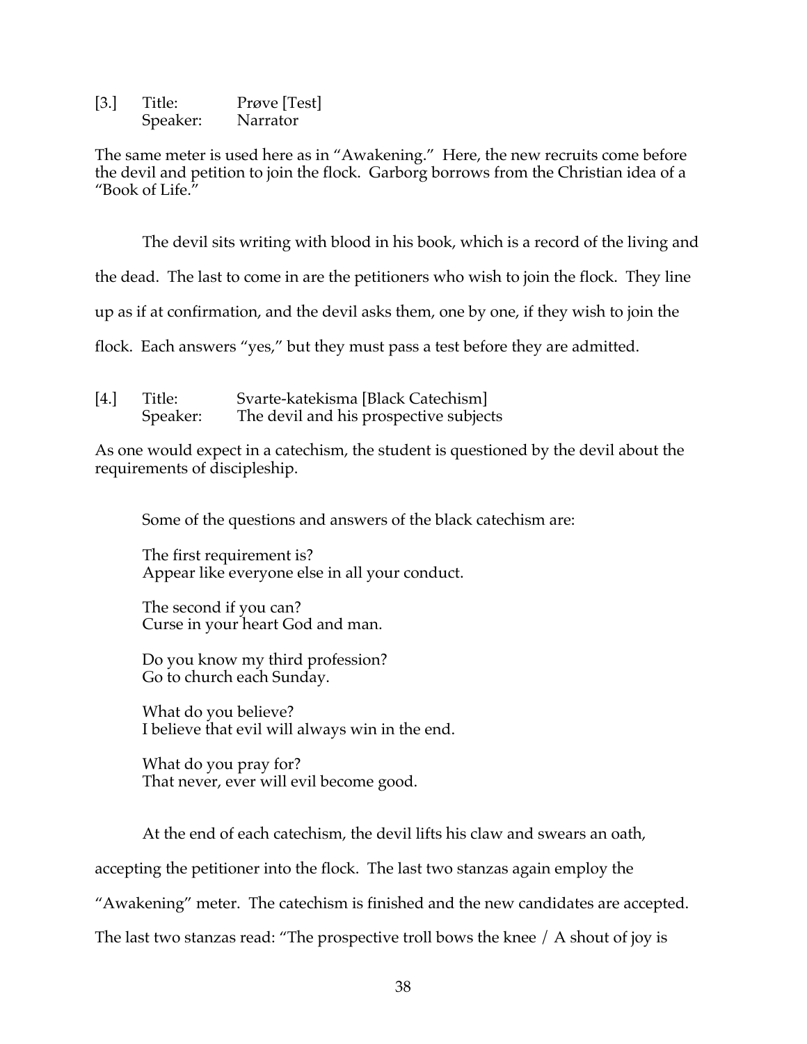[3.] Title: Prøve [Test]
Speaker: Narrator

The same meter is used here as in "Awakening." Here, the new recruits come before the devil and petition to join the flock. Garborg borrows from the Christian idea of a "Book of Life."

The devil sits writing with blood in his book, which is a record of the living and the dead. The last to come in are the petitioners who wish to join the flock. They line up as if at confirmation, and the devil asks them, one by one, if they wish to join the flock. Each answers "yes," but they must pass a test before they are admitted.

[4.] Title: Svarte-katekisma [Black Catechism]
Speaker: The devil and his prospective subjects

As one would expect in a catechism, the student is questioned by the devil about the requirements of discipleship.

Some of the questions and answers of the black catechism are:

> The first requirement is?
> Appear like everyone else in all your conduct.
>
> The second if you can?
> Curse in your heart God and man.
>
> Do you know my third profession?
> Go to church each Sunday.
>
> What do you believe?
> I believe that evil will always win in the end.
>
> What do you pray for?
> That never, ever will evil become good.

At the end of each catechism, the devil lifts his claw and swears an oath, accepting the petitioner into the flock. The last two stanzas again employ the "Awakening" meter. The catechism is finished and the new candidates are accepted. The last two stanzas read: "The prospective troll bows the knee / A shout of joy is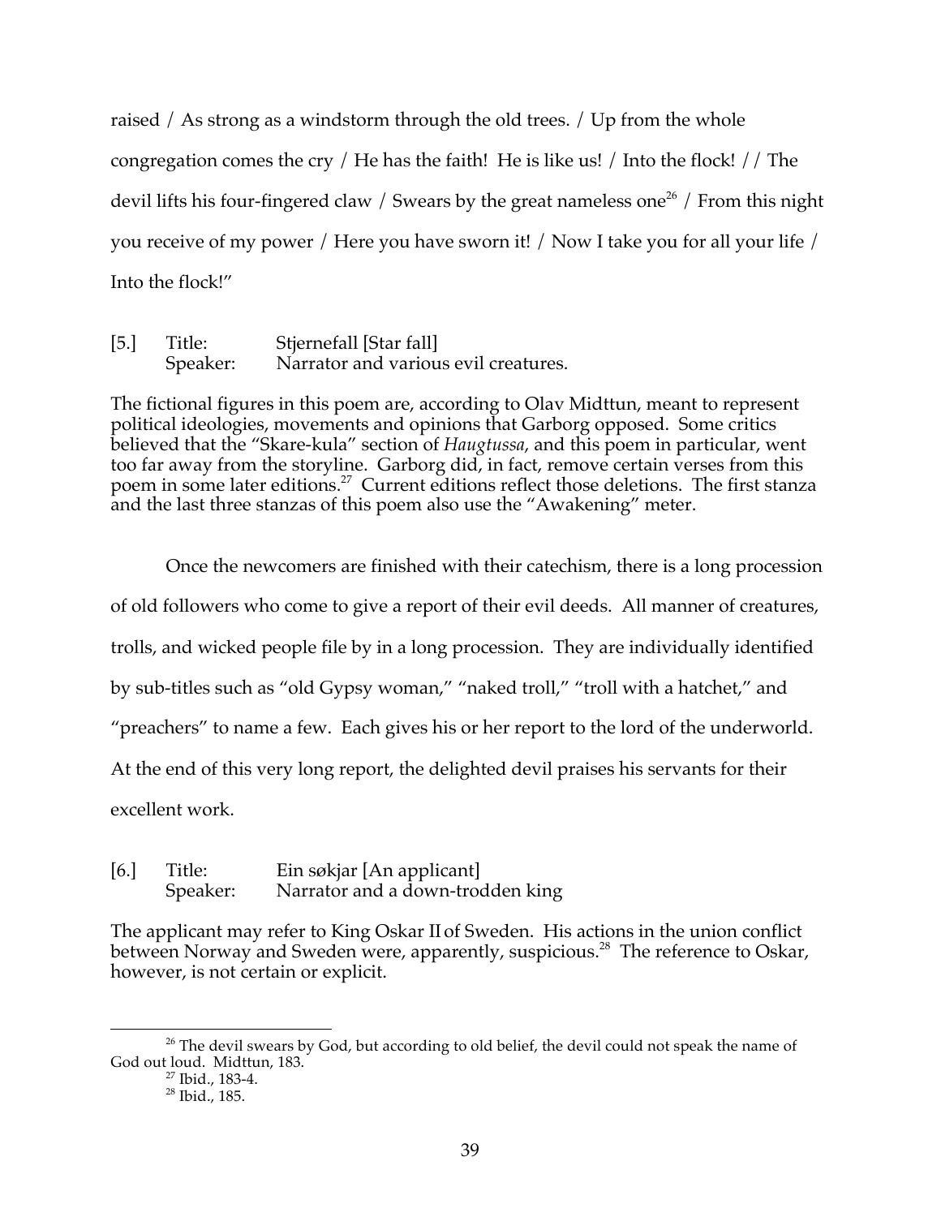raised / As strong as a windstorm through the old trees. / Up from the whole congregation comes the cry / He has the faith! He is like us! / Into the flock! // The devil lifts his four-fingered claw / Swears by the great nameless one[26] / From this night you receive of my power / Here you have sworn it! / Now I take you for all your life / Into the flock!"

[5.] Title: Stjernefall [Star fall]
Speaker: Narrator and various evil creatures.

The fictional figures in this poem are, according to Olav Midttun, meant to represent political ideologies, movements and opinions that Garborg opposed. Some critics believed that the "Skare-kula" section of *Haugtussa*, and this poem in particular, went too far away from the storyline. Garborg did, in fact, remove certain verses from this poem in some later editions.[27] Current editions reflect those deletions. The first stanza and the last three stanzas of this poem also use the "Awakening" meter.

Once the newcomers are finished with their catechism, there is a long procession of old followers who come to give a report of their evil deeds. All manner of creatures, trolls, and wicked people file by in a long procession. They are individually identified by sub-titles such as "old Gypsy woman," "naked troll," "troll with a hatchet," and "preachers" to name a few. Each gives his or her report to the lord of the underworld. At the end of this very long report, the delighted devil praises his servants for their excellent work.

[6.] Title: Ein søkjar [An applicant]
Speaker: Narrator and a down-trodden king

The applicant may refer to King Oskar II of Sweden. His actions in the union conflict between Norway and Sweden were, apparently, suspicious.[28] The reference to Oskar, however, is not certain or explicit.

---

[26] The devil swears by God, but according to old belief, the devil could not speak the name of God out loud. Midttun, 183.

[27] Ibid., 183-4.

[28] Ibid., 185.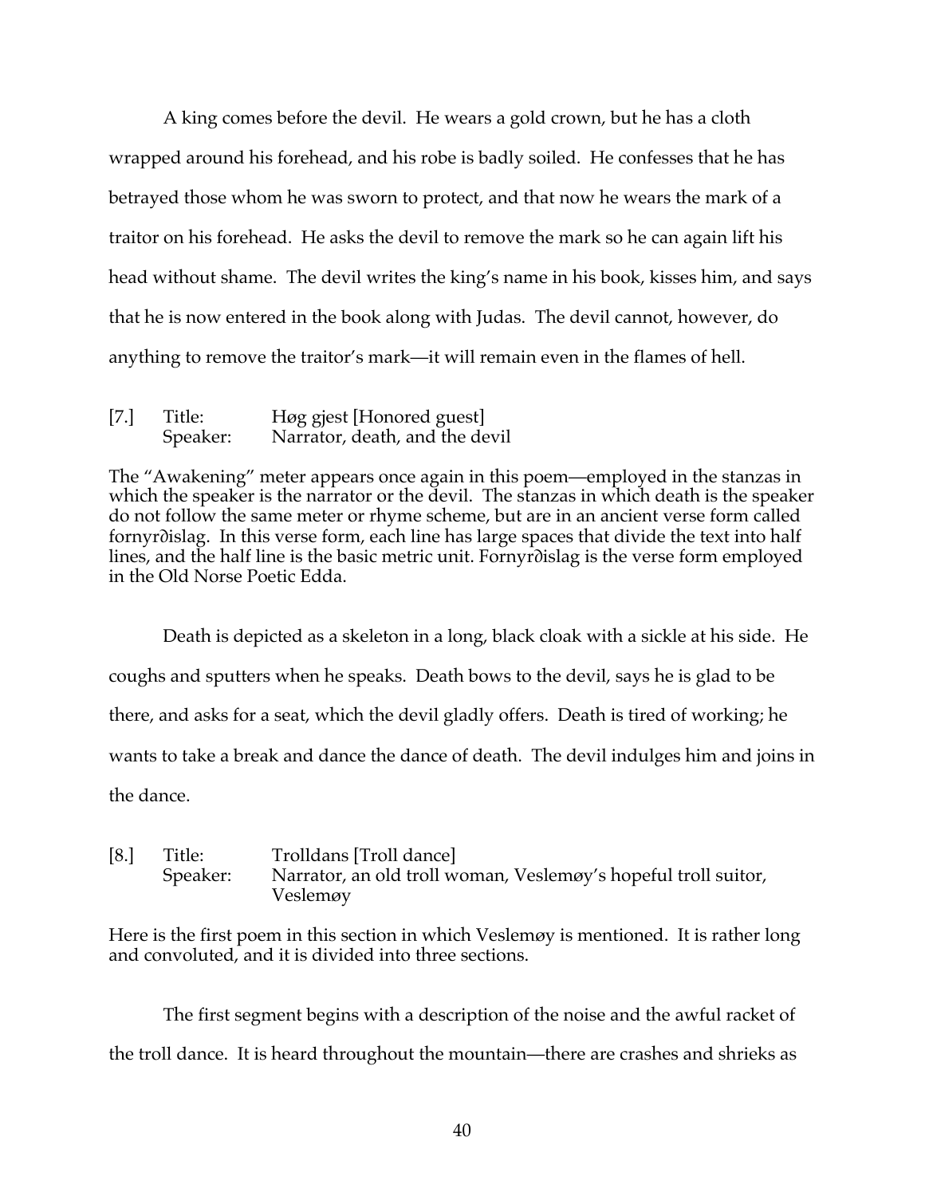A king comes before the devil. He wears a gold crown, but he has a cloth wrapped around his forehead, and his robe is badly soiled. He confesses that he has betrayed those whom he was sworn to protect, and that now he wears the mark of a traitor on his forehead. He asks the devil to remove the mark so he can again lift his head without shame. The devil writes the king's name in his book, kisses him, and says that he is now entered in the book along with Judas. The devil cannot, however, do anything to remove the traitor's mark—it will remain even in the flames of hell.

[7.] Title: Høg gjest [Honored guest]
Speaker: Narrator, death, and the devil

The "Awakening" meter appears once again in this poem—employed in the stanzas in which the speaker is the narrator or the devil. The stanzas in which death is the speaker do not follow the same meter or rhyme scheme, but are in an ancient verse form called fornyrðislag. In this verse form, each line has large spaces that divide the text into half lines, and the half line is the basic metric unit. Fornyrðislag is the verse form employed in the Old Norse Poetic Edda.

Death is depicted as a skeleton in a long, black cloak with a sickle at his side. He coughs and sputters when he speaks. Death bows to the devil, says he is glad to be there, and asks for a seat, which the devil gladly offers. Death is tired of working; he wants to take a break and dance the dance of death. The devil indulges him and joins in the dance.

[8.] Title: Trolldans [Troll dance]
Speaker: Narrator, an old troll woman, Veslemøy's hopeful troll suitor, Veslemøy

Here is the first poem in this section in which Veslemøy is mentioned. It is rather long and convoluted, and it is divided into three sections.

The first segment begins with a description of the noise and the awful racket of the troll dance. It is heard throughout the mountain—there are crashes and shrieks as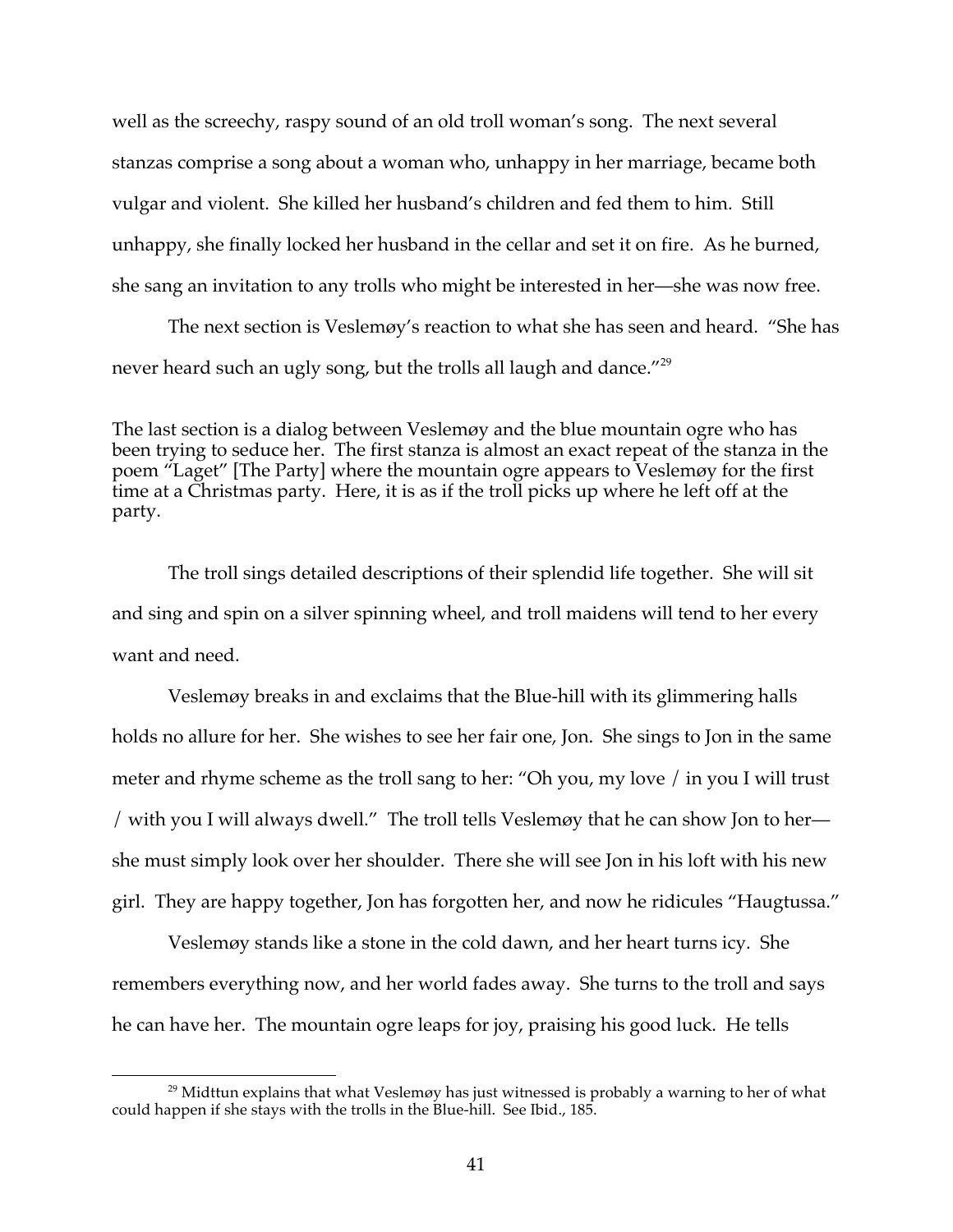well as the screechy, raspy sound of an old troll woman's song. The next several stanzas comprise a song about a woman who, unhappy in her marriage, became both vulgar and violent. She killed her husband's children and fed them to him. Still unhappy, she finally locked her husband in the cellar and set it on fire. As he burned, she sang an invitation to any trolls who might be interested in her—she was now free.

The next section is Veslemøy's reaction to what she has seen and heard. "She has never heard such an ugly song, but the trolls all laugh and dance."[29]

The last section is a dialog between Veslemøy and the blue mountain ogre who has been trying to seduce her. The first stanza is almost an exact repeat of the stanza in the poem "Laget" [The Party] where the mountain ogre appears to Veslemøy for the first time at a Christmas party. Here, it is as if the troll picks up where he left off at the party.

The troll sings detailed descriptions of their splendid life together. She will sit and sing and spin on a silver spinning wheel, and troll maidens will tend to her every want and need.

Veslemøy breaks in and exclaims that the Blue-hill with its glimmering halls holds no allure for her. She wishes to see her fair one, Jon. She sings to Jon in the same meter and rhyme scheme as the troll sang to her: "Oh you, my love / in you I will trust / with you I will always dwell." The troll tells Veslemøy that he can show Jon to her—she must simply look over her shoulder. There she will see Jon in his loft with his new girl. They are happy together, Jon has forgotten her, and now he ridicules "Haugtussa."

Veslemøy stands like a stone in the cold dawn, and her heart turns icy. She remembers everything now, and her world fades away. She turns to the troll and says he can have her. The mountain ogre leaps for joy, praising his good luck. He tells

[29] Midttun explains that what Veslemøy has just witnessed is probably a warning to her of what could happen if she stays with the trolls in the Blue-hill. See Ibid., 185.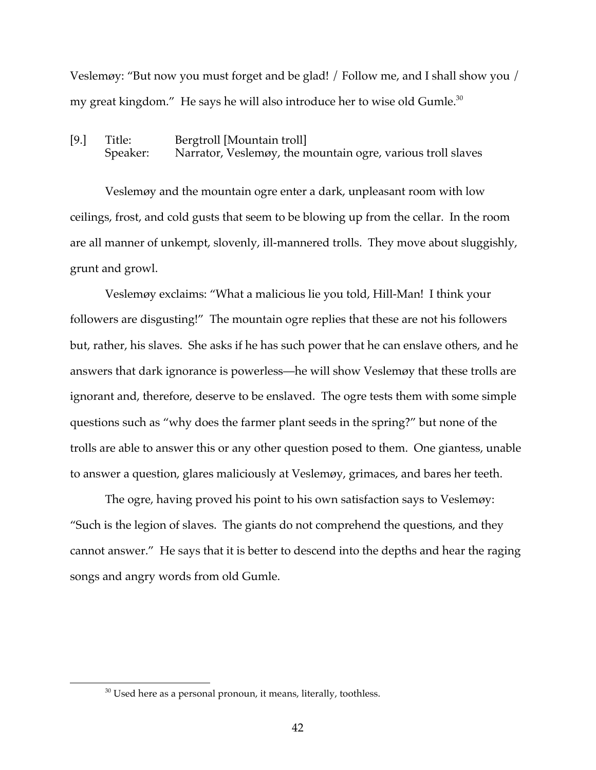Veslemøy: "But now you must forget and be glad! / Follow me, and I shall show you / my great kingdom." He says he will also introduce her to wise old Gumle.[30]

[9.] Title: Bergtroll [Mountain troll]
Speaker: Narrator, Veslemøy, the mountain ogre, various troll slaves

Veslemøy and the mountain ogre enter a dark, unpleasant room with low ceilings, frost, and cold gusts that seem to be blowing up from the cellar. In the room are all manner of unkempt, slovenly, ill-mannered trolls. They move about sluggishly, grunt and growl.

Veslemøy exclaims: "What a malicious lie you told, Hill-Man! I think your followers are disgusting!" The mountain ogre replies that these are not his followers but, rather, his slaves. She asks if he has such power that he can enslave others, and he answers that dark ignorance is powerless—he will show Veslemøy that these trolls are ignorant and, therefore, deserve to be enslaved. The ogre tests them with some simple questions such as "why does the farmer plant seeds in the spring?" but none of the trolls are able to answer this or any other question posed to them. One giantess, unable to answer a question, glares maliciously at Veslemøy, grimaces, and bares her teeth.

The ogre, having proved his point to his own satisfaction says to Veslemøy: "Such is the legion of slaves. The giants do not comprehend the questions, and they cannot answer." He says that it is better to descend into the depths and hear the raging songs and angry words from old Gumle.

[30] Used here as a personal pronoun, it means, literally, toothless.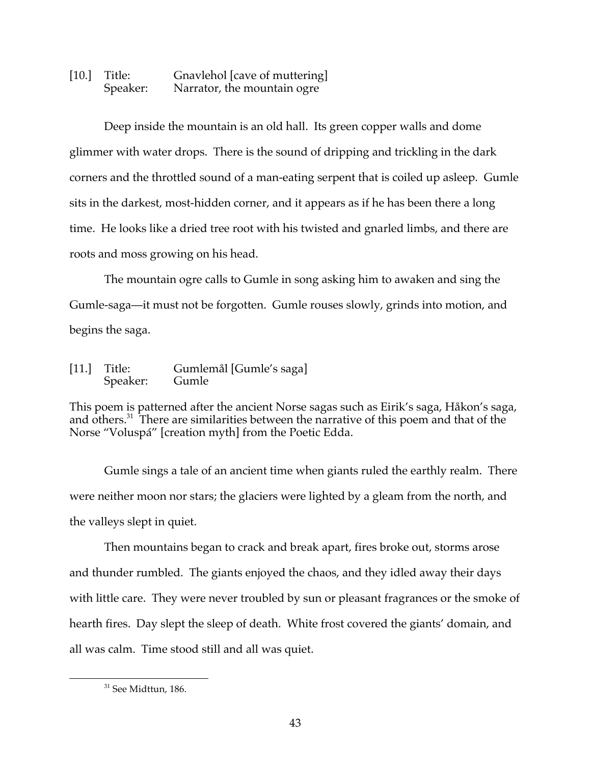[10.] Title: Gnavlehol [cave of muttering]
Speaker: Narrator, the mountain ogre

Deep inside the mountain is an old hall. Its green copper walls and dome glimmer with water drops. There is the sound of dripping and trickling in the dark corners and the throttled sound of a man-eating serpent that is coiled up asleep. Gumle sits in the darkest, most-hidden corner, and it appears as if he has been there a long time. He looks like a dried tree root with his twisted and gnarled limbs, and there are roots and moss growing on his head.

The mountain ogre calls to Gumle in song asking him to awaken and sing the Gumle-saga—it must not be forgotten. Gumle rouses slowly, grinds into motion, and begins the saga.

[11.] Title: Gumlemål [Gumle's saga]
Speaker: Gumle

This poem is patterned after the ancient Norse sagas such as Eirik's saga, Håkon's saga, and others.[31] There are similarities between the narrative of this poem and that of the Norse "Voluspá" [creation myth] from the Poetic Edda.

Gumle sings a tale of an ancient time when giants ruled the earthly realm. There were neither moon nor stars; the glaciers were lighted by a gleam from the north, and the valleys slept in quiet.

Then mountains began to crack and break apart, fires broke out, storms arose and thunder rumbled. The giants enjoyed the chaos, and they idled away their days with little care. They were never troubled by sun or pleasant fragrances or the smoke of hearth fires. Day slept the sleep of death. White frost covered the giants' domain, and all was calm. Time stood still and all was quiet.

[31] See Midttun, 186.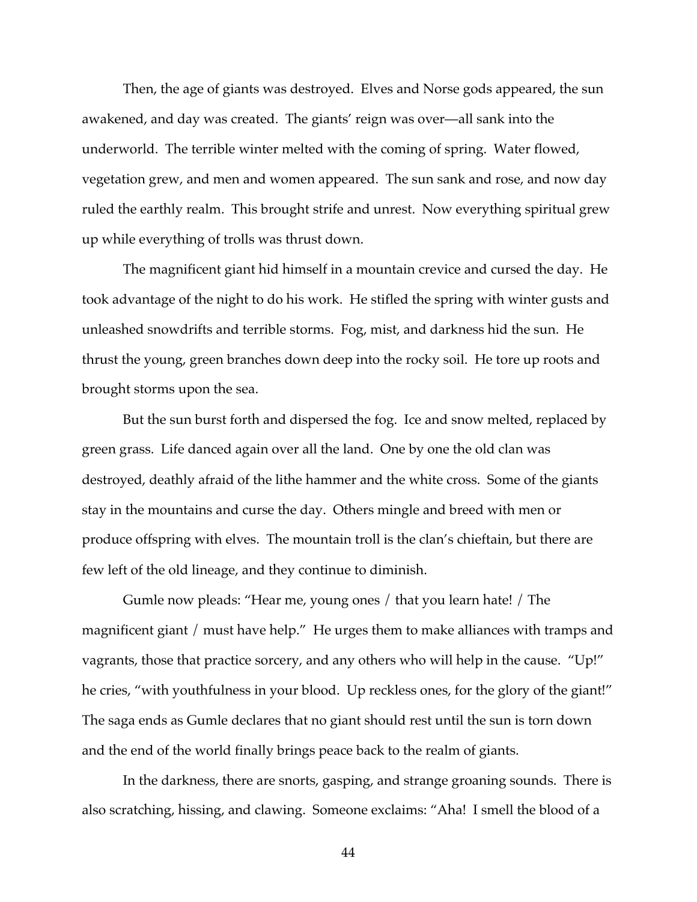Then, the age of giants was destroyed. Elves and Norse gods appeared, the sun awakened, and day was created. The giants' reign was over—all sank into the underworld. The terrible winter melted with the coming of spring. Water flowed, vegetation grew, and men and women appeared. The sun sank and rose, and now day ruled the earthly realm. This brought strife and unrest. Now everything spiritual grew up while everything of trolls was thrust down.

The magnificent giant hid himself in a mountain crevice and cursed the day. He took advantage of the night to do his work. He stifled the spring with winter gusts and unleashed snowdrifts and terrible storms. Fog, mist, and darkness hid the sun. He thrust the young, green branches down deep into the rocky soil. He tore up roots and brought storms upon the sea.

But the sun burst forth and dispersed the fog. Ice and snow melted, replaced by green grass. Life danced again over all the land. One by one the old clan was destroyed, deathly afraid of the lithe hammer and the white cross. Some of the giants stay in the mountains and curse the day. Others mingle and breed with men or produce offspring with elves. The mountain troll is the clan's chieftain, but there are few left of the old lineage, and they continue to diminish.

Gumle now pleads: "Hear me, young ones / that you learn hate! / The magnificent giant / must have help." He urges them to make alliances with tramps and vagrants, those that practice sorcery, and any others who will help in the cause. "Up!" he cries, "with youthfulness in your blood. Up reckless ones, for the glory of the giant!" The saga ends as Gumle declares that no giant should rest until the sun is torn down and the end of the world finally brings peace back to the realm of giants.

In the darkness, there are snorts, gasping, and strange groaning sounds. There is also scratching, hissing, and clawing. Someone exclaims: "Aha! I smell the blood of a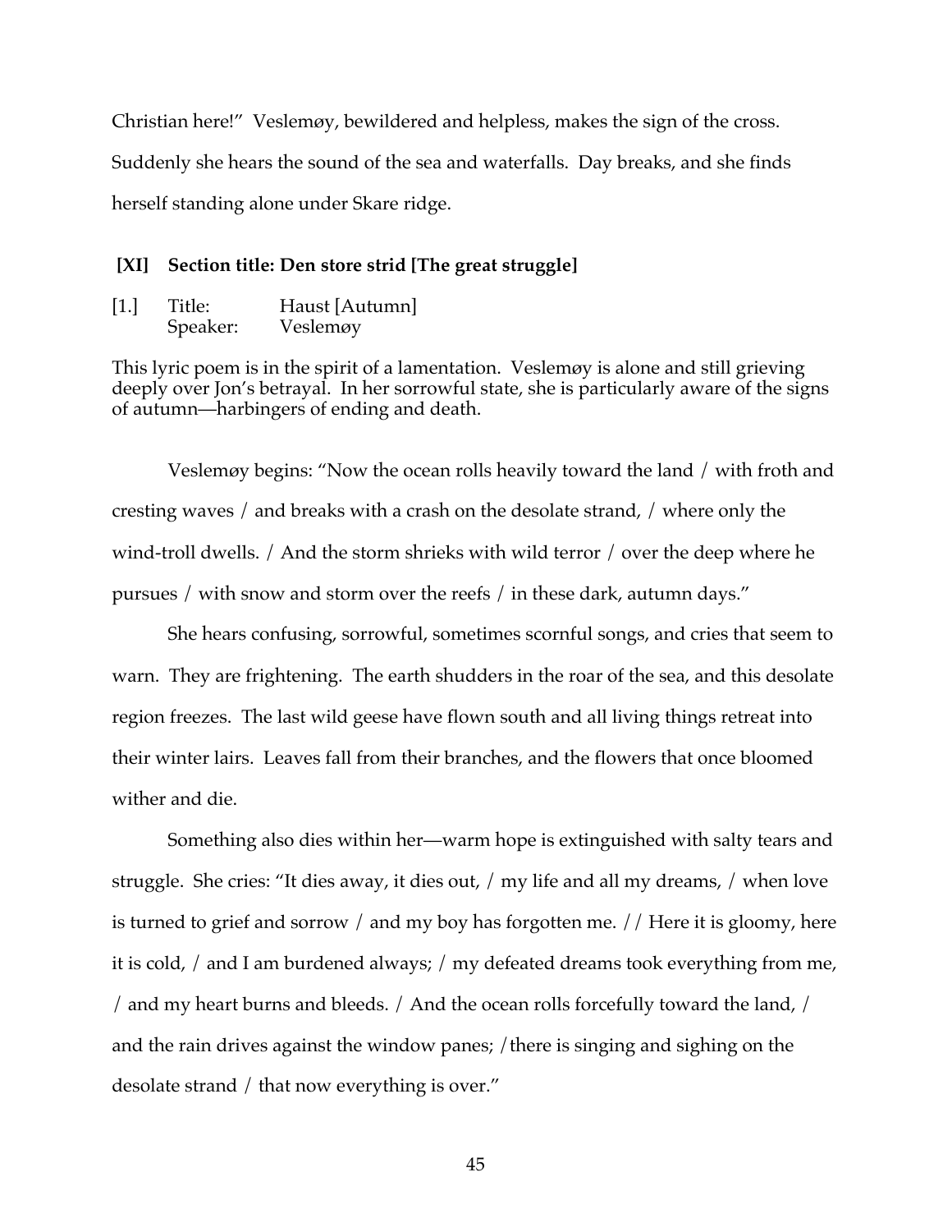Christian here!" Veslemøy, bewildered and helpless, makes the sign of the cross. Suddenly she hears the sound of the sea and waterfalls. Day breaks, and she finds herself standing alone under Skare ridge.

### [XI] Section title: Den store strid [The great struggle]

[1.] Title: Haust [Autumn]
Speaker: Veslemøy

This lyric poem is in the spirit of a lamentation. Veslemøy is alone and still grieving deeply over Jon's betrayal. In her sorrowful state, she is particularly aware of the signs of autumn—harbingers of ending and death.

Veslemøy begins: "Now the ocean rolls heavily toward the land / with froth and cresting waves / and breaks with a crash on the desolate strand, / where only the wind-troll dwells. / And the storm shrieks with wild terror / over the deep where he pursues / with snow and storm over the reefs / in these dark, autumn days."

She hears confusing, sorrowful, sometimes scornful songs, and cries that seem to warn. They are frightening. The earth shudders in the roar of the sea, and this desolate region freezes. The last wild geese have flown south and all living things retreat into their winter lairs. Leaves fall from their branches, and the flowers that once bloomed wither and die.

Something also dies within her—warm hope is extinguished with salty tears and struggle. She cries: "It dies away, it dies out, / my life and all my dreams, / when love is turned to grief and sorrow / and my boy has forgotten me. // Here it is gloomy, here it is cold, / and I am burdened always; / my defeated dreams took everything from me, / and my heart burns and bleeds. / And the ocean rolls forcefully toward the land, / and the rain drives against the window panes; /there is singing and sighing on the desolate strand / that now everything is over."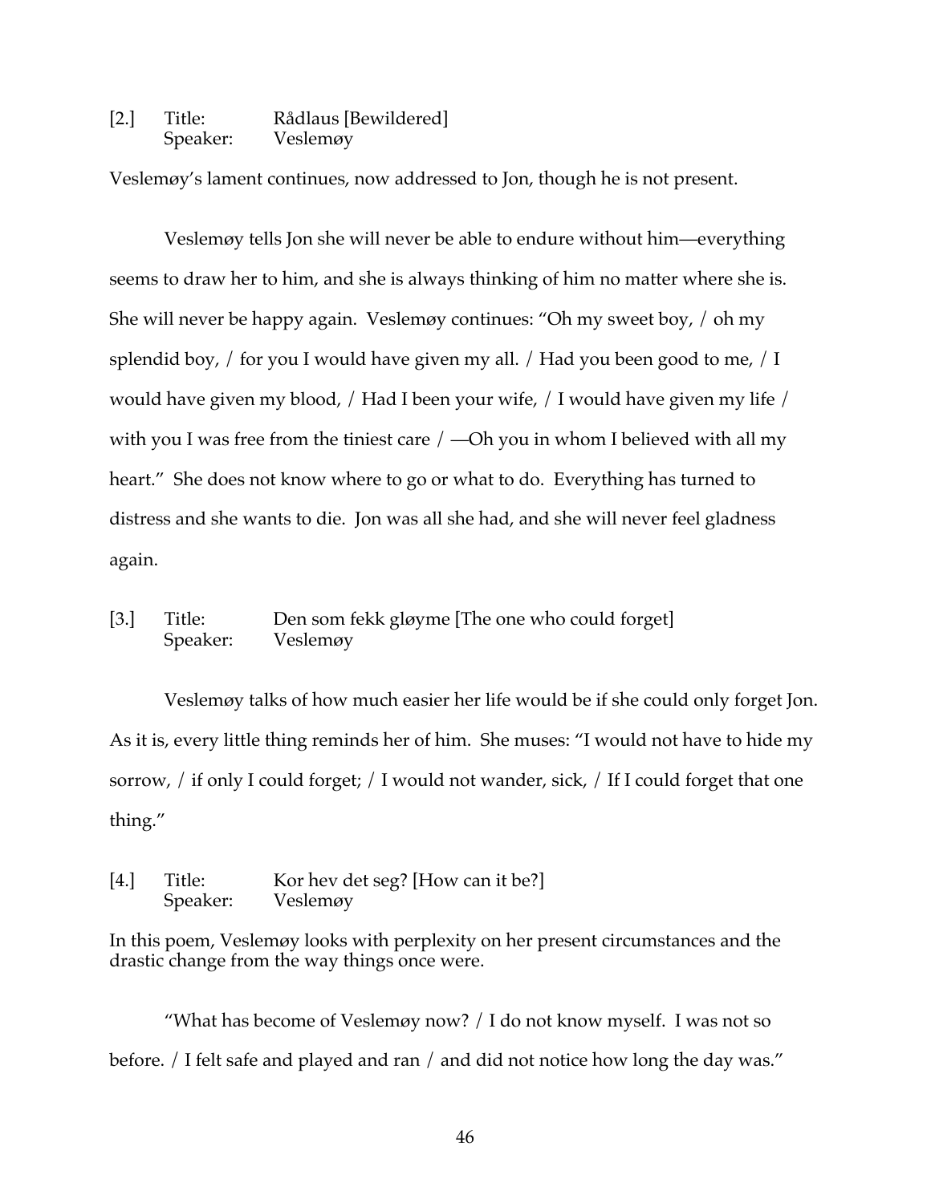[2.] Title: Rådlaus [Bewildered]
Speaker: Veslemøy

Veslemøy's lament continues, now addressed to Jon, though he is not present.

Veslemøy tells Jon she will never be able to endure without him—everything seems to draw her to him, and she is always thinking of him no matter where she is. She will never be happy again. Veslemøy continues: "Oh my sweet boy, / oh my splendid boy, / for you I would have given my all. / Had you been good to me, / I would have given my blood, / Had I been your wife, / I would have given my life / with you I was free from the tiniest care / —Oh you in whom I believed with all my heart." She does not know where to go or what to do. Everything has turned to distress and she wants to die. Jon was all she had, and she will never feel gladness again.

[3.] Title: Den som fekk gløyme [The one who could forget]
Speaker: Veslemøy

Veslemøy talks of how much easier her life would be if she could only forget Jon. As it is, every little thing reminds her of him. She muses: "I would not have to hide my sorrow, / if only I could forget; / I would not wander, sick, / If I could forget that one thing."

[4.] Title: Kor hev det seg? [How can it be?]
Speaker: Veslemøy

In this poem, Veslemøy looks with perplexity on her present circumstances and the drastic change from the way things once were.

"What has become of Veslemøy now? / I do not know myself. I was not so before. / I felt safe and played and ran / and did not notice how long the day was."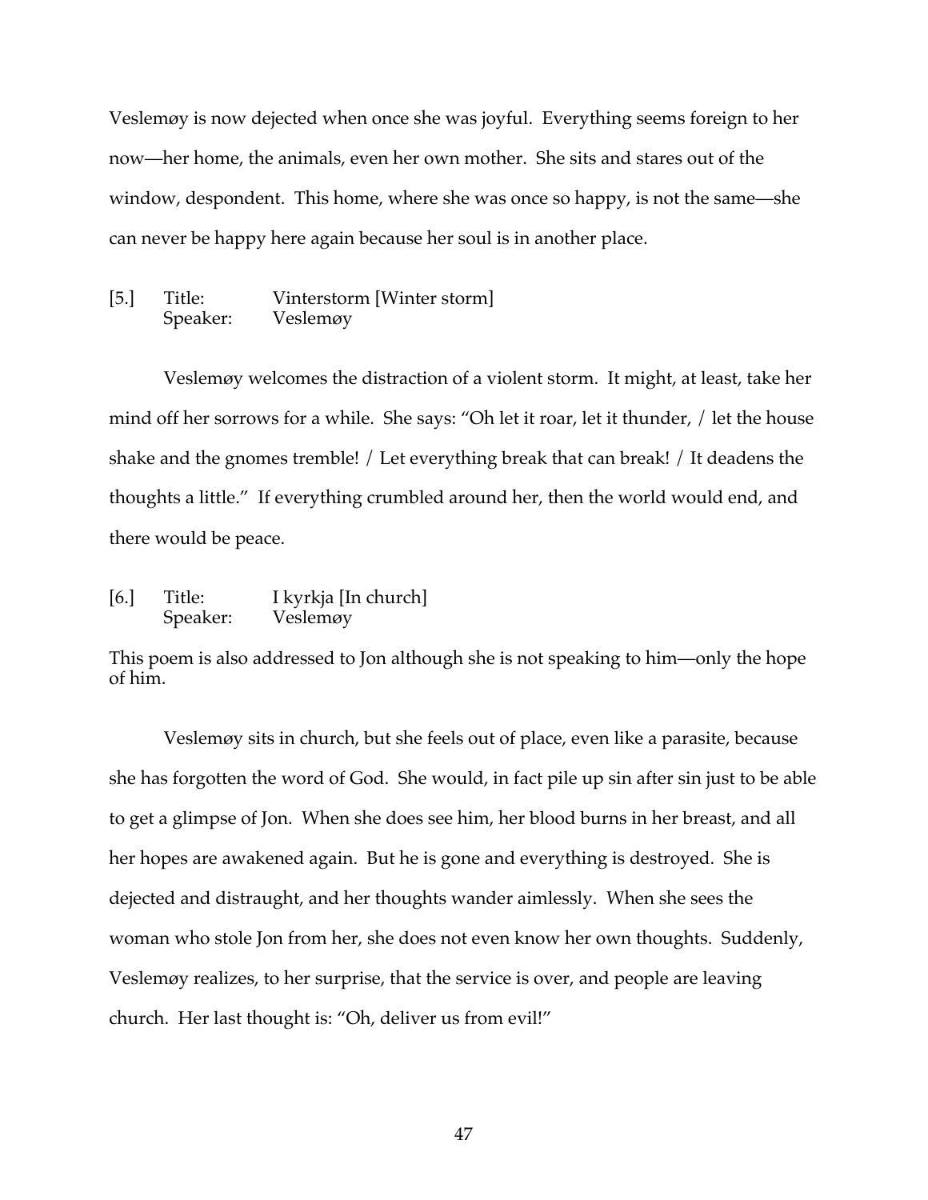Veslemøy is now dejected when once she was joyful. Everything seems foreign to her now—her home, the animals, even her own mother. She sits and stares out of the window, despondent. This home, where she was once so happy, is not the same—she can never be happy here again because her soul is in another place.

[5.] Title: Vinterstorm [Winter storm]
Speaker: Veslemøy

Veslemøy welcomes the distraction of a violent storm. It might, at least, take her mind off her sorrows for a while. She says: "Oh let it roar, let it thunder, / let the house shake and the gnomes tremble! / Let everything break that can break! / It deadens the thoughts a little." If everything crumbled around her, then the world would end, and there would be peace.

[6.] Title: I kyrkja [In church]
Speaker: Veslemøy

This poem is also addressed to Jon although she is not speaking to him—only the hope of him.

Veslemøy sits in church, but she feels out of place, even like a parasite, because she has forgotten the word of God. She would, in fact pile up sin after sin just to be able to get a glimpse of Jon. When she does see him, her blood burns in her breast, and all her hopes are awakened again. But he is gone and everything is destroyed. She is dejected and distraught, and her thoughts wander aimlessly. When she sees the woman who stole Jon from her, she does not even know her own thoughts. Suddenly, Veslemøy realizes, to her surprise, that the service is over, and people are leaving church. Her last thought is: "Oh, deliver us from evil!"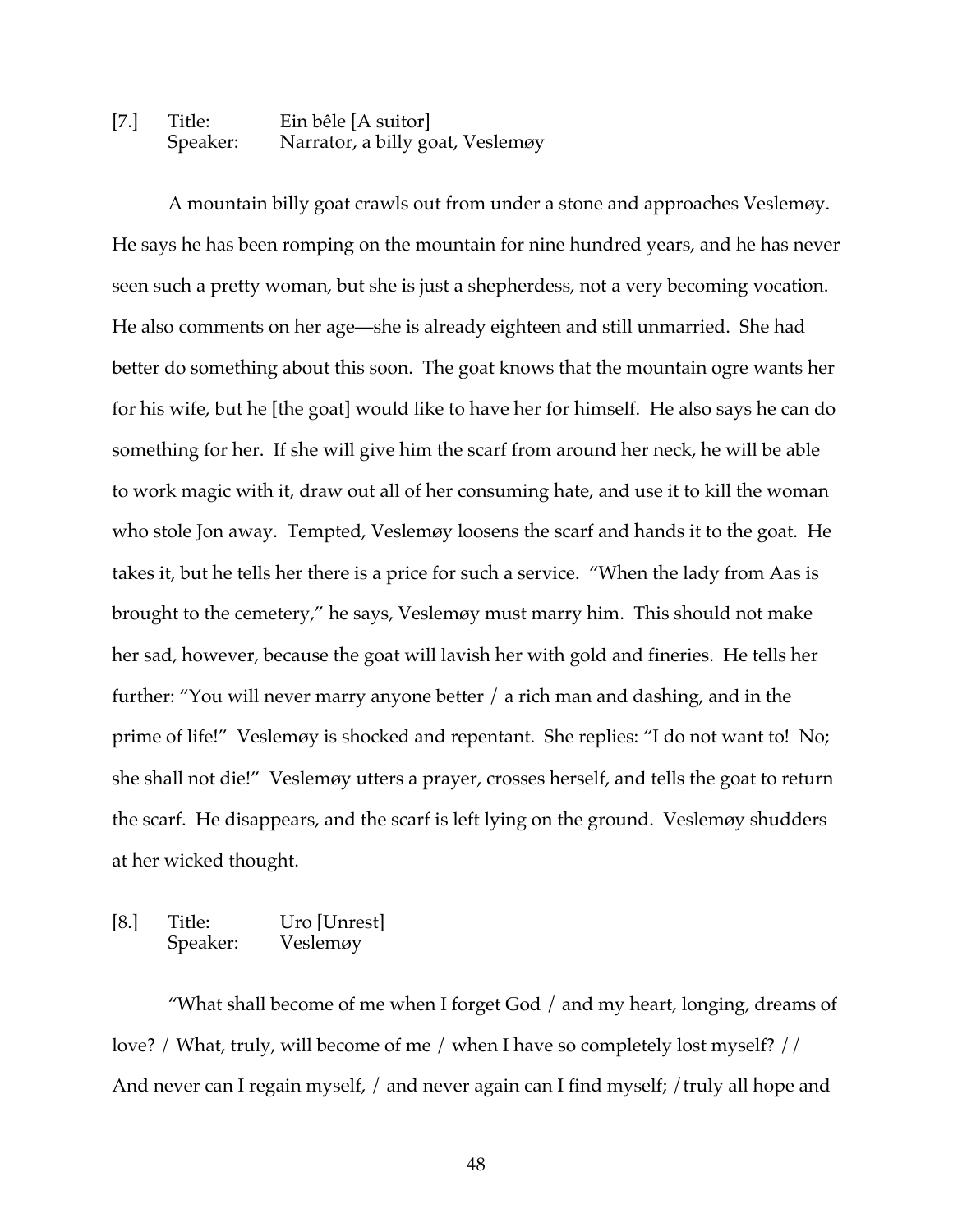[7.] Title: Ein bêle [A suitor]
Speaker: Narrator, a billy goat, Veslemøy

A mountain billy goat crawls out from under a stone and approaches Veslemøy. He says he has been romping on the mountain for nine hundred years, and he has never seen such a pretty woman, but she is just a shepherdess, not a very becoming vocation. He also comments on her age—she is already eighteen and still unmarried. She had better do something about this soon. The goat knows that the mountain ogre wants her for his wife, but he [the goat] would like to have her for himself. He also says he can do something for her. If she will give him the scarf from around her neck, he will be able to work magic with it, draw out all of her consuming hate, and use it to kill the woman who stole Jon away. Tempted, Veslemøy loosens the scarf and hands it to the goat. He takes it, but he tells her there is a price for such a service. "When the lady from Aas is brought to the cemetery," he says, Veslemøy must marry him. This should not make her sad, however, because the goat will lavish her with gold and fineries. He tells her further: "You will never marry anyone better / a rich man and dashing, and in the prime of life!" Veslemøy is shocked and repentant. She replies: "I do not want to! No; she shall not die!" Veslemøy utters a prayer, crosses herself, and tells the goat to return the scarf. He disappears, and the scarf is left lying on the ground. Veslemøy shudders at her wicked thought.

[8.] Title: Uro [Unrest]
Speaker: Veslemøy

"What shall become of me when I forget God / and my heart, longing, dreams of love? / What, truly, will become of me / when I have so completely lost myself? // And never can I regain myself, / and never again can I find myself; /truly all hope and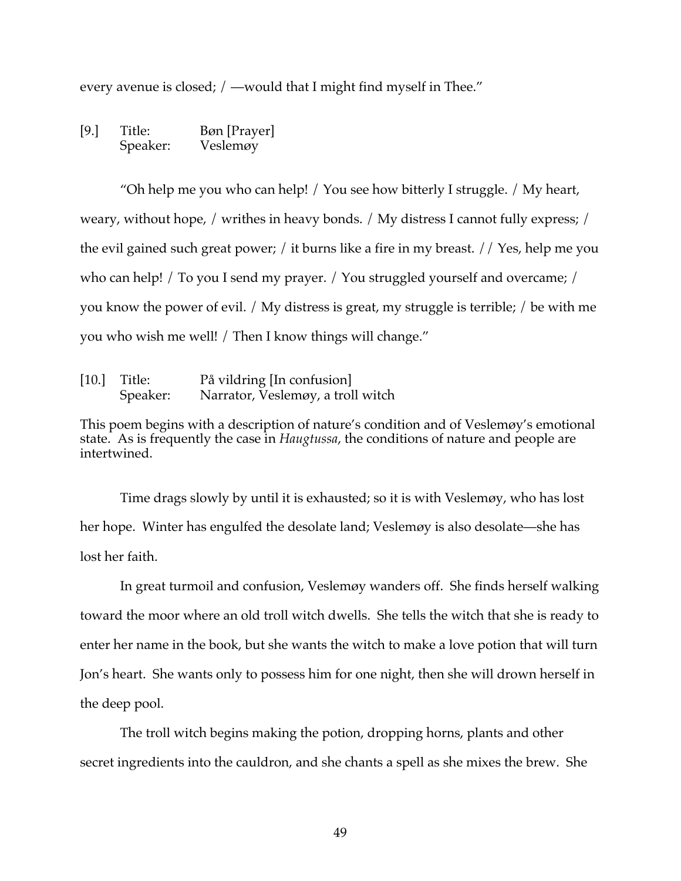every avenue is closed; / —would that I might find myself in Thee."

[9.] Title: Bøn [Prayer]
Speaker: Veslemøy

"Oh help me you who can help! / You see how bitterly I struggle. / My heart, weary, without hope, / writhes in heavy bonds. / My distress I cannot fully express; / the evil gained such great power; / it burns like a fire in my breast. // Yes, help me you who can help! / To you I send my prayer. / You struggled yourself and overcame; / you know the power of evil. / My distress is great, my struggle is terrible; / be with me you who wish me well! / Then I know things will change."

[10.] Title: På vildring [In confusion]
Speaker: Narrator, Veslemøy, a troll witch

This poem begins with a description of nature's condition and of Veslemøy's emotional state. As is frequently the case in *Haugtussa*, the conditions of nature and people are intertwined.

Time drags slowly by until it is exhausted; so it is with Veslemøy, who has lost her hope. Winter has engulfed the desolate land; Veslemøy is also desolate—she has lost her faith.

In great turmoil and confusion, Veslemøy wanders off. She finds herself walking toward the moor where an old troll witch dwells. She tells the witch that she is ready to enter her name in the book, but she wants the witch to make a love potion that will turn Jon's heart. She wants only to possess him for one night, then she will drown herself in the deep pool.

The troll witch begins making the potion, dropping horns, plants and other secret ingredients into the cauldron, and she chants a spell as she mixes the brew. She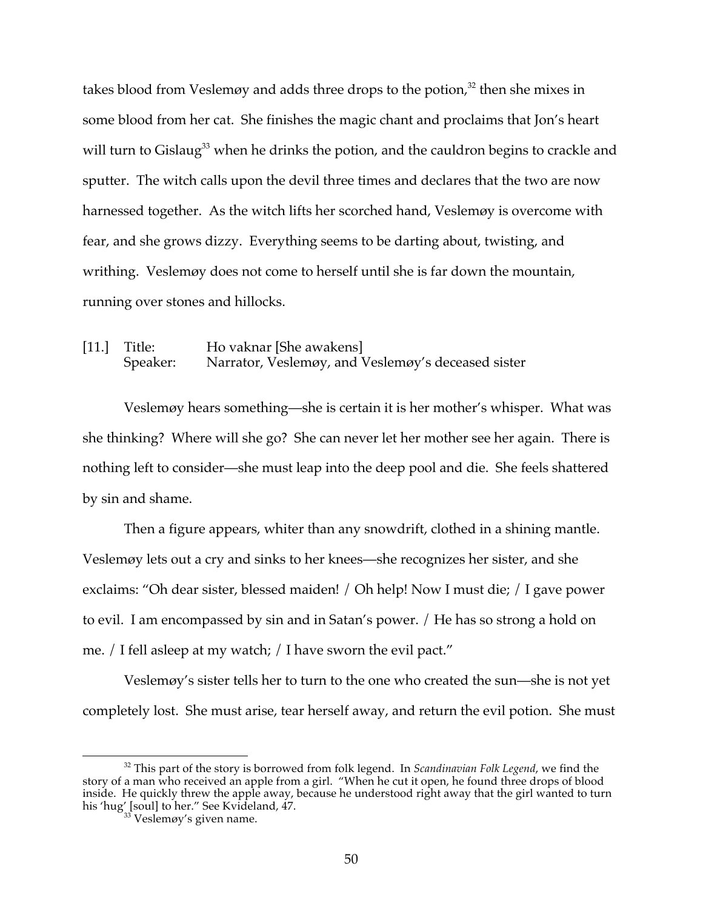takes blood from Veslemøy and adds three drops to the potion,[32] then she mixes in some blood from her cat. She finishes the magic chant and proclaims that Jon's heart will turn to Gislaug[33] when he drinks the potion, and the cauldron begins to crackle and sputter. The witch calls upon the devil three times and declares that the two are now harnessed together. As the witch lifts her scorched hand, Veslemøy is overcome with fear, and she grows dizzy. Everything seems to be darting about, twisting, and writhing. Veslemøy does not come to herself until she is far down the mountain, running over stones and hillocks.

[11.] Title: Ho vaknar [She awakens]
Speaker: Narrator, Veslemøy, and Veslemøy's deceased sister

Veslemøy hears something—she is certain it is her mother's whisper. What was she thinking? Where will she go? She can never let her mother see her again. There is nothing left to consider—she must leap into the deep pool and die. She feels shattered by sin and shame.

Then a figure appears, whiter than any snowdrift, clothed in a shining mantle. Veslemøy lets out a cry and sinks to her knees—she recognizes her sister, and she exclaims: "Oh dear sister, blessed maiden! / Oh help! Now I must die; / I gave power to evil. I am encompassed by sin and in Satan's power. / He has so strong a hold on me. / I fell asleep at my watch; / I have sworn the evil pact."

Veslemøy's sister tells her to turn to the one who created the sun—she is not yet completely lost. She must arise, tear herself away, and return the evil potion. She must

---

[32] This part of the story is borrowed from folk legend. In *Scandinavian Folk Legend*, we find the story of a man who received an apple from a girl. "When he cut it open, he found three drops of blood inside. He quickly threw the apple away, because he understood right away that the girl wanted to turn his 'hug' [soul] to her." See Kvideland, 47.

[33] Veslemøy's given name.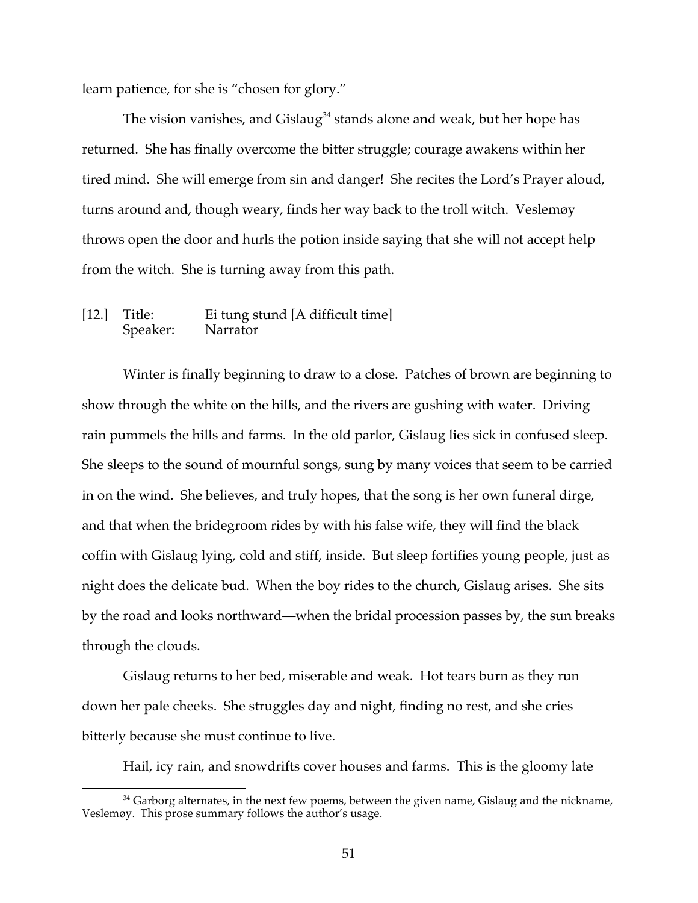learn patience, for she is "chosen for glory."

The vision vanishes, and Gislaug[34] stands alone and weak, but her hope has returned. She has finally overcome the bitter struggle; courage awakens within her tired mind. She will emerge from sin and danger! She recites the Lord's Prayer aloud, turns around and, though weary, finds her way back to the troll witch. Veslemøy throws open the door and hurls the potion inside saying that she will not accept help from the witch. She is turning away from this path.

[12.] Title: Ei tung stund [A difficult time]
Speaker: Narrator

Winter is finally beginning to draw to a close. Patches of brown are beginning to show through the white on the hills, and the rivers are gushing with water. Driving rain pummels the hills and farms. In the old parlor, Gislaug lies sick in confused sleep. She sleeps to the sound of mournful songs, sung by many voices that seem to be carried in on the wind. She believes, and truly hopes, that the song is her own funeral dirge, and that when the bridegroom rides by with his false wife, they will find the black coffin with Gislaug lying, cold and stiff, inside. But sleep fortifies young people, just as night does the delicate bud. When the boy rides to the church, Gislaug arises. She sits by the road and looks northward—when the bridal procession passes by, the sun breaks through the clouds.

Gislaug returns to her bed, miserable and weak. Hot tears burn as they run down her pale cheeks. She struggles day and night, finding no rest, and she cries bitterly because she must continue to live.

Hail, icy rain, and snowdrifts cover houses and farms. This is the gloomy late

[34] Garborg alternates, in the next few poems, between the given name, Gislaug and the nickname, Veslemøy. This prose summary follows the author's usage.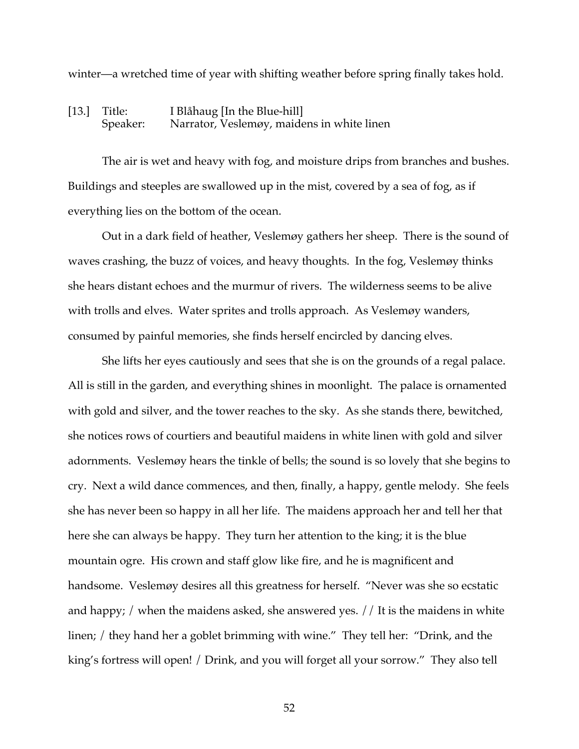winter—a wretched time of year with shifting weather before spring finally takes hold.

[13.] Title: I Blåhaug [In the Blue-hill]
Speaker: Narrator, Veslemøy, maidens in white linen

The air is wet and heavy with fog, and moisture drips from branches and bushes. Buildings and steeples are swallowed up in the mist, covered by a sea of fog, as if everything lies on the bottom of the ocean.

Out in a dark field of heather, Veslemøy gathers her sheep. There is the sound of waves crashing, the buzz of voices, and heavy thoughts. In the fog, Veslemøy thinks she hears distant echoes and the murmur of rivers. The wilderness seems to be alive with trolls and elves. Water sprites and trolls approach. As Veslemøy wanders, consumed by painful memories, she finds herself encircled by dancing elves.

She lifts her eyes cautiously and sees that she is on the grounds of a regal palace. All is still in the garden, and everything shines in moonlight. The palace is ornamented with gold and silver, and the tower reaches to the sky. As she stands there, bewitched, she notices rows of courtiers and beautiful maidens in white linen with gold and silver adornments. Veslemøy hears the tinkle of bells; the sound is so lovely that she begins to cry. Next a wild dance commences, and then, finally, a happy, gentle melody. She feels she has never been so happy in all her life. The maidens approach her and tell her that here she can always be happy. They turn her attention to the king; it is the blue mountain ogre. His crown and staff glow like fire, and he is magnificent and handsome. Veslemøy desires all this greatness for herself. "Never was she so ecstatic and happy; / when the maidens asked, she answered yes. // It is the maidens in white linen; / they hand her a goblet brimming with wine." They tell her: "Drink, and the king's fortress will open! / Drink, and you will forget all your sorrow." They also tell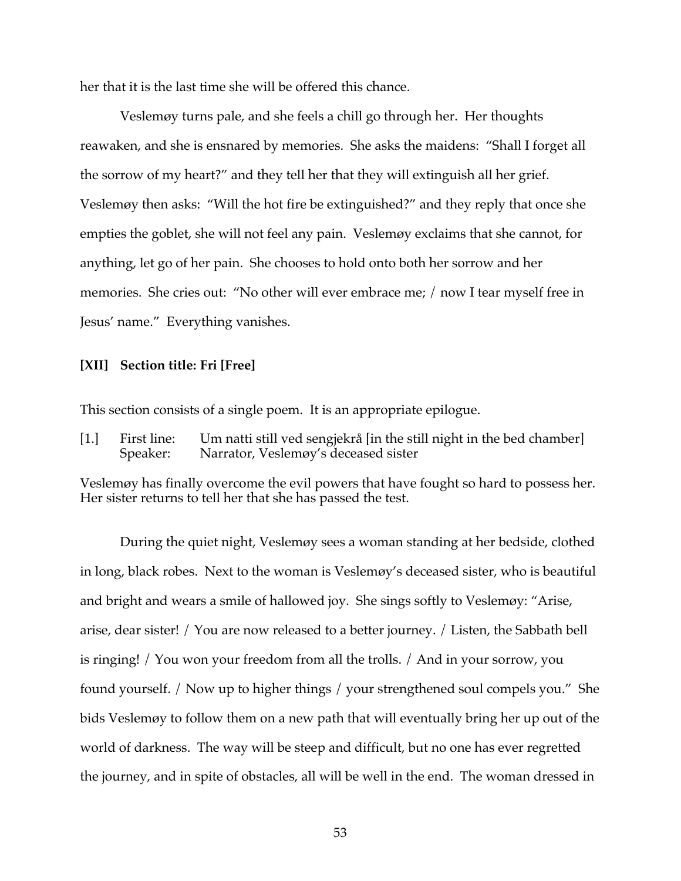her that it is the last time she will be offered this chance.

Veslemøy turns pale, and she feels a chill go through her. Her thoughts reawaken, and she is ensnared by memories. She asks the maidens: "Shall I forget all the sorrow of my heart?" and they tell her that they will extinguish all her grief. Veslemøy then asks: "Will the hot fire be extinguished?" and they reply that once she empties the goblet, she will not feel any pain. Veslemøy exclaims that she cannot, for anything, let go of her pain. She chooses to hold onto both her sorrow and her memories. She cries out: "No other will ever embrace me; / now I tear myself free in Jesus' name." Everything vanishes.

**[XII] Section title: Fri [Free]**

This section consists of a single poem. It is an appropriate epilogue.

[1.] First line: Um natti still ved sengjekrå [in the still night in the bed chamber]
Speaker: Narrator, Veslemøy's deceased sister

Veslemøy has finally overcome the evil powers that have fought so hard to possess her. Her sister returns to tell her that she has passed the test.

During the quiet night, Veslemøy sees a woman standing at her bedside, clothed in long, black robes. Next to the woman is Veslemøy's deceased sister, who is beautiful and bright and wears a smile of hallowed joy. She sings softly to Veslemøy: "Arise, arise, dear sister! / You are now released to a better journey. / Listen, the Sabbath bell is ringing! / You won your freedom from all the trolls. / And in your sorrow, you found yourself. / Now up to higher things / your strengthened soul compels you." She bids Veslemøy to follow them on a new path that will eventually bring her up out of the world of darkness. The way will be steep and difficult, but no one has ever regretted the journey, and in spite of obstacles, all will be well in the end. The woman dressed in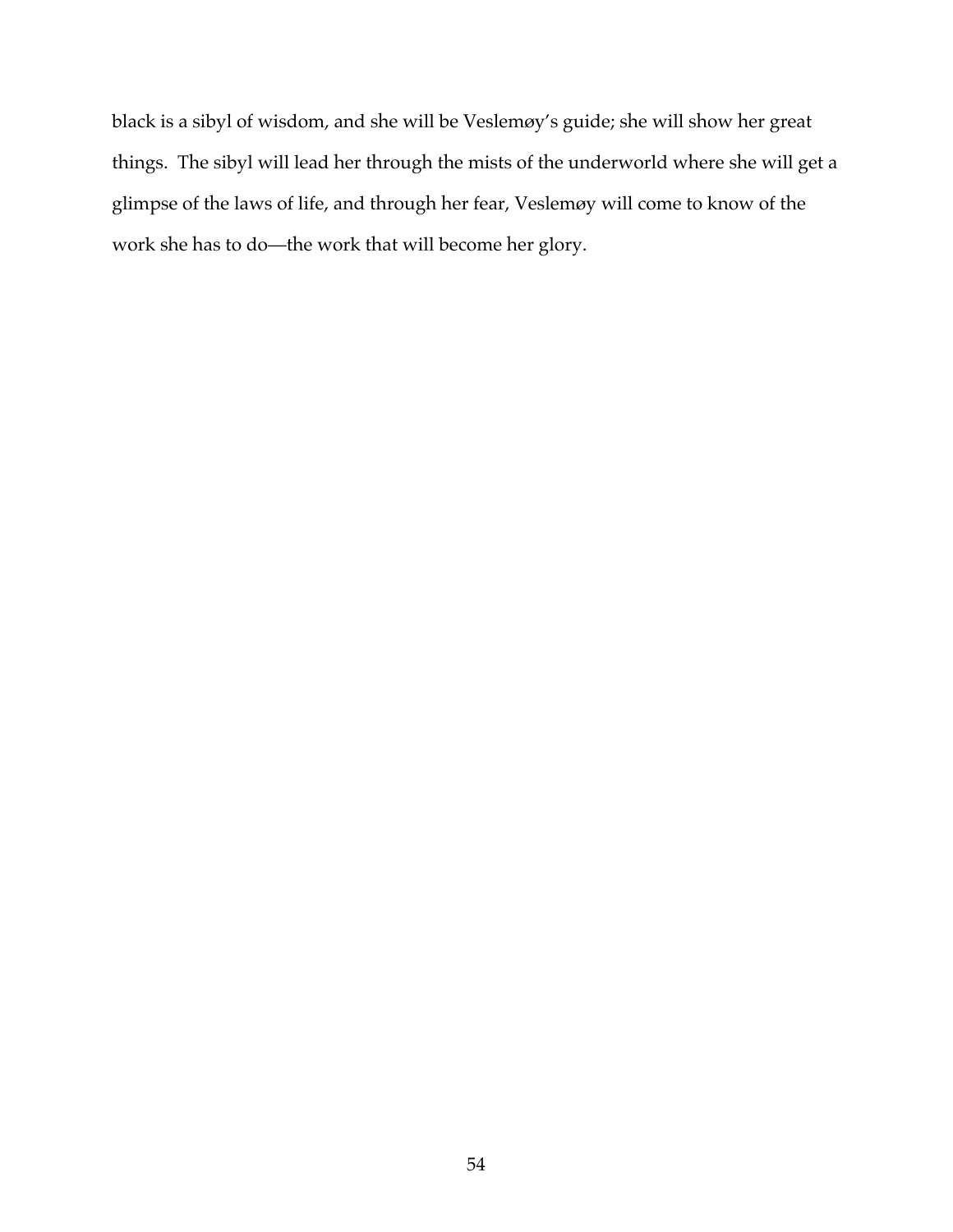black is a sibyl of wisdom, and she will be Veslemøy's guide; she will show her great things. The sibyl will lead her through the mists of the underworld where she will get a glimpse of the laws of life, and through her fear, Veslemøy will come to know of the work she has to do—the work that will become her glory.